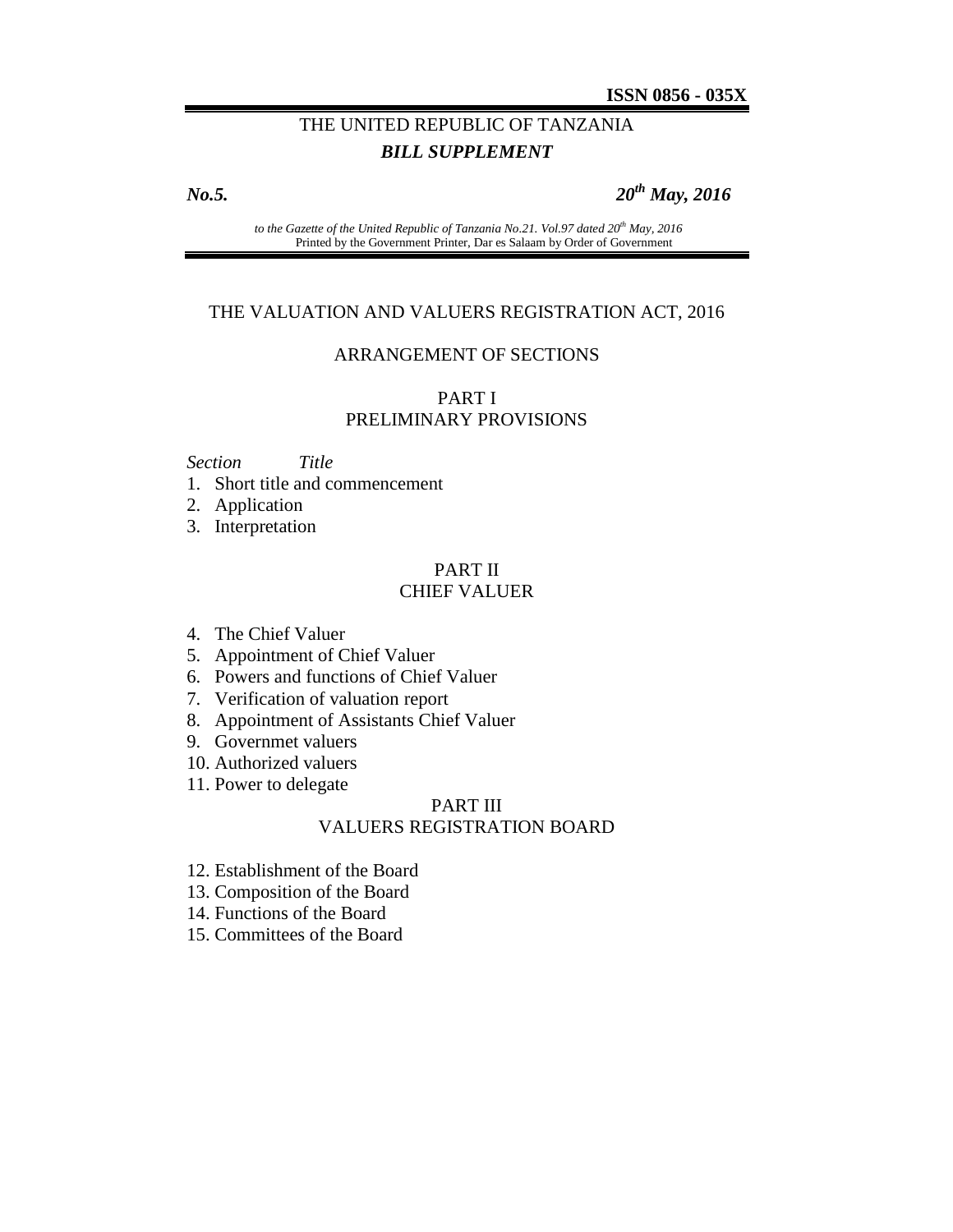**ISSN 0856 - 035X**

THE UNITED REPUBLIC OF TANZANIA

***BILL SUPPLEMENT***

***No.5.*** ***20th May, 2016***

*to the Gazette of the United Republic of Tanzania No.21. Vol.97 dated 20th May, 2016*
Printed by the Government Printer, Dar es Salaam by Order of Government

# THE VALUATION AND VALUERS REGISTRATION ACT, 2016

## ARRANGEMENT OF SECTIONS

### PART I
### PRELIMINARY PROVISIONS

*Section* *Title*

1. Short title and commencement
2. Application
3. Interpretation

### PART II
### CHIEF VALUER

4. The Chief Valuer
5. Appointment of Chief Valuer
6. Powers and functions of Chief Valuer
7. Verification of valuation report
8. Appointment of Assistants Chief Valuer
9. Governmet valuers
10. Authorized valuers
11. Power to delegate

### PART III
### VALUERS REGISTRATION BOARD

12. Establishment of the Board
13. Composition of the Board
14. Functions of the Board
15. Committees of the Board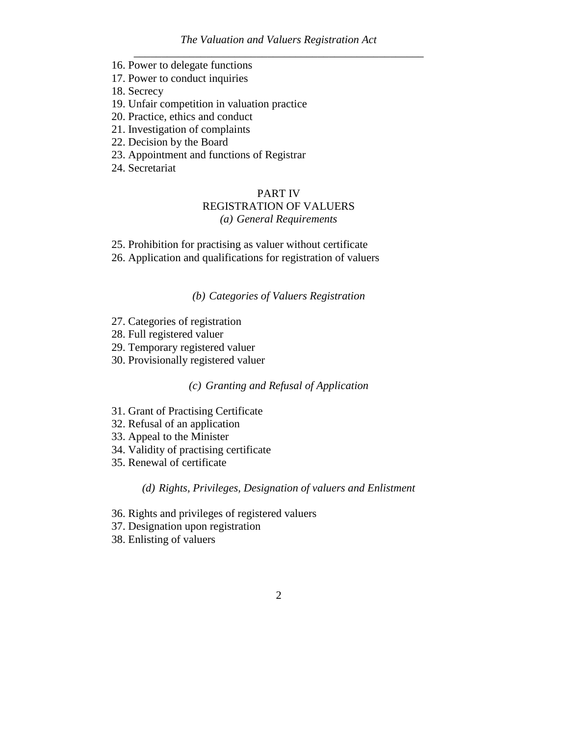16. Power to delegate functions
17. Power to conduct inquiries
18. Secrecy
19. Unfair competition in valuation practice
20. Practice, ethics and conduct
21. Investigation of complaints
22. Decision by the Board
23. Appointment and functions of Registrar
24. Secretariat

## PART IV
## REGISTRATION OF VALUERS
### *(a) General Requirements*

25. Prohibition for practising as valuer without certificate
26. Application and qualifications for registration of valuers

### *(b) Categories of Valuers Registration*

27. Categories of registration
28. Full registered valuer
29. Temporary registered valuer
30. Provisionally registered valuer

### *(c) Granting and Refusal of Application*

31. Grant of Practising Certificate
32. Refusal of an application
33. Appeal to the Minister
34. Validity of practising certificate
35. Renewal of certificate

### *(d) Rights, Privileges, Designation of valuers and Enlistment*

36. Rights and privileges of registered valuers
37. Designation upon registration
38. Enlisting of valuers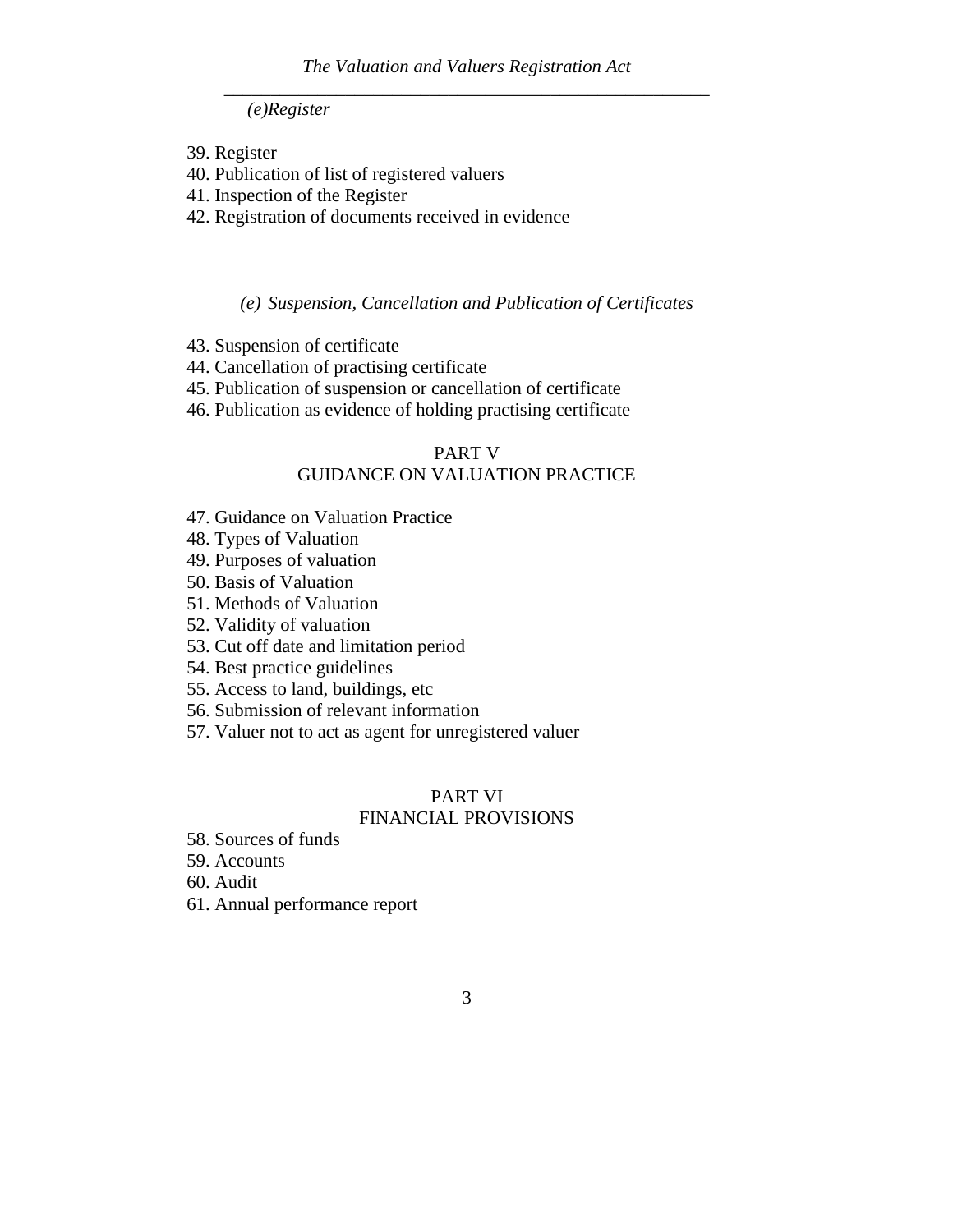*(e)Register*

39. Register
40. Publication of list of registered valuers
41. Inspection of the Register
42. Registration of documents received in evidence

*(e) Suspension, Cancellation and Publication of Certificates*

43. Suspension of certificate
44. Cancellation of practising certificate
45. Publication of suspension or cancellation of certificate
46. Publication as evidence of holding practising certificate

## PART V
## GUIDANCE ON VALUATION PRACTICE

47. Guidance on Valuation Practice
48. Types of Valuation
49. Purposes of valuation
50. Basis of Valuation
51. Methods of Valuation
52. Validity of valuation
53. Cut off date and limitation period
54. Best practice guidelines
55. Access to land, buildings, etc
56. Submission of relevant information
57. Valuer not to act as agent for unregistered valuer

## PART VI
## FINANCIAL PROVISIONS

58. Sources of funds
59. Accounts
60. Audit
61. Annual performance report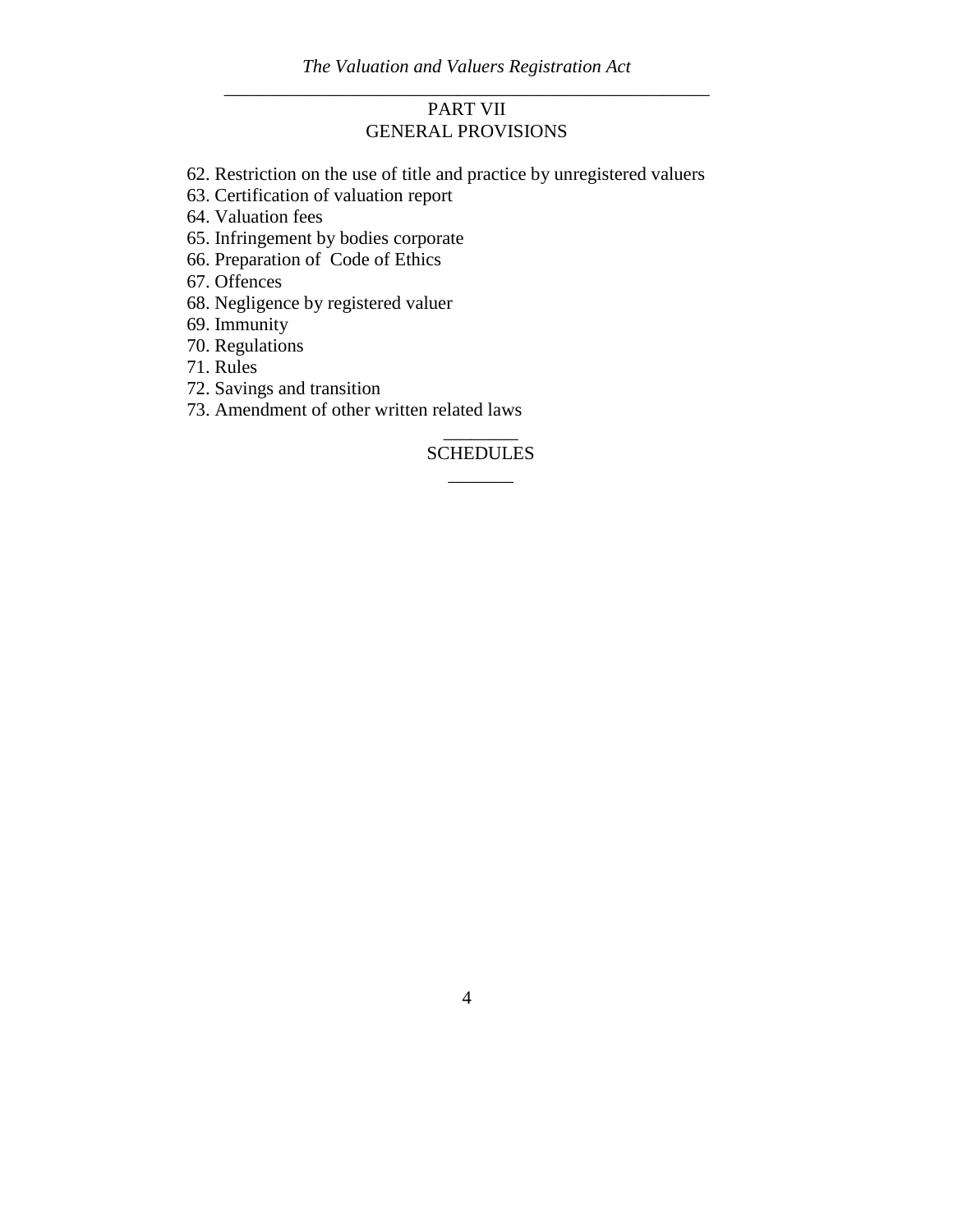## PART VII
## GENERAL PROVISIONS

62. Restriction on the use of title and practice by unregistered valuers
63. Certification of valuation report
64. Valuation fees
65. Infringement by bodies corporate
66. Preparation of Code of Ethics
67. Offences
68. Negligence by registered valuer
69. Immunity
70. Regulations
71. Rules
72. Savings and transition
73. Amendment of other written related laws

## SCHEDULES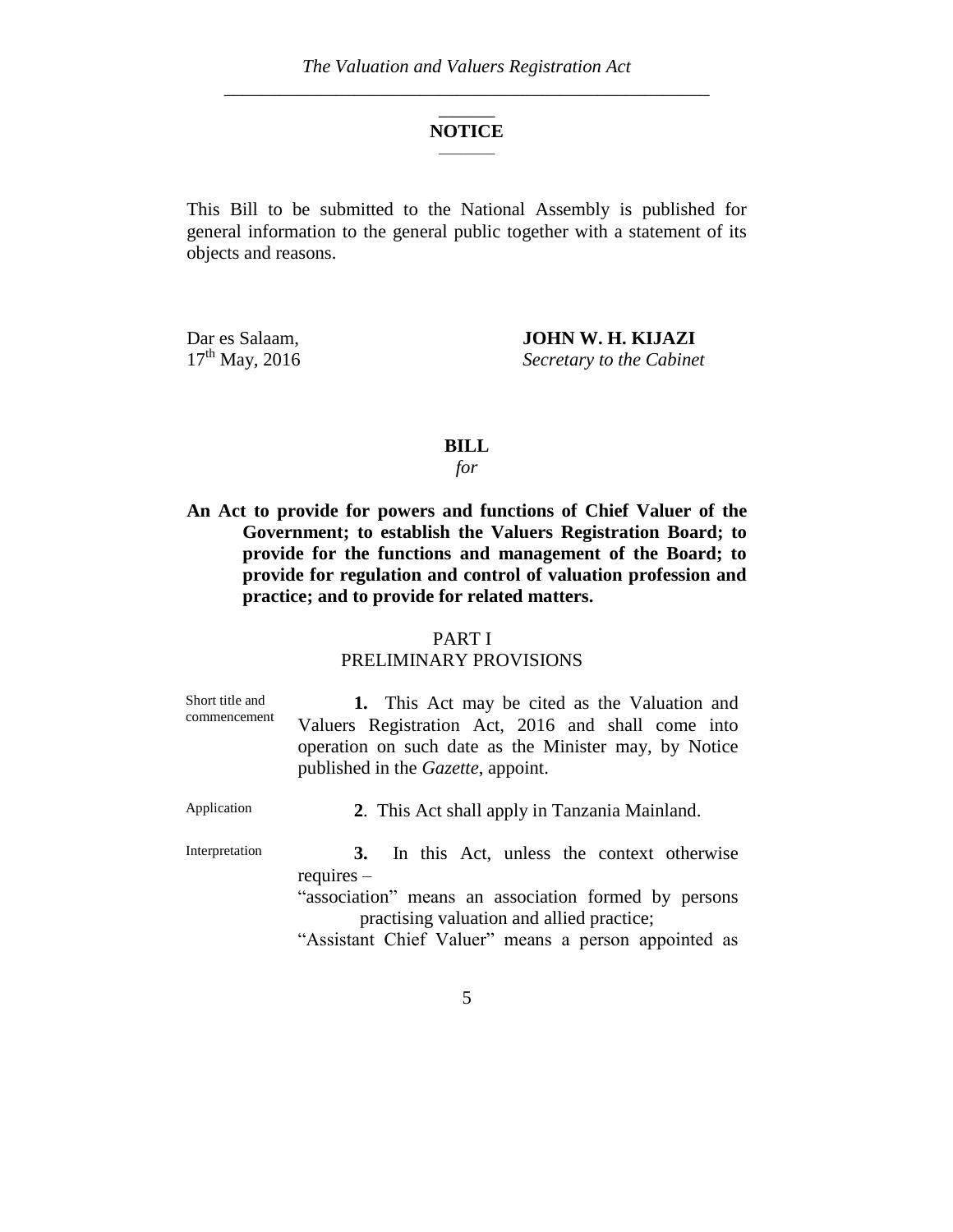## NOTICE

This Bill to be submitted to the National Assembly is published for general information to the general public together with a statement of its objects and reasons.

Dar es Salaam,
17th May, 2016

**JOHN W. H. KIJAZI**
*Secretary to the Cabinet*

## BILL

*for*

**An Act to provide for powers and functions of Chief Valuer of the Government; to establish the Valuers Registration Board; to provide for the functions and management of the Board; to provide for regulation and control of valuation profession and practice; and to provide for related matters.**

### PART I
### PRELIMINARY PROVISIONS

Short title and commencement

**1.** This Act may be cited as the Valuation and Valuers Registration Act, 2016 and shall come into operation on such date as the Minister may, by Notice published in the *Gazette*, appoint.

Application

**2**. This Act shall apply in Tanzania Mainland.

Interpretation

**3.** In this Act, unless the context otherwise requires –

"association" means an association formed by persons practising valuation and allied practice;

"Assistant Chief Valuer" means a person appointed as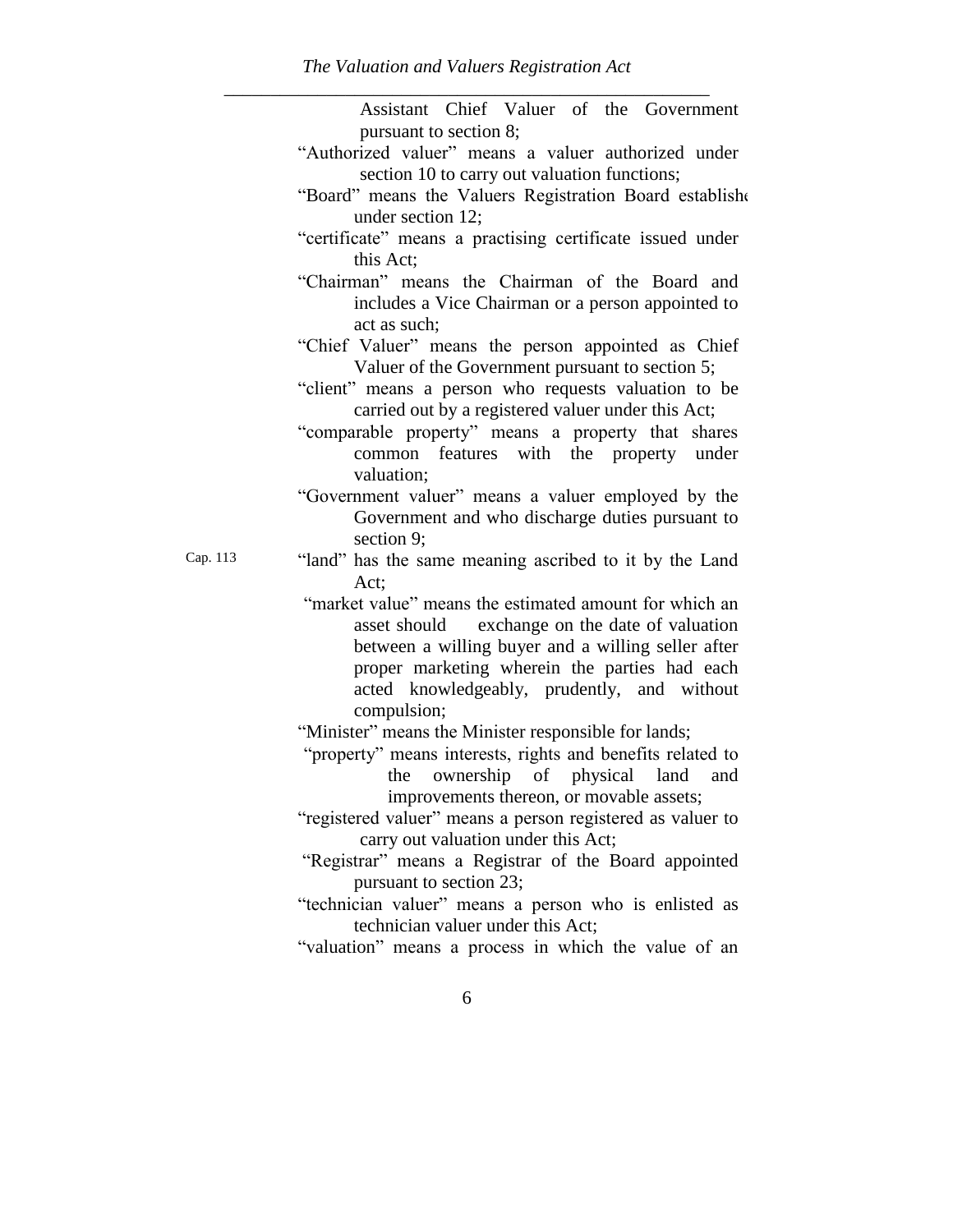Assistant Chief Valuer of the Government pursuant to section 8;

"Authorized valuer" means a valuer authorized under section 10 to carry out valuation functions;

"Board" means the Valuers Registration Board established under section 12;

"certificate" means a practising certificate issued under this Act;

"Chairman" means the Chairman of the Board and includes a Vice Chairman or a person appointed to act as such;

"Chief Valuer" means the person appointed as Chief Valuer of the Government pursuant to section 5;

"client" means a person who requests valuation to be carried out by a registered valuer under this Act;

"comparable property" means a property that shares common features with the property under valuation;

"Government valuer" means a valuer employed by the Government and who discharge duties pursuant to section 9;

Cap. 113

"land" has the same meaning ascribed to it by the Land Act;

"market value" means the estimated amount for which an asset should exchange on the date of valuation between a willing buyer and a willing seller after proper marketing wherein the parties had each acted knowledgeably, prudently, and without compulsion;

"Minister" means the Minister responsible for lands;

"property" means interests, rights and benefits related to the ownership of physical land and improvements thereon, or movable assets;

"registered valuer" means a person registered as valuer to carry out valuation under this Act;

"Registrar" means a Registrar of the Board appointed pursuant to section 23;

"technician valuer" means a person who is enlisted as technician valuer under this Act;

"valuation" means a process in which the value of an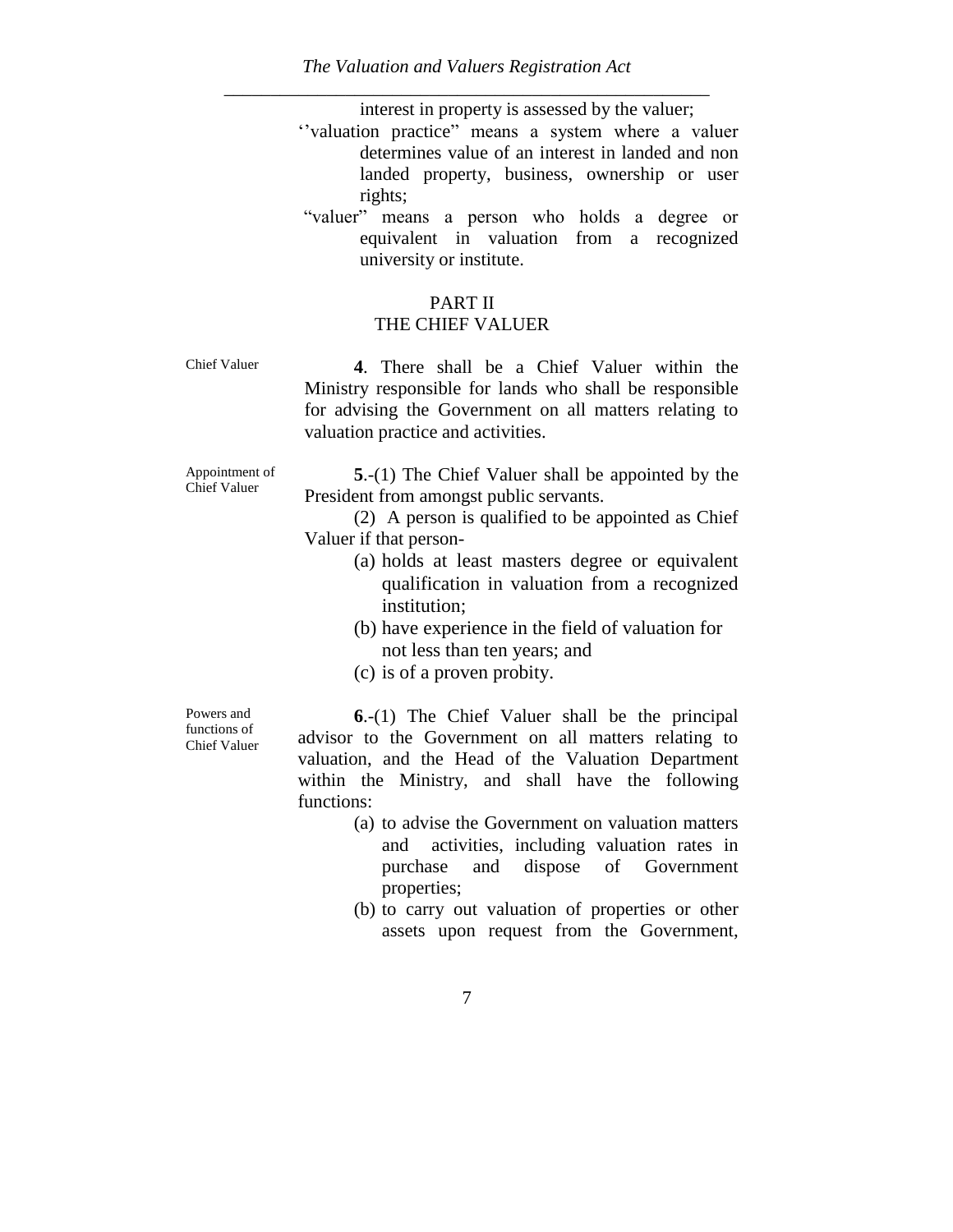interest in property is assessed by the valuer;

''valuation practice" means a system where a valuer determines value of an interest in landed and non landed property, business, ownership or user rights;

"valuer" means a person who holds a degree or equivalent in valuation from a recognized university or institute.

## PART II
## THE CHIEF VALUER

Chief Valuer

**4**. There shall be a Chief Valuer within the Ministry responsible for lands who shall be responsible for advising the Government on all matters relating to valuation practice and activities.

Appointment of Chief Valuer

**5**.-(1) The Chief Valuer shall be appointed by the President from amongst public servants.

(2) A person is qualified to be appointed as Chief Valuer if that person-

(a) holds at least masters degree or equivalent qualification in valuation from a recognized institution;

(b) have experience in the field of valuation for not less than ten years; and

(c) is of a proven probity.

Powers and functions of Chief Valuer

**6**.-(1) The Chief Valuer shall be the principal advisor to the Government on all matters relating to valuation, and the Head of the Valuation Department within the Ministry, and shall have the following functions:

(a) to advise the Government on valuation matters and activities, including valuation rates in purchase and dispose of Government properties;

(b) to carry out valuation of properties or other assets upon request from the Government,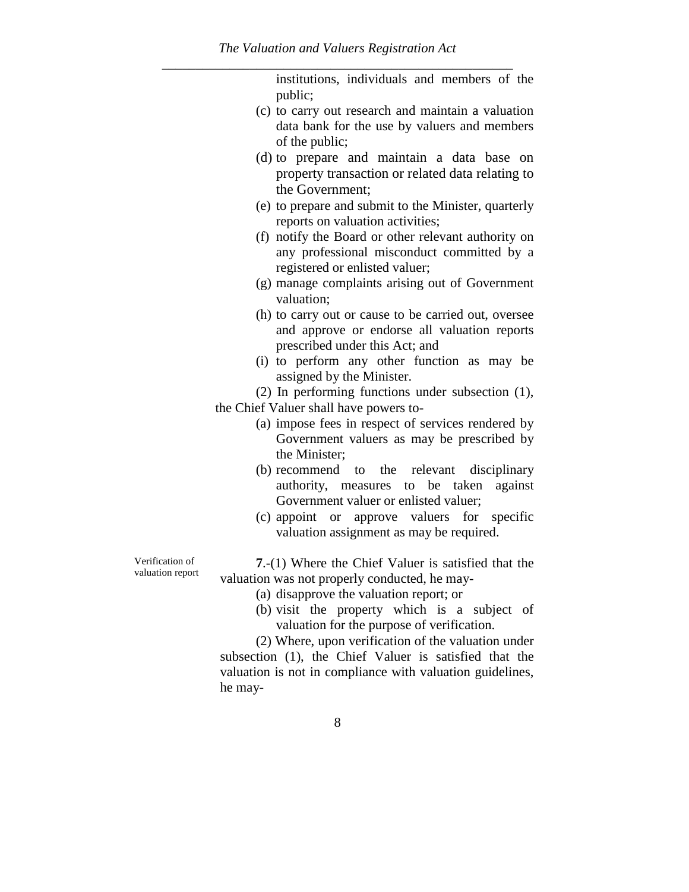institutions, individuals and members of the public;

(c) to carry out research and maintain a valuation data bank for the use by valuers and members of the public;

(d) to prepare and maintain a data base on property transaction or related data relating to the Government;

(e) to prepare and submit to the Minister, quarterly reports on valuation activities;

(f) notify the Board or other relevant authority on any professional misconduct committed by a registered or enlisted valuer;

(g) manage complaints arising out of Government valuation;

(h) to carry out or cause to be carried out, oversee and approve or endorse all valuation reports prescribed under this Act; and

(i) to perform any other function as may be assigned by the Minister.

(2) In performing functions under subsection (1), the Chief Valuer shall have powers to-

(a) impose fees in respect of services rendered by Government valuers as may be prescribed by the Minister;

(b) recommend to the relevant disciplinary authority, measures to be taken against Government valuer or enlisted valuer;

(c) appoint or approve valuers for specific valuation assignment as may be required.

Verification of valuation report

**7**.-(1) Where the Chief Valuer is satisfied that the valuation was not properly conducted, he may-

(a) disapprove the valuation report; or

(b) visit the property which is a subject of valuation for the purpose of verification.

(2) Where, upon verification of the valuation under subsection (1), the Chief Valuer is satisfied that the valuation is not in compliance with valuation guidelines, he may-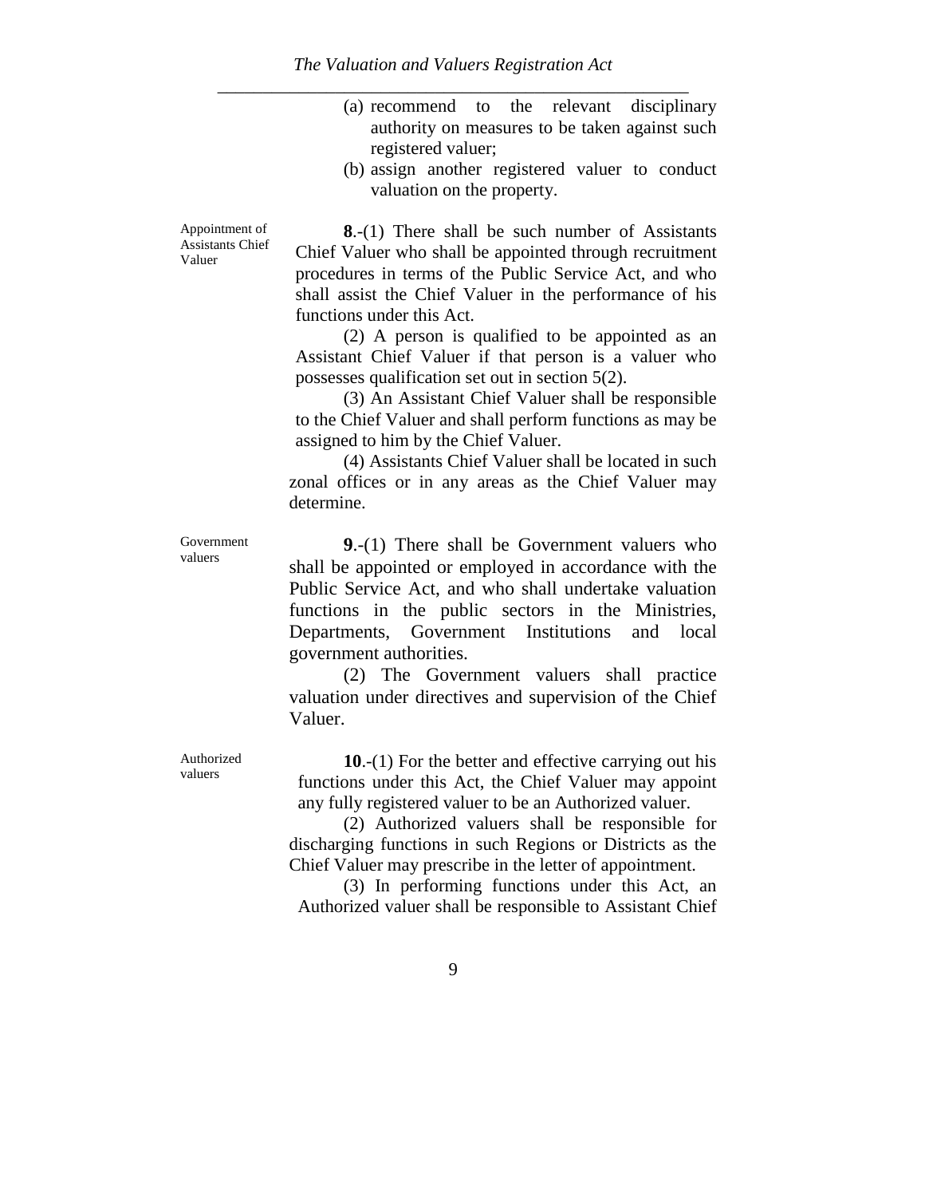(a) recommend to the relevant disciplinary authority on measures to be taken against such registered valuer;

(b) assign another registered valuer to conduct valuation on the property.

Appointment of Assistants Chief Valuer

**8**.-(1) There shall be such number of Assistants Chief Valuer who shall be appointed through recruitment procedures in terms of the Public Service Act, and who shall assist the Chief Valuer in the performance of his functions under this Act.

(2) A person is qualified to be appointed as an Assistant Chief Valuer if that person is a valuer who possesses qualification set out in section 5(2).

(3) An Assistant Chief Valuer shall be responsible to the Chief Valuer and shall perform functions as may be assigned to him by the Chief Valuer.

(4) Assistants Chief Valuer shall be located in such zonal offices or in any areas as the Chief Valuer may determine.

Government valuers

**9**.-(1) There shall be Government valuers who shall be appointed or employed in accordance with the Public Service Act, and who shall undertake valuation functions in the public sectors in the Ministries, Departments, Government Institutions and local government authorities.

(2) The Government valuers shall practice valuation under directives and supervision of the Chief Valuer.

Authorized valuers

**10**.-(1) For the better and effective carrying out his functions under this Act, the Chief Valuer may appoint any fully registered valuer to be an Authorized valuer.

(2) Authorized valuers shall be responsible for discharging functions in such Regions or Districts as the Chief Valuer may prescribe in the letter of appointment.

(3) In performing functions under this Act, an Authorized valuer shall be responsible to Assistant Chief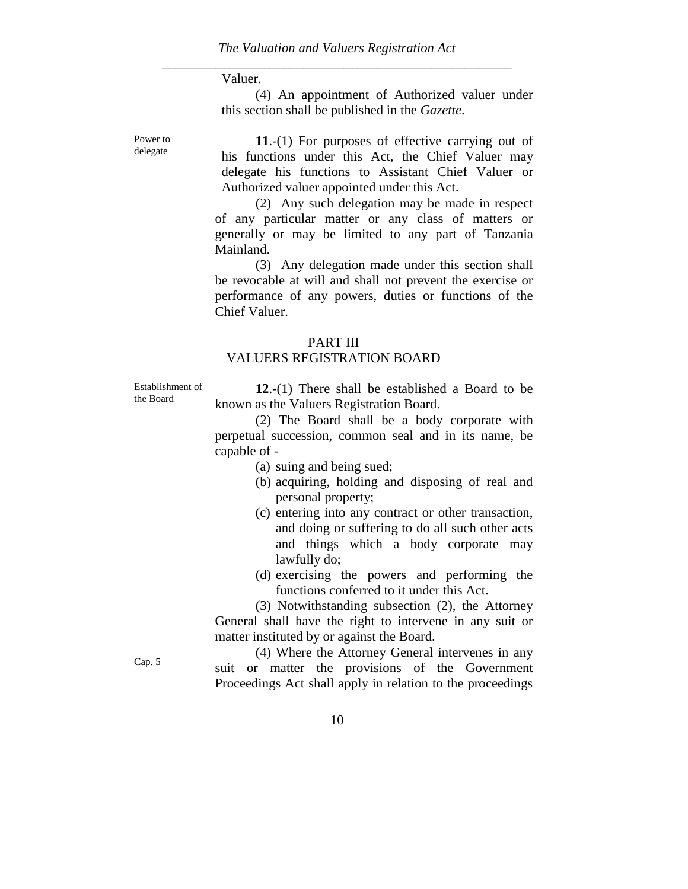Valuer.

(4) An appointment of Authorized valuer under this section shall be published in the *Gazette*.

Power to delegate

**11**.-(1) For purposes of effective carrying out of his functions under this Act, the Chief Valuer may delegate his functions to Assistant Chief Valuer or Authorized valuer appointed under this Act.

(2) Any such delegation may be made in respect of any particular matter or any class of matters or generally or may be limited to any part of Tanzania Mainland.

(3) Any delegation made under this section shall be revocable at will and shall not prevent the exercise or performance of any powers, duties or functions of the Chief Valuer.

## PART III
## VALUERS REGISTRATION BOARD

Establishment of the Board

**12**.-(1) There shall be established a Board to be known as the Valuers Registration Board.

(2) The Board shall be a body corporate with perpetual succession, common seal and in its name, be capable of -

(a) suing and being sued;
(b) acquiring, holding and disposing of real and personal property;
(c) entering into any contract or other transaction, and doing or suffering to do all such other acts and things which a body corporate may lawfully do;
(d) exercising the powers and performing the functions conferred to it under this Act.

(3) Notwithstanding subsection (2), the Attorney General shall have the right to intervene in any suit or matter instituted by or against the Board.

Cap. 5

(4) Where the Attorney General intervenes in any suit or matter the provisions of the Government Proceedings Act shall apply in relation to the proceedings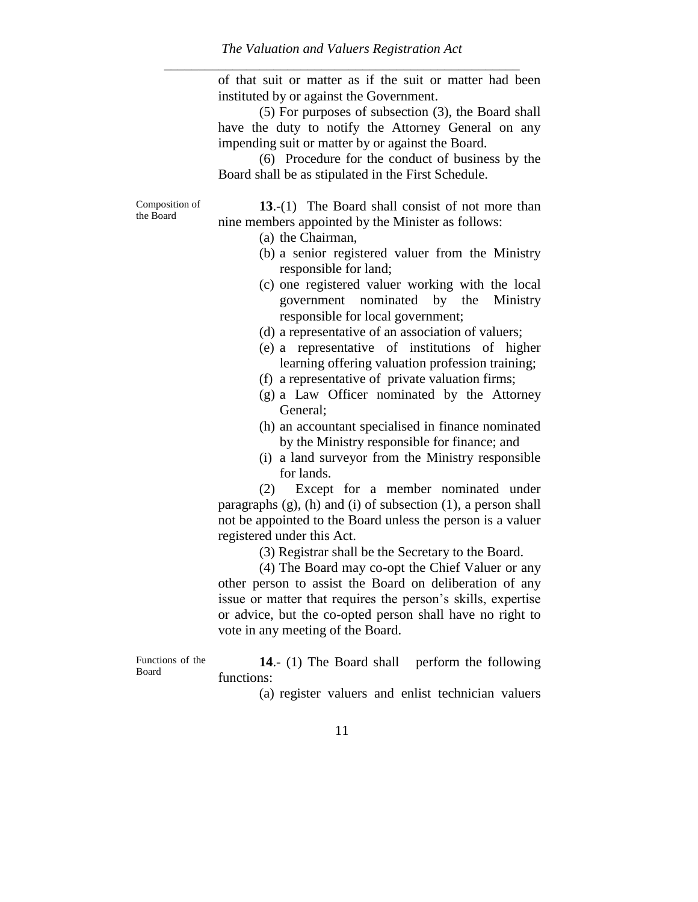of that suit or matter as if the suit or matter had been instituted by or against the Government.

(5) For purposes of subsection (3), the Board shall have the duty to notify the Attorney General on any impending suit or matter by or against the Board.

(6) Procedure for the conduct of business by the Board shall be as stipulated in the First Schedule.

Composition of the Board

**13**.-(1) The Board shall consist of not more than nine members appointed by the Minister as follows:

(a) the Chairman,
(b) a senior registered valuer from the Ministry responsible for land;
(c) one registered valuer working with the local government nominated by the Ministry responsible for local government;
(d) a representative of an association of valuers;
(e) a representative of institutions of higher learning offering valuation profession training;
(f) a representative of private valuation firms;
(g) a Law Officer nominated by the Attorney General;
(h) an accountant specialised in finance nominated by the Ministry responsible for finance; and
(i) a land surveyor from the Ministry responsible for lands.

(2) Except for a member nominated under paragraphs (g), (h) and (i) of subsection (1), a person shall not be appointed to the Board unless the person is a valuer registered under this Act.

(3) Registrar shall be the Secretary to the Board.

(4) The Board may co-opt the Chief Valuer or any other person to assist the Board on deliberation of any issue or matter that requires the person's skills, expertise or advice, but the co-opted person shall have no right to vote in any meeting of the Board.

Functions of the Board

**14**.- (1) The Board shall perform the following functions:

(a) register valuers and enlist technician valuers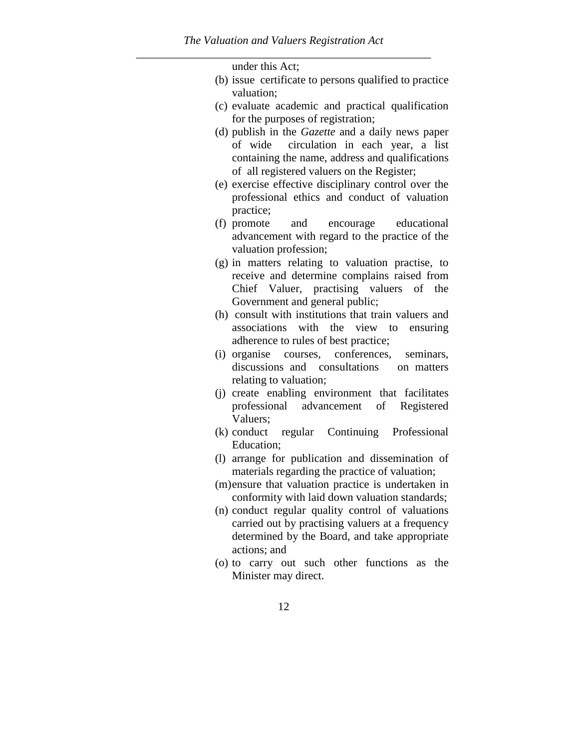under this Act;

(b) issue certificate to persons qualified to practice valuation;

(c) evaluate academic and practical qualification for the purposes of registration;

(d) publish in the *Gazette* and a daily news paper of wide circulation in each year, a list containing the name, address and qualifications of all registered valuers on the Register;

(e) exercise effective disciplinary control over the professional ethics and conduct of valuation practice;

(f) promote and encourage educational advancement with regard to the practice of the valuation profession;

(g) in matters relating to valuation practise, to receive and determine complains raised from Chief Valuer, practising valuers of the Government and general public;

(h) consult with institutions that train valuers and associations with the view to ensuring adherence to rules of best practice;

(i) organise courses, conferences, seminars, discussions and consultations on matters relating to valuation;

(j) create enabling environment that facilitates professional advancement of Registered Valuers;

(k) conduct regular Continuing Professional Education;

(l) arrange for publication and dissemination of materials regarding the practice of valuation;

(m) ensure that valuation practice is undertaken in conformity with laid down valuation standards;

(n) conduct regular quality control of valuations carried out by practising valuers at a frequency determined by the Board, and take appropriate actions; and

(o) to carry out such other functions as the Minister may direct.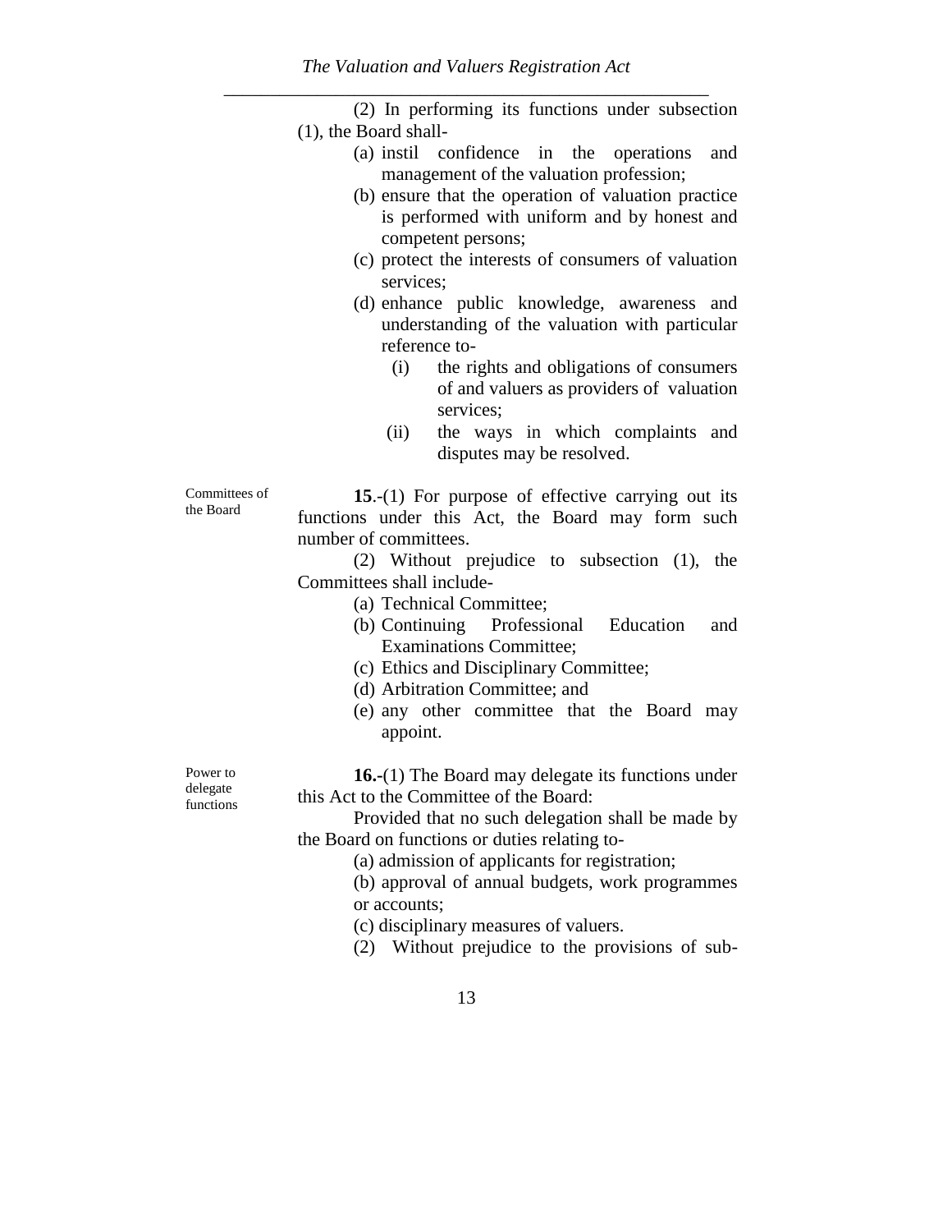(2) In performing its functions under subsection (1), the Board shall-

(a) instil confidence in the operations and management of the valuation profession;

(b) ensure that the operation of valuation practice is performed with uniform and by honest and competent persons;

(c) protect the interests of consumers of valuation services;

(d) enhance public knowledge, awareness and understanding of the valuation with particular reference to-

(i) the rights and obligations of consumers of and valuers as providers of valuation services;

(ii) the ways in which complaints and disputes may be resolved.

Committees of the Board

**15**.-(1) For purpose of effective carrying out its functions under this Act, the Board may form such number of committees.

(2) Without prejudice to subsection (1), the Committees shall include-

(a) Technical Committee;

(b) Continuing Professional Education and Examinations Committee;

(c) Ethics and Disciplinary Committee;

(d) Arbitration Committee; and

(e) any other committee that the Board may appoint.

Power to delegate functions

**16.**-(1) The Board may delegate its functions under this Act to the Committee of the Board:

Provided that no such delegation shall be made by the Board on functions or duties relating to-

(a) admission of applicants for registration;

(b) approval of annual budgets, work programmes or accounts;

(c) disciplinary measures of valuers.

(2) Without prejudice to the provisions of sub-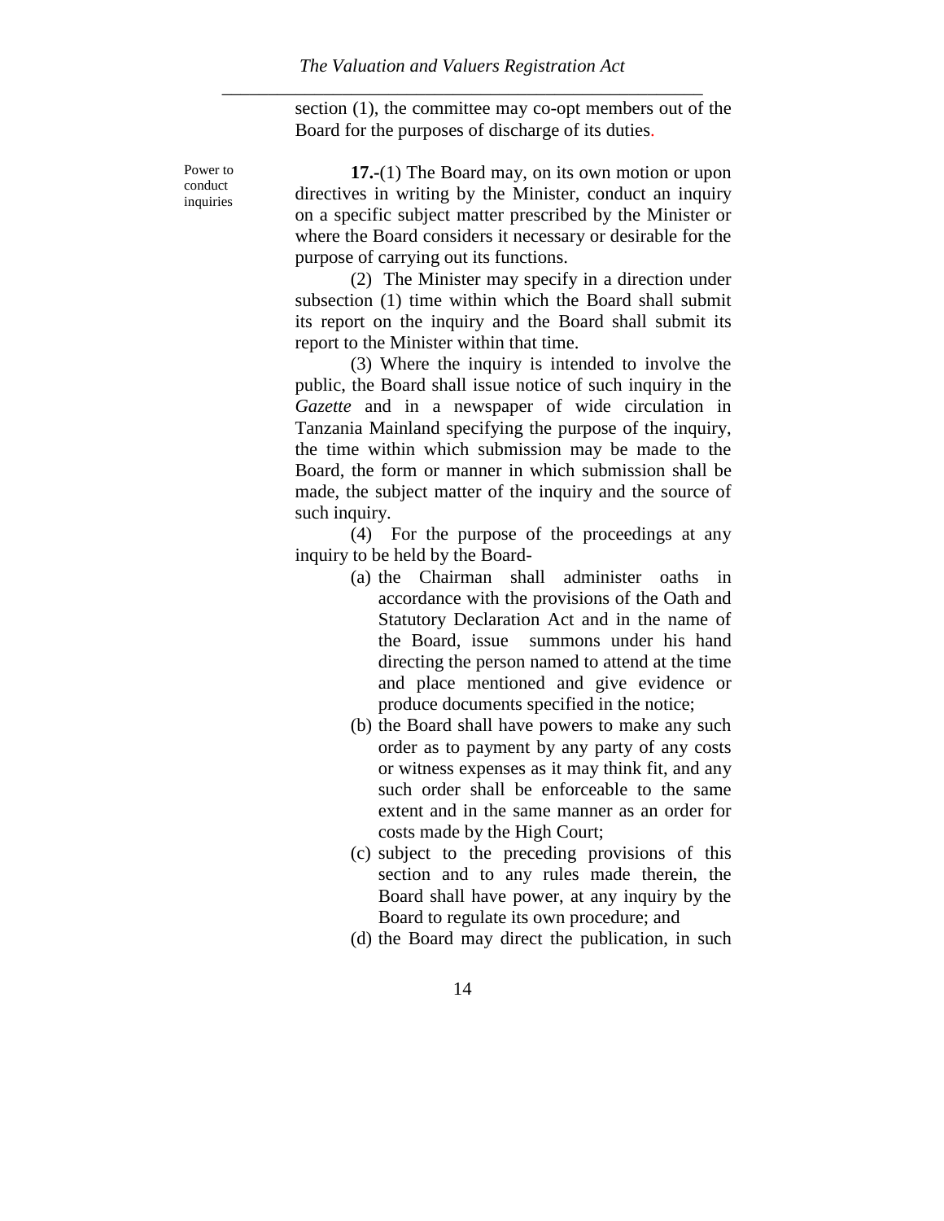section (1), the committee may co-opt members out of the Board for the purposes of discharge of its duties.

Power to conduct inquiries

**17.-**(1) The Board may, on its own motion or upon directives in writing by the Minister, conduct an inquiry on a specific subject matter prescribed by the Minister or where the Board considers it necessary or desirable for the purpose of carrying out its functions.

(2) The Minister may specify in a direction under subsection (1) time within which the Board shall submit its report on the inquiry and the Board shall submit its report to the Minister within that time.

(3) Where the inquiry is intended to involve the public, the Board shall issue notice of such inquiry in the *Gazette* and in a newspaper of wide circulation in Tanzania Mainland specifying the purpose of the inquiry, the time within which submission may be made to the Board, the form or manner in which submission shall be made, the subject matter of the inquiry and the source of such inquiry.

(4) For the purpose of the proceedings at any inquiry to be held by the Board-

(a) the Chairman shall administer oaths in accordance with the provisions of the Oath and Statutory Declaration Act and in the name of the Board, issue summons under his hand directing the person named to attend at the time and place mentioned and give evidence or produce documents specified in the notice;

(b) the Board shall have powers to make any such order as to payment by any party of any costs or witness expenses as it may think fit, and any such order shall be enforceable to the same extent and in the same manner as an order for costs made by the High Court;

(c) subject to the preceding provisions of this section and to any rules made therein, the Board shall have power, at any inquiry by the Board to regulate its own procedure; and

(d) the Board may direct the publication, in such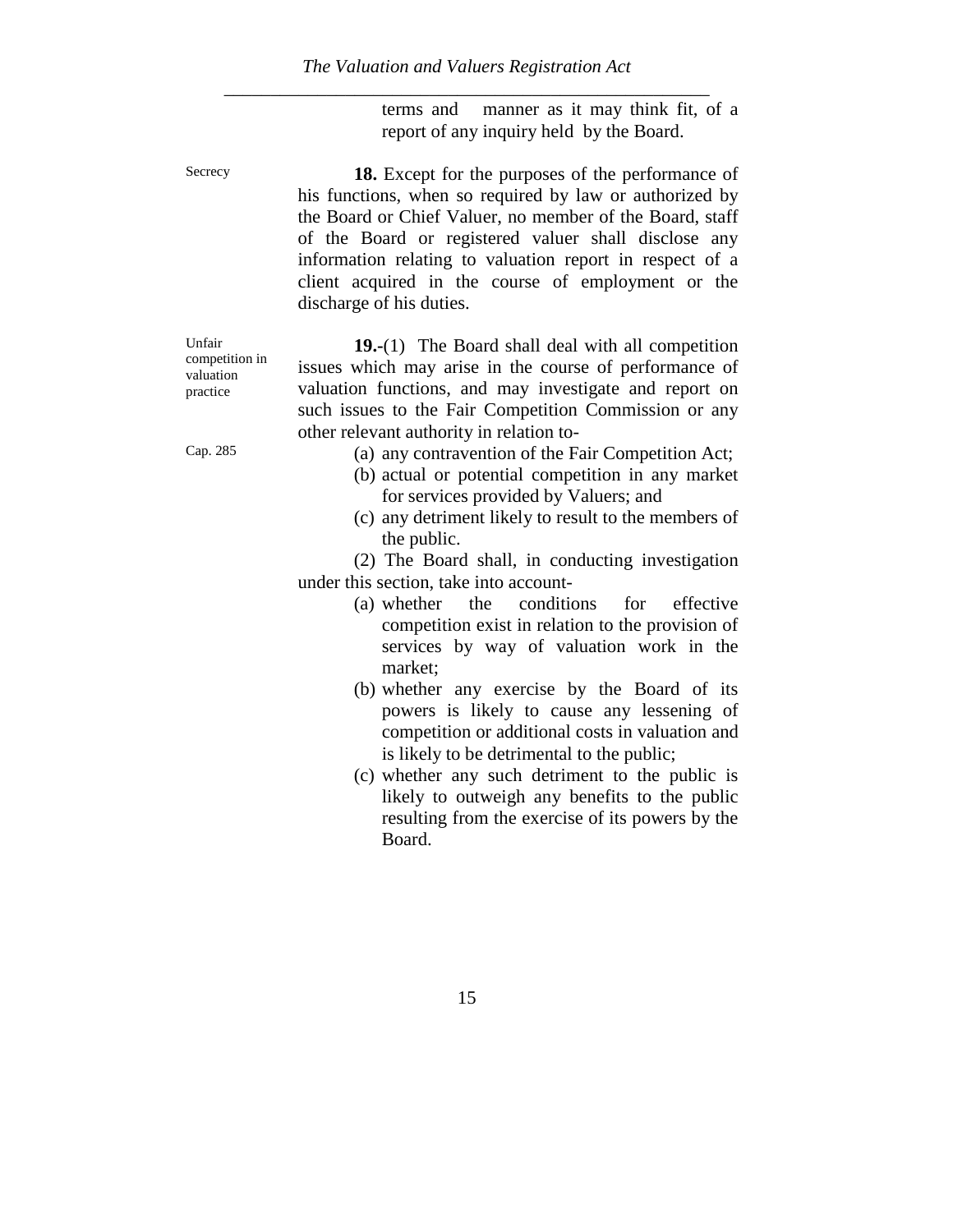terms and manner as it may think fit, of a report of any inquiry held by the Board.

Secrecy

**18.** Except for the purposes of the performance of his functions, when so required by law or authorized by the Board or Chief Valuer, no member of the Board, staff of the Board or registered valuer shall disclose any information relating to valuation report in respect of a client acquired in the course of employment or the discharge of his duties.

Unfair competition in valuation practice

**19.**-(1) The Board shall deal with all competition issues which may arise in the course of performance of valuation functions, and may investigate and report on such issues to the Fair Competition Commission or any other relevant authority in relation to-

Cap. 285

(a) any contravention of the Fair Competition Act;

(b) actual or potential competition in any market for services provided by Valuers; and

(c) any detriment likely to result to the members of the public.

(2) The Board shall, in conducting investigation under this section, take into account-

(a) whether the conditions for effective competition exist in relation to the provision of services by way of valuation work in the market;

(b) whether any exercise by the Board of its powers is likely to cause any lessening of competition or additional costs in valuation and is likely to be detrimental to the public;

(c) whether any such detriment to the public is likely to outweigh any benefits to the public resulting from the exercise of its powers by the Board.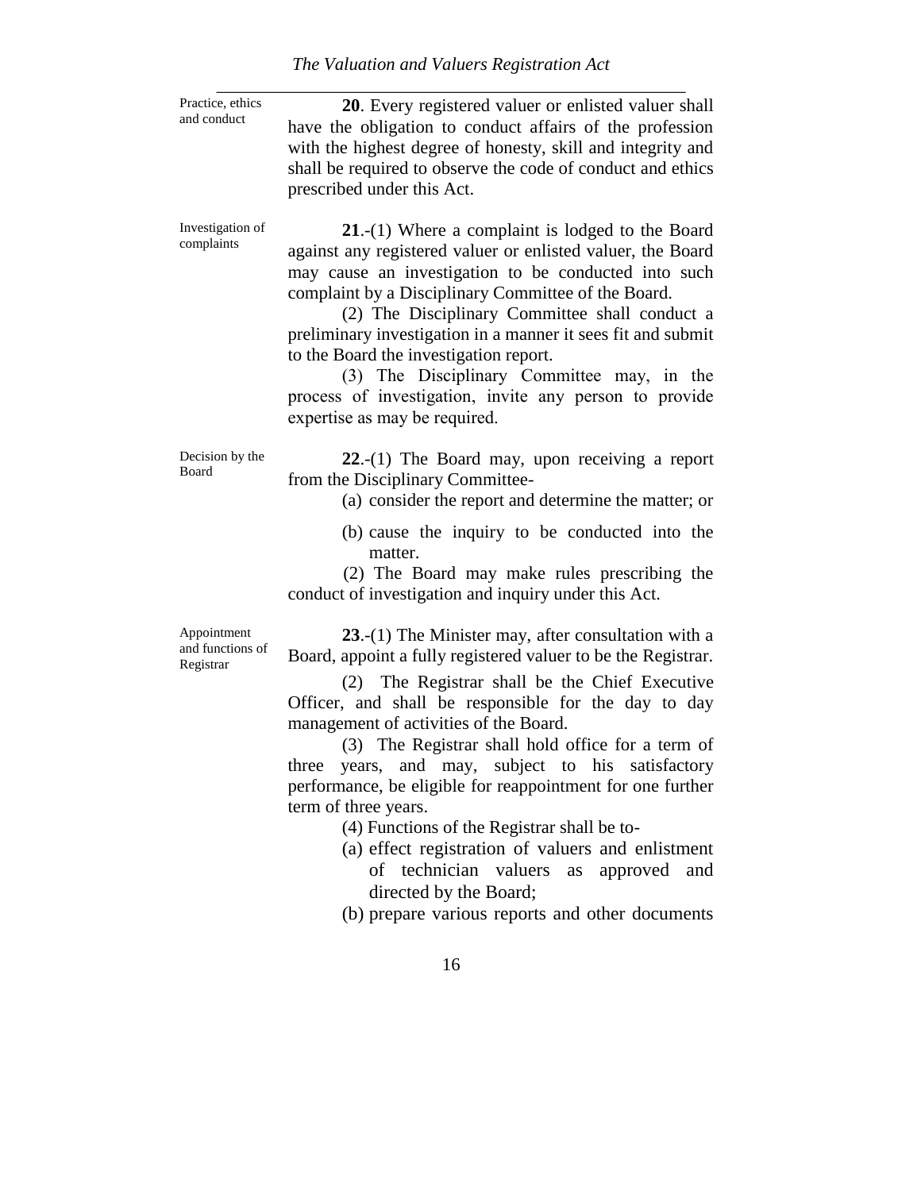Practice, ethics and conduct

**20**. Every registered valuer or enlisted valuer shall have the obligation to conduct affairs of the profession with the highest degree of honesty, skill and integrity and shall be required to observe the code of conduct and ethics prescribed under this Act.

Investigation of complaints

**21**.-(1) Where a complaint is lodged to the Board against any registered valuer or enlisted valuer, the Board may cause an investigation to be conducted into such complaint by a Disciplinary Committee of the Board.

(2) The Disciplinary Committee shall conduct a preliminary investigation in a manner it sees fit and submit to the Board the investigation report.

(3) The Disciplinary Committee may, in the process of investigation, invite any person to provide expertise as may be required.

Decision by the Board

**22**.-(1) The Board may, upon receiving a report from the Disciplinary Committee-

(a) consider the report and determine the matter; or

(b) cause the inquiry to be conducted into the matter.

(2) The Board may make rules prescribing the conduct of investigation and inquiry under this Act.

Appointment and functions of Registrar

**23**.-(1) The Minister may, after consultation with a Board, appoint a fully registered valuer to be the Registrar.

(2) The Registrar shall be the Chief Executive Officer, and shall be responsible for the day to day management of activities of the Board.

(3) The Registrar shall hold office for a term of three years, and may, subject to his satisfactory performance, be eligible for reappointment for one further term of three years.

(4) Functions of the Registrar shall be to-

(a) effect registration of valuers and enlistment of technician valuers as approved and directed by the Board;

(b) prepare various reports and other documents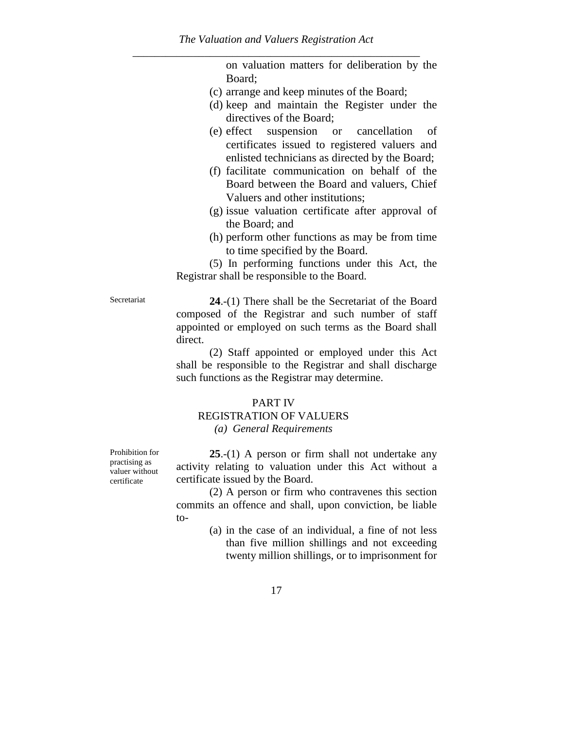on valuation matters for deliberation by the Board;

(c) arrange and keep minutes of the Board;

(d) keep and maintain the Register under the directives of the Board;

(e) effect suspension or cancellation of certificates issued to registered valuers and enlisted technicians as directed by the Board;

(f) facilitate communication on behalf of the Board between the Board and valuers, Chief Valuers and other institutions;

(g) issue valuation certificate after approval of the Board; and

(h) perform other functions as may be from time to time specified by the Board.

(5) In performing functions under this Act, the Registrar shall be responsible to the Board.

Secretariat

**24**.-(1) There shall be the Secretariat of the Board composed of the Registrar and such number of staff appointed or employed on such terms as the Board shall direct.

(2) Staff appointed or employed under this Act shall be responsible to the Registrar and shall discharge such functions as the Registrar may determine.

## PART IV
## REGISTRATION OF VALUERS
### *(a) General Requirements*

Prohibition for practising as valuer without certificate

**25**.-(1) A person or firm shall not undertake any activity relating to valuation under this Act without a certificate issued by the Board.

(2) A person or firm who contravenes this section commits an offence and shall, upon conviction, be liable to-

(a) in the case of an individual, a fine of not less than five million shillings and not exceeding twenty million shillings, or to imprisonment for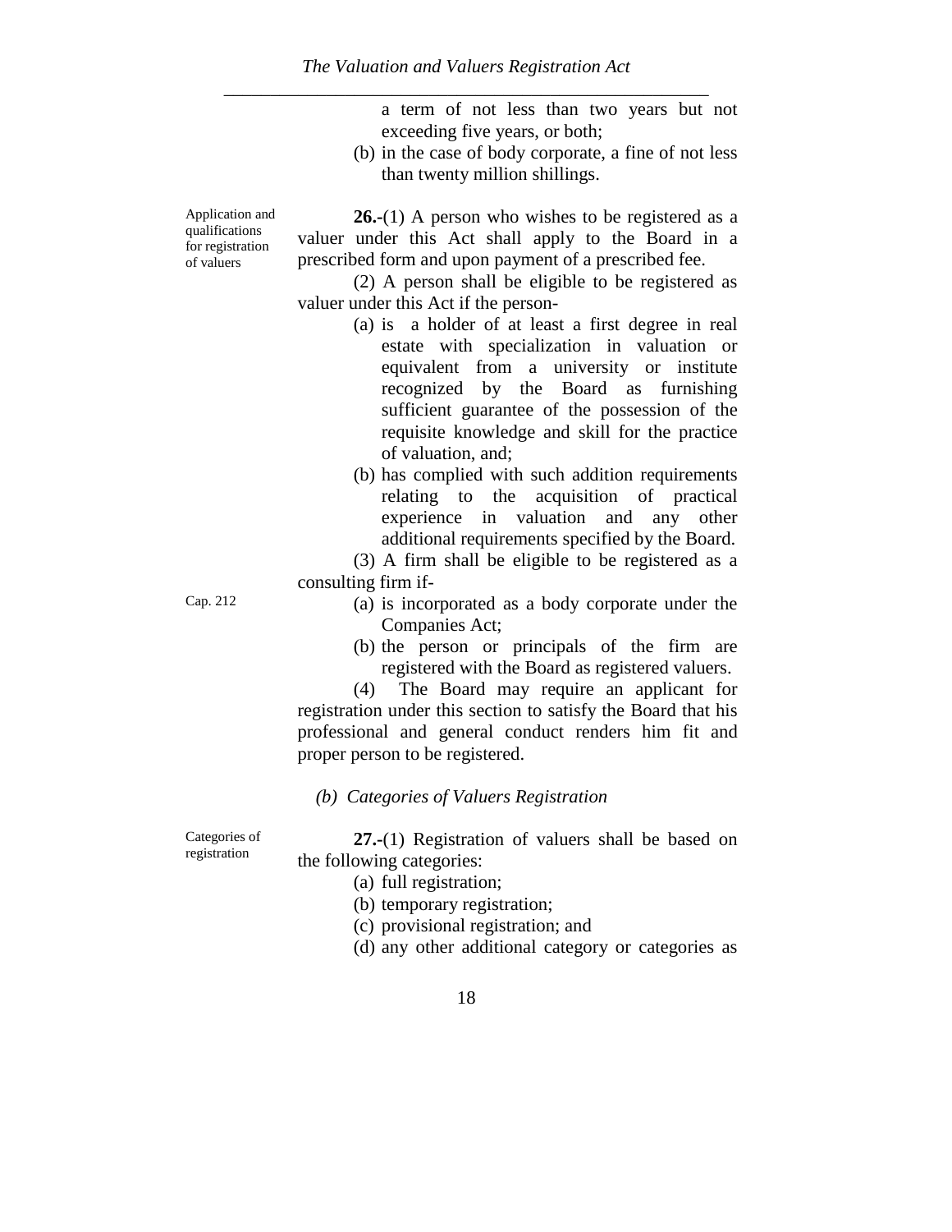a term of not less than two years but not exceeding five years, or both;

(b) in the case of body corporate, a fine of not less than twenty million shillings.

Application and qualifications for registration of valuers

**26.-**(1) A person who wishes to be registered as a valuer under this Act shall apply to the Board in a prescribed form and upon payment of a prescribed fee.

(2) A person shall be eligible to be registered as valuer under this Act if the person-

(a) is a holder of at least a first degree in real estate with specialization in valuation or equivalent from a university or institute recognized by the Board as furnishing sufficient guarantee of the possession of the requisite knowledge and skill for the practice of valuation, and;

(b) has complied with such addition requirements relating to the acquisition of practical experience in valuation and any other additional requirements specified by the Board.

(3) A firm shall be eligible to be registered as a consulting firm if-

Cap. 212

(a) is incorporated as a body corporate under the Companies Act;

(b) the person or principals of the firm are registered with the Board as registered valuers.

(4) The Board may require an applicant for registration under this section to satisfy the Board that his professional and general conduct renders him fit and proper person to be registered.

*(b) Categories of Valuers Registration*

Categories of registration

**27.-**(1) Registration of valuers shall be based on the following categories:

(a) full registration;

(b) temporary registration;

(c) provisional registration; and

(d) any other additional category or categories as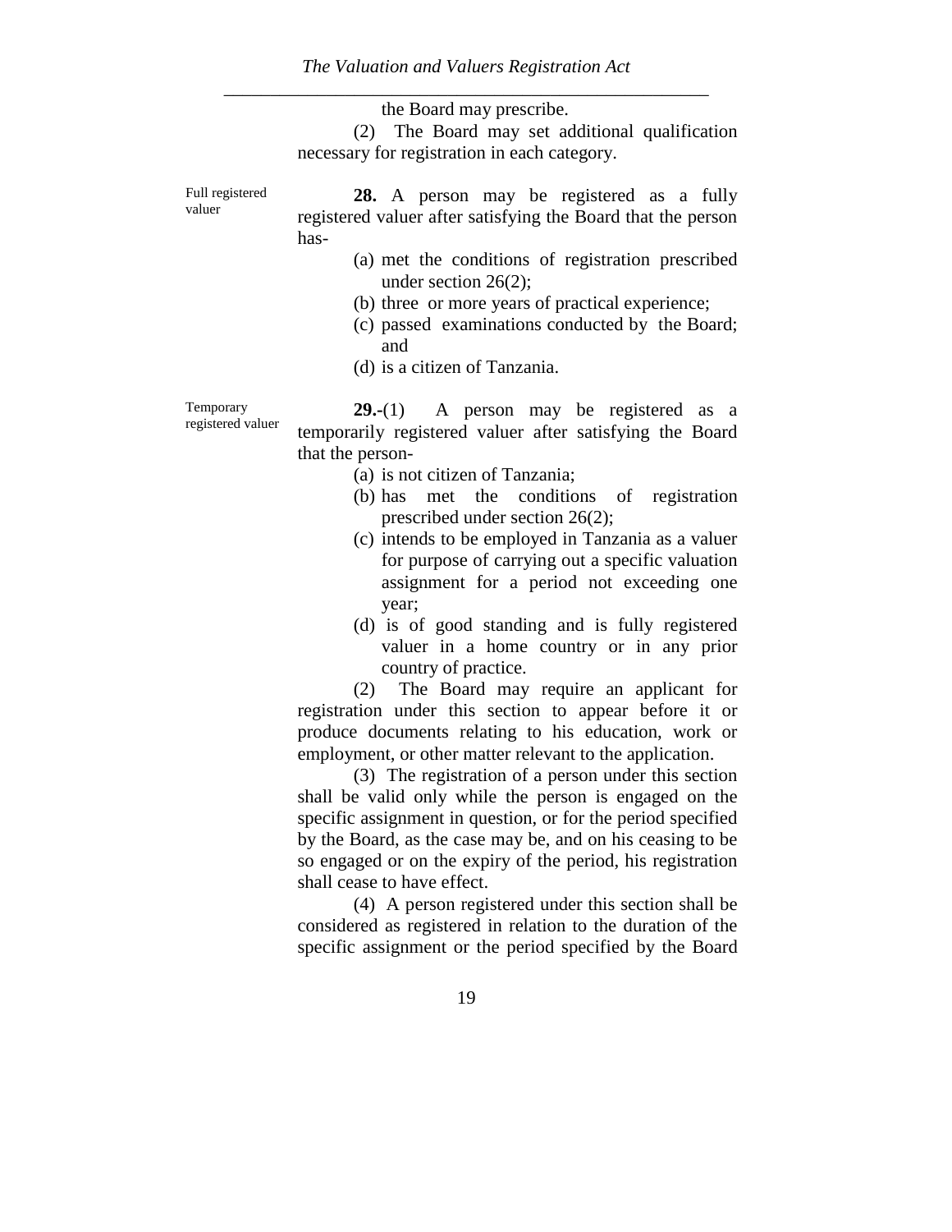the Board may prescribe.

(2) The Board may set additional qualification necessary for registration in each category.

Full registered valuer

**28.** A person may be registered as a fully registered valuer after satisfying the Board that the person has-

(a) met the conditions of registration prescribed under section 26(2);

(b) three or more years of practical experience;

(c) passed examinations conducted by the Board; and

(d) is a citizen of Tanzania.

Temporary registered valuer

**29.-**(1) A person may be registered as a temporarily registered valuer after satisfying the Board that the person-

(a) is not citizen of Tanzania;

(b) has met the conditions of registration prescribed under section 26(2);

(c) intends to be employed in Tanzania as a valuer for purpose of carrying out a specific valuation assignment for a period not exceeding one year;

(d) is of good standing and is fully registered valuer in a home country or in any prior country of practice.

(2) The Board may require an applicant for registration under this section to appear before it or produce documents relating to his education, work or employment, or other matter relevant to the application.

(3) The registration of a person under this section shall be valid only while the person is engaged on the specific assignment in question, or for the period specified by the Board, as the case may be, and on his ceasing to be so engaged or on the expiry of the period, his registration shall cease to have effect.

(4) A person registered under this section shall be considered as registered in relation to the duration of the specific assignment or the period specified by the Board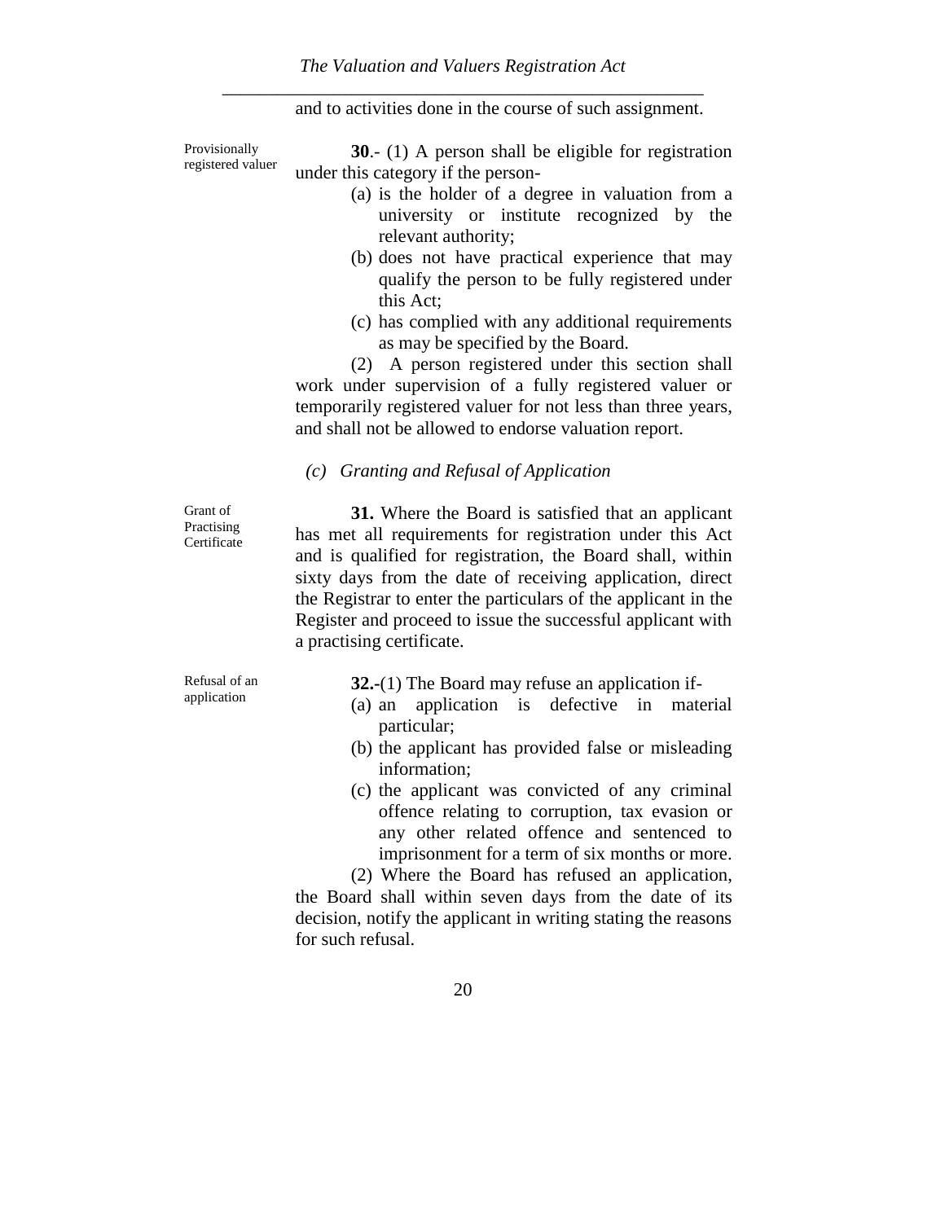and to activities done in the course of such assignment.

Provisionally registered valuer

**30**.- (1) A person shall be eligible for registration under this category if the person-

(a) is the holder of a degree in valuation from a university or institute recognized by the relevant authority;

(b) does not have practical experience that may qualify the person to be fully registered under this Act;

(c) has complied with any additional requirements as may be specified by the Board.

(2) A person registered under this section shall work under supervision of a fully registered valuer or temporarily registered valuer for not less than three years, and shall not be allowed to endorse valuation report.

*(c) Granting and Refusal of Application*

Grant of Practising Certificate

**31.** Where the Board is satisfied that an applicant has met all requirements for registration under this Act and is qualified for registration, the Board shall, within sixty days from the date of receiving application, direct the Registrar to enter the particulars of the applicant in the Register and proceed to issue the successful applicant with a practising certificate.

Refusal of an application

**32.-**(1) The Board may refuse an application if-

(a) an application is defective in material particular;

(b) the applicant has provided false or misleading information;

(c) the applicant was convicted of any criminal offence relating to corruption, tax evasion or any other related offence and sentenced to imprisonment for a term of six months or more.

(2) Where the Board has refused an application, the Board shall within seven days from the date of its decision, notify the applicant in writing stating the reasons for such refusal.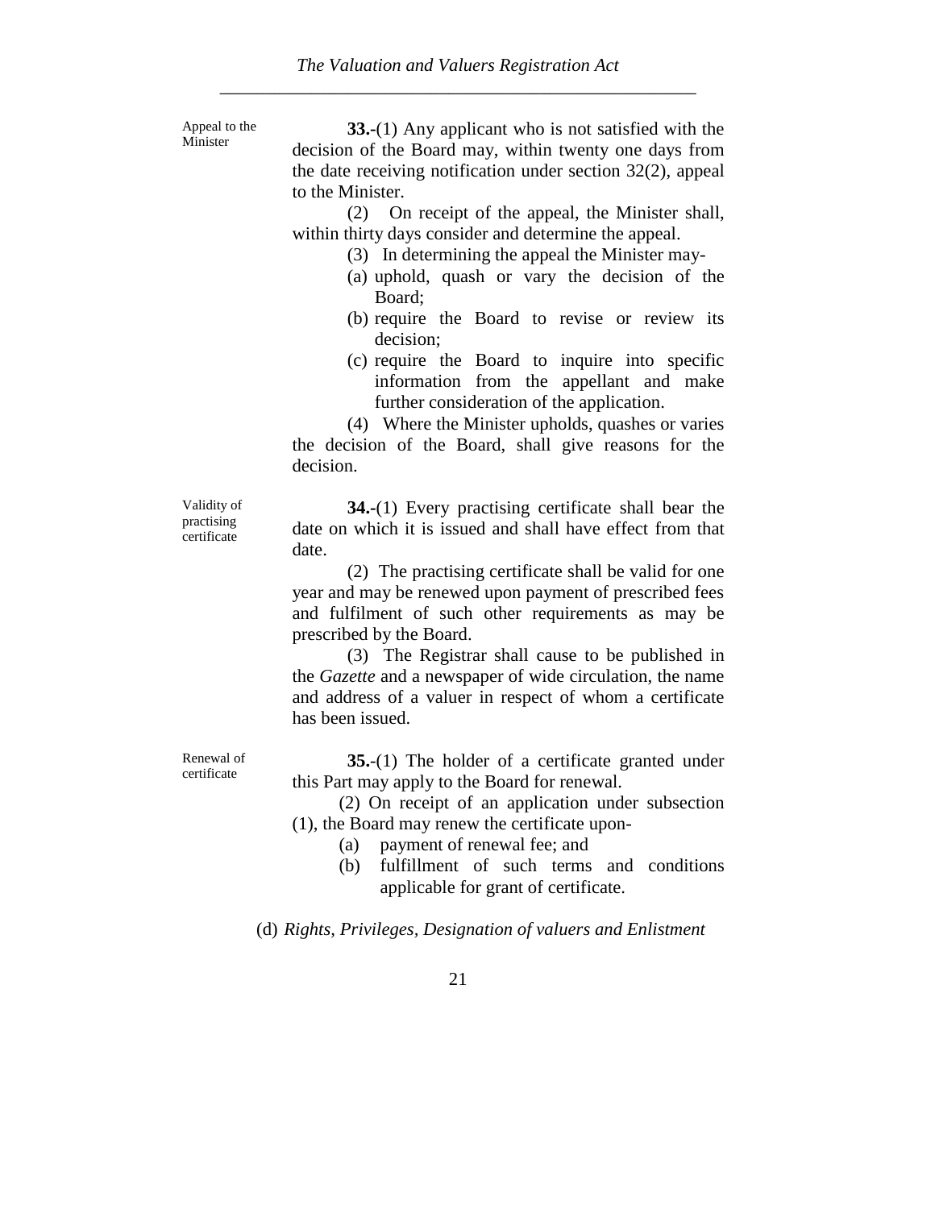Appeal to the Minister

**33.**-(1) Any applicant who is not satisfied with the decision of the Board may, within twenty one days from the date receiving notification under section 32(2), appeal to the Minister.

(2) On receipt of the appeal, the Minister shall, within thirty days consider and determine the appeal.

(3) In determining the appeal the Minister may-

(a) uphold, quash or vary the decision of the Board;

(b) require the Board to revise or review its decision;

(c) require the Board to inquire into specific information from the appellant and make further consideration of the application.

(4) Where the Minister upholds, quashes or varies the decision of the Board, shall give reasons for the decision.

Validity of practising certificate

**34.**-(1) Every practising certificate shall bear the date on which it is issued and shall have effect from that date.

(2) The practising certificate shall be valid for one year and may be renewed upon payment of prescribed fees and fulfilment of such other requirements as may be prescribed by the Board.

(3) The Registrar shall cause to be published in the *Gazette* and a newspaper of wide circulation, the name and address of a valuer in respect of whom a certificate has been issued.

Renewal of certificate

**35.**-(1) The holder of a certificate granted under this Part may apply to the Board for renewal.

(2) On receipt of an application under subsection (1), the Board may renew the certificate upon-

(a) payment of renewal fee; and

(b) fulfillment of such terms and conditions applicable for grant of certificate.

(d) *Rights, Privileges, Designation of valuers and Enlistment*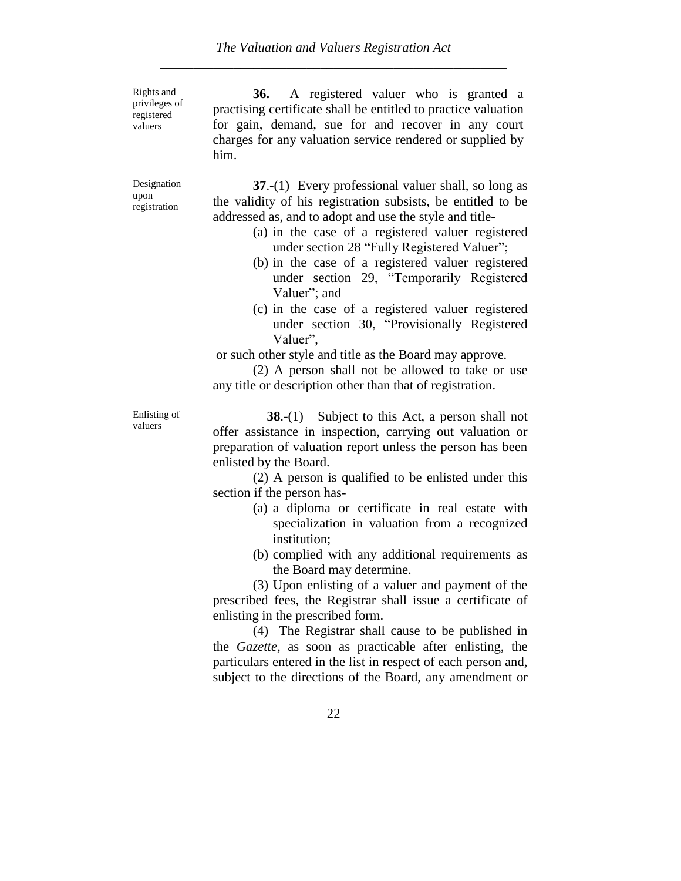Rights and privileges of registered valuers

**36.** A registered valuer who is granted a practising certificate shall be entitled to practice valuation for gain, demand, sue for and recover in any court charges for any valuation service rendered or supplied by him.

Designation upon registration

**37**.-(1) Every professional valuer shall, so long as the validity of his registration subsists, be entitled to be addressed as, and to adopt and use the style and title-

(a) in the case of a registered valuer registered under section 28 "Fully Registered Valuer";

(b) in the case of a registered valuer registered under section 29, "Temporarily Registered Valuer"; and

(c) in the case of a registered valuer registered under section 30, "Provisionally Registered Valuer",

or such other style and title as the Board may approve.

(2) A person shall not be allowed to take or use any title or description other than that of registration.

Enlisting of valuers

**38**.-(1) Subject to this Act, a person shall not offer assistance in inspection, carrying out valuation or preparation of valuation report unless the person has been enlisted by the Board.

(2) A person is qualified to be enlisted under this section if the person has-

(a) a diploma or certificate in real estate with specialization in valuation from a recognized institution;

(b) complied with any additional requirements as the Board may determine.

(3) Upon enlisting of a valuer and payment of the prescribed fees, the Registrar shall issue a certificate of enlisting in the prescribed form.

(4) The Registrar shall cause to be published in the *Gazette*, as soon as practicable after enlisting, the particulars entered in the list in respect of each person and, subject to the directions of the Board, any amendment or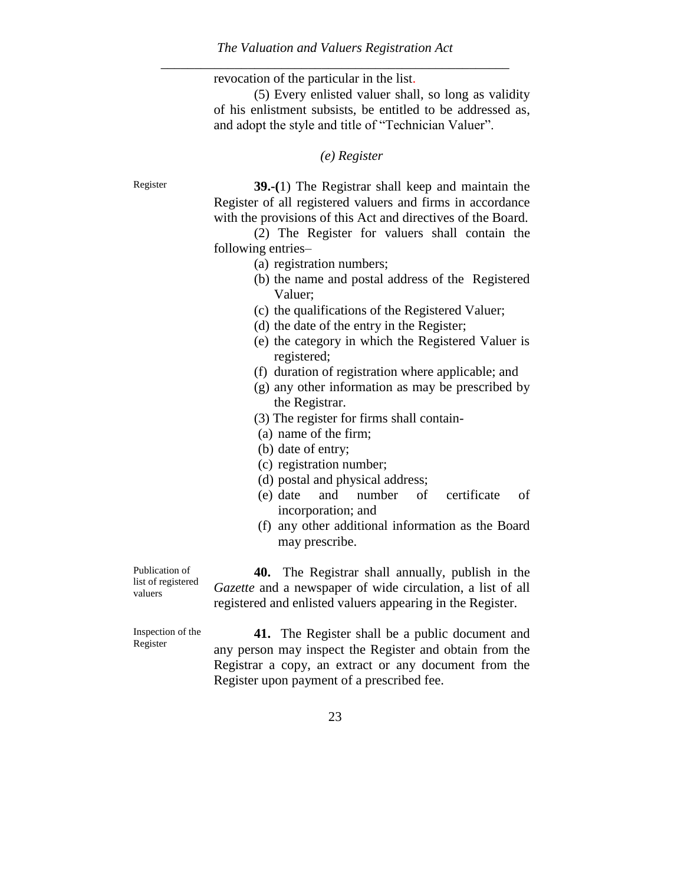revocation of the particular in the list.

(5) Every enlisted valuer shall, so long as validity of his enlistment subsists, be entitled to be addressed as, and adopt the style and title of "Technician Valuer".

### *(e) Register*

Register

**39.-(**1) The Registrar shall keep and maintain the Register of all registered valuers and firms in accordance with the provisions of this Act and directives of the Board.

(2) The Register for valuers shall contain the following entries–

(a) registration numbers;

(b) the name and postal address of the Registered Valuer;

(c) the qualifications of the Registered Valuer;

(d) the date of the entry in the Register;

(e) the category in which the Registered Valuer is registered;

(f) duration of registration where applicable; and

(g) any other information as may be prescribed by the Registrar.

(3) The register for firms shall contain-

(a) name of the firm;

(b) date of entry;

(c) registration number;

(d) postal and physical address;

(e) date and number of certificate of incorporation; and

(f) any other additional information as the Board may prescribe.

Publication of list of registered valuers

**40.** The Registrar shall annually, publish in the *Gazette* and a newspaper of wide circulation, a list of all registered and enlisted valuers appearing in the Register.

Inspection of the Register

**41.** The Register shall be a public document and any person may inspect the Register and obtain from the Registrar a copy, an extract or any document from the Register upon payment of a prescribed fee.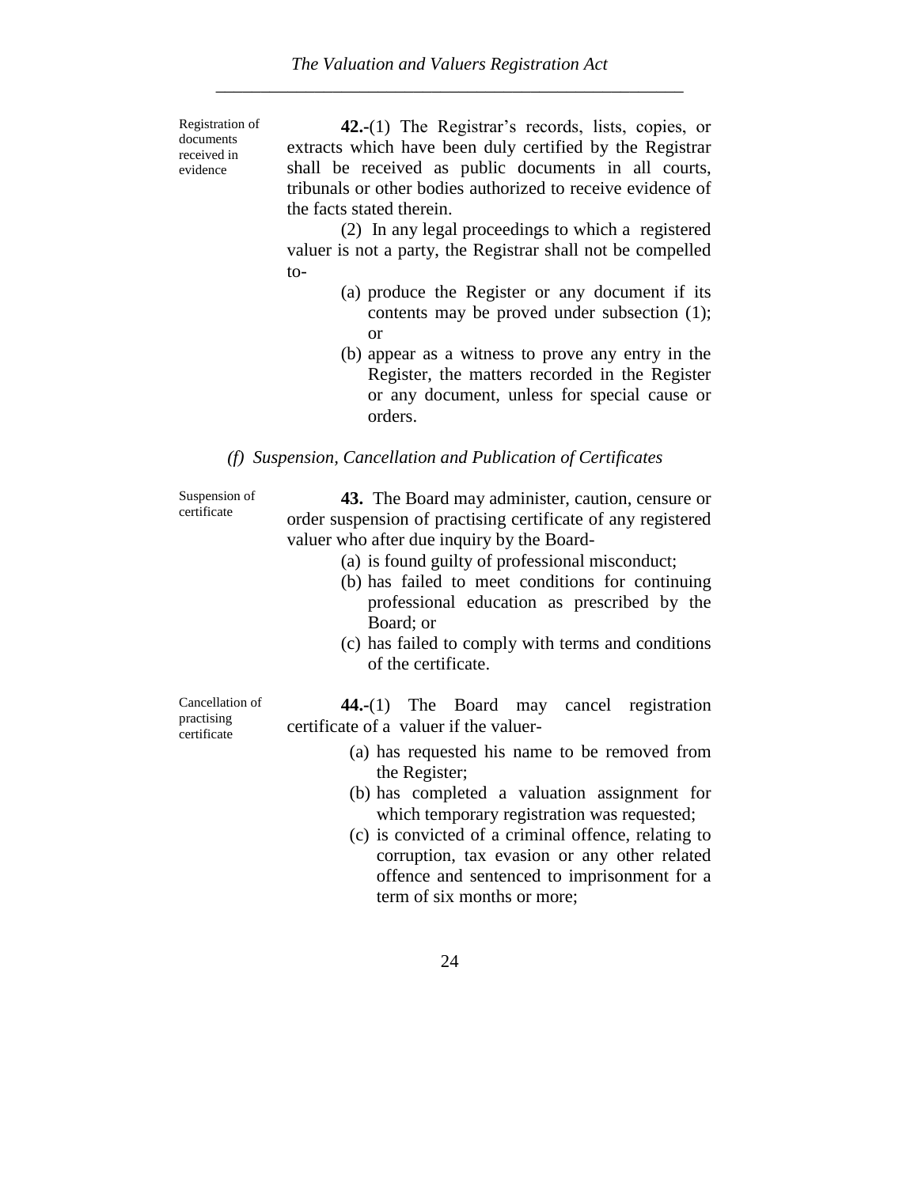Registration of documents received in evidence

**42.**-(1) The Registrar's records, lists, copies, or extracts which have been duly certified by the Registrar shall be received as public documents in all courts, tribunals or other bodies authorized to receive evidence of the facts stated therein.

(2) In any legal proceedings to which a registered valuer is not a party, the Registrar shall not be compelled to-

(a) produce the Register or any document if its contents may be proved under subsection (1); or

(b) appear as a witness to prove any entry in the Register, the matters recorded in the Register or any document, unless for special cause or orders.

### *(f) Suspension, Cancellation and Publication of Certificates*

Suspension of certificate

**43.** The Board may administer, caution, censure or order suspension of practising certificate of any registered valuer who after due inquiry by the Board-

(a) is found guilty of professional misconduct;

(b) has failed to meet conditions for continuing professional education as prescribed by the Board; or

(c) has failed to comply with terms and conditions of the certificate.

Cancellation of practising certificate

**44.**-(1) The Board may cancel registration certificate of a valuer if the valuer-

(a) has requested his name to be removed from the Register;

(b) has completed a valuation assignment for which temporary registration was requested;

(c) is convicted of a criminal offence, relating to corruption, tax evasion or any other related offence and sentenced to imprisonment for a term of six months or more;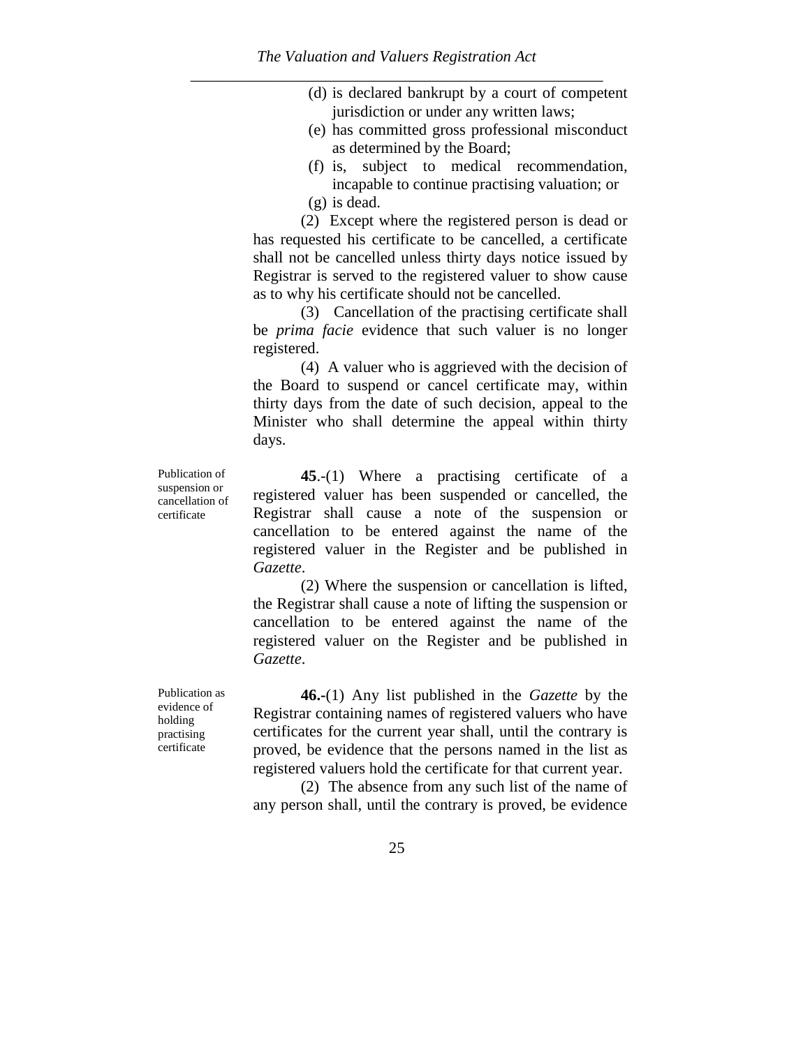(d) is declared bankrupt by a court of competent jurisdiction or under any written laws;

(e) has committed gross professional misconduct as determined by the Board;

(f) is, subject to medical recommendation, incapable to continue practising valuation; or

(g) is dead.

(2) Except where the registered person is dead or has requested his certificate to be cancelled, a certificate shall not be cancelled unless thirty days notice issued by Registrar is served to the registered valuer to show cause as to why his certificate should not be cancelled.

(3) Cancellation of the practising certificate shall be *prima facie* evidence that such valuer is no longer registered.

(4) A valuer who is aggrieved with the decision of the Board to suspend or cancel certificate may, within thirty days from the date of such decision, appeal to the Minister who shall determine the appeal within thirty days.

Publication of suspension or cancellation of certificate

**45**.-(1) Where a practising certificate of a registered valuer has been suspended or cancelled, the Registrar shall cause a note of the suspension or cancellation to be entered against the name of the registered valuer in the Register and be published in *Gazette*.

(2) Where the suspension or cancellation is lifted, the Registrar shall cause a note of lifting the suspension or cancellation to be entered against the name of the registered valuer on the Register and be published in *Gazette*.

Publication as evidence of holding practising certificate

**46.-**(1) Any list published in the *Gazette* by the Registrar containing names of registered valuers who have certificates for the current year shall, until the contrary is proved, be evidence that the persons named in the list as registered valuers hold the certificate for that current year.

(2) The absence from any such list of the name of any person shall, until the contrary is proved, be evidence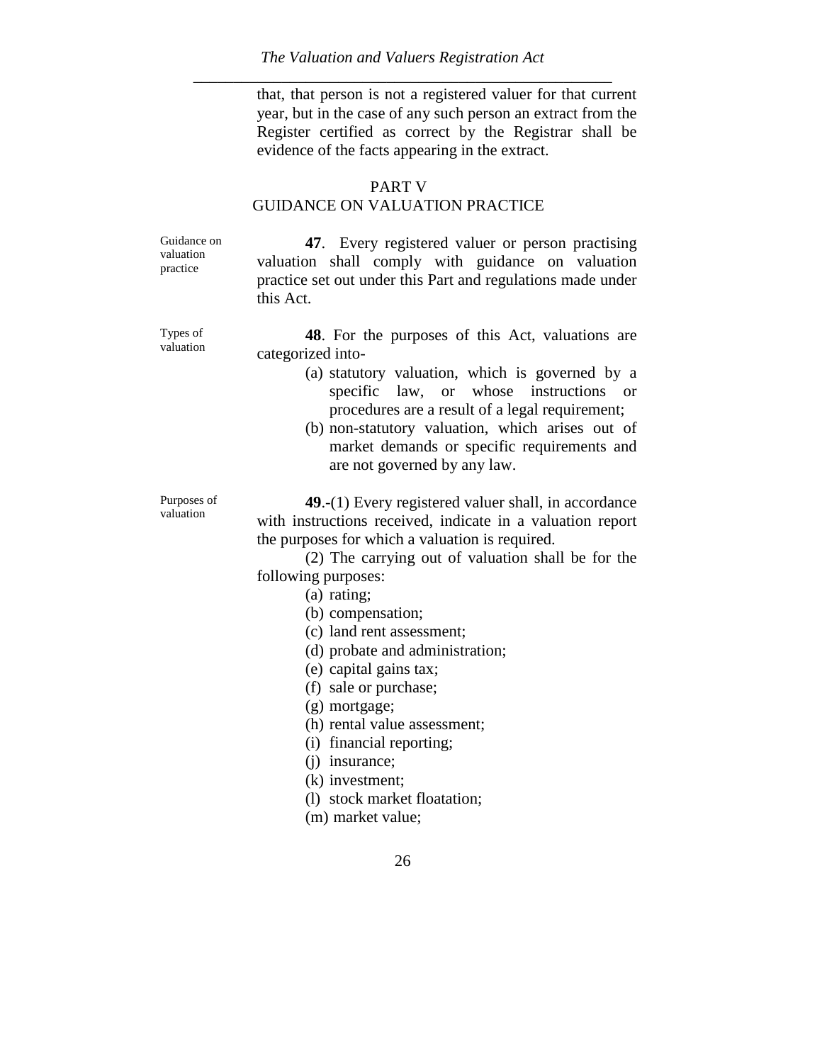that, that person is not a registered valuer for that current year, but in the case of any such person an extract from the Register certified as correct by the Registrar shall be evidence of the facts appearing in the extract.

## PART V
## GUIDANCE ON VALUATION PRACTICE

Guidance on valuation practice

**47**. Every registered valuer or person practising valuation shall comply with guidance on valuation practice set out under this Part and regulations made under this Act.

Types of valuation

**48**. For the purposes of this Act, valuations are categorized into-

(a) statutory valuation, which is governed by a specific law, or whose instructions or procedures are a result of a legal requirement;

(b) non-statutory valuation, which arises out of market demands or specific requirements and are not governed by any law.

Purposes of valuation

**49**.-(1) Every registered valuer shall, in accordance with instructions received, indicate in a valuation report the purposes for which a valuation is required.

(2) The carrying out of valuation shall be for the following purposes:

(a) rating;
(b) compensation;
(c) land rent assessment;
(d) probate and administration;
(e) capital gains tax;
(f) sale or purchase;
(g) mortgage;
(h) rental value assessment;
(i) financial reporting;
(j) insurance;
(k) investment;
(l) stock market floatation;
(m) market value;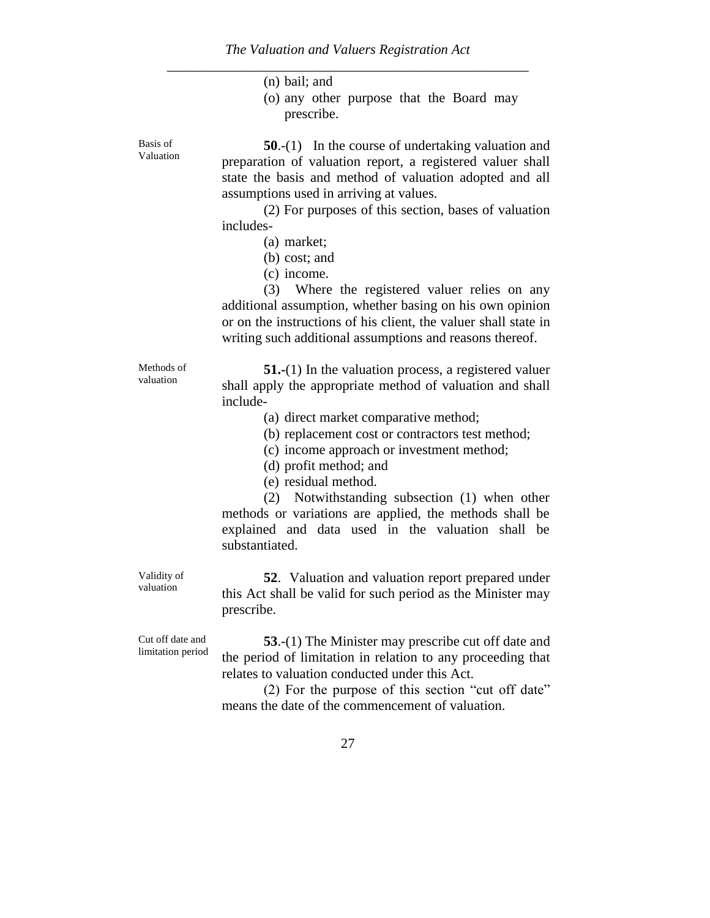(n) bail; and

(o) any other purpose that the Board may prescribe.

Basis of Valuation

**50**.-(1) In the course of undertaking valuation and preparation of valuation report, a registered valuer shall state the basis and method of valuation adopted and all assumptions used in arriving at values.

(2) For purposes of this section, bases of valuation includes-

(a) market;

(b) cost; and

(c) income.

(3) Where the registered valuer relies on any additional assumption, whether basing on his own opinion or on the instructions of his client, the valuer shall state in writing such additional assumptions and reasons thereof.

Methods of valuation

**51.**-(1) In the valuation process, a registered valuer shall apply the appropriate method of valuation and shall include-

(a) direct market comparative method;

(b) replacement cost or contractors test method;

(c) income approach or investment method;

(d) profit method; and

(e) residual method.

(2) Notwithstanding subsection (1) when other methods or variations are applied, the methods shall be explained and data used in the valuation shall be substantiated.

Validity of valuation

**52**. Valuation and valuation report prepared under this Act shall be valid for such period as the Minister may prescribe.

Cut off date and limitation period

**53**.-(1) The Minister may prescribe cut off date and the period of limitation in relation to any proceeding that relates to valuation conducted under this Act.

(2) For the purpose of this section "cut off date" means the date of the commencement of valuation.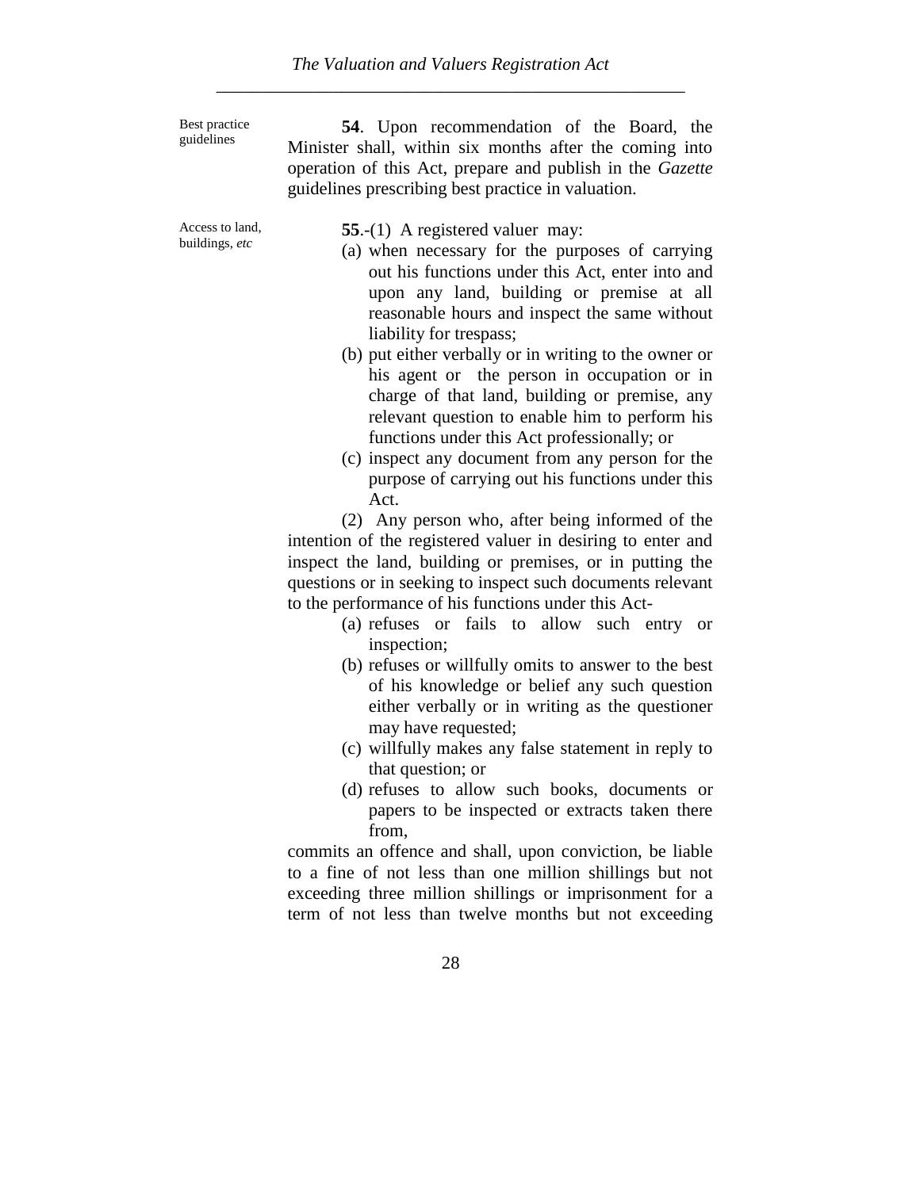Best practice guidelines

**54**. Upon recommendation of the Board, the Minister shall, within six months after the coming into operation of this Act, prepare and publish in the *Gazette* guidelines prescribing best practice in valuation.

Access to land, buildings, *etc*

**55**.-(1) A registered valuer may:

(a) when necessary for the purposes of carrying out his functions under this Act, enter into and upon any land, building or premise at all reasonable hours and inspect the same without liability for trespass;

(b) put either verbally or in writing to the owner or his agent or the person in occupation or in charge of that land, building or premise, any relevant question to enable him to perform his functions under this Act professionally; or

(c) inspect any document from any person for the purpose of carrying out his functions under this Act.

(2) Any person who, after being informed of the intention of the registered valuer in desiring to enter and inspect the land, building or premises, or in putting the questions or in seeking to inspect such documents relevant to the performance of his functions under this Act-

(a) refuses or fails to allow such entry or inspection;

(b) refuses or willfully omits to answer to the best of his knowledge or belief any such question either verbally or in writing as the questioner may have requested;

(c) willfully makes any false statement in reply to that question; or

(d) refuses to allow such books, documents or papers to be inspected or extracts taken there from,

commits an offence and shall, upon conviction, be liable to a fine of not less than one million shillings but not exceeding three million shillings or imprisonment for a term of not less than twelve months but not exceeding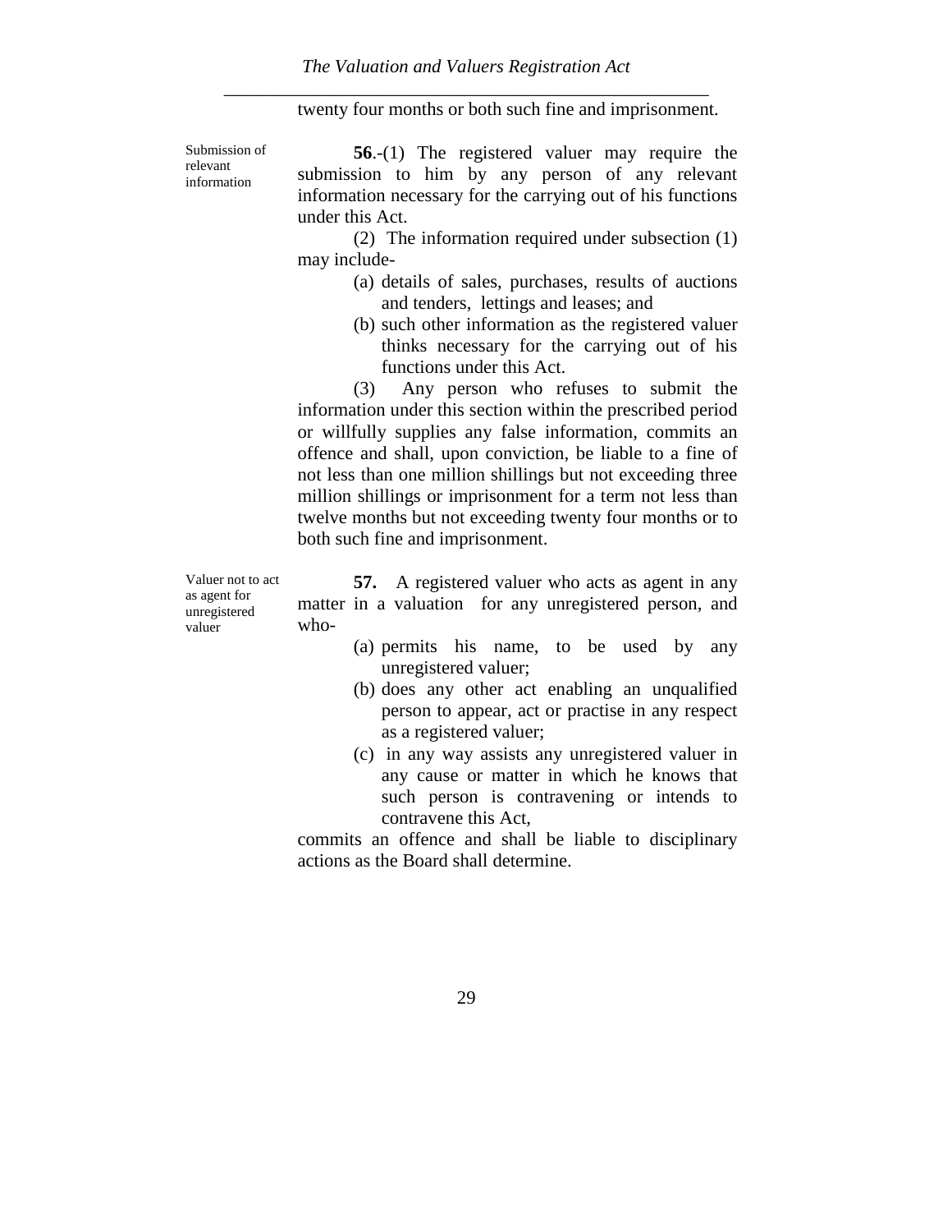twenty four months or both such fine and imprisonment.

Submission of relevant information

**56**.-(1) The registered valuer may require the submission to him by any person of any relevant information necessary for the carrying out of his functions under this Act.

(2) The information required under subsection (1) may include-

(a) details of sales, purchases, results of auctions and tenders, lettings and leases; and

(b) such other information as the registered valuer thinks necessary for the carrying out of his functions under this Act.

(3) Any person who refuses to submit the information under this section within the prescribed period or willfully supplies any false information, commits an offence and shall, upon conviction, be liable to a fine of not less than one million shillings but not exceeding three million shillings or imprisonment for a term not less than twelve months but not exceeding twenty four months or to both such fine and imprisonment.

Valuer not to act as agent for unregistered valuer

**57.** A registered valuer who acts as agent in any matter in a valuation for any unregistered person, and who-

(a) permits his name, to be used by any unregistered valuer;

(b) does any other act enabling an unqualified person to appear, act or practise in any respect as a registered valuer;

(c) in any way assists any unregistered valuer in any cause or matter in which he knows that such person is contravening or intends to contravene this Act,

commits an offence and shall be liable to disciplinary actions as the Board shall determine.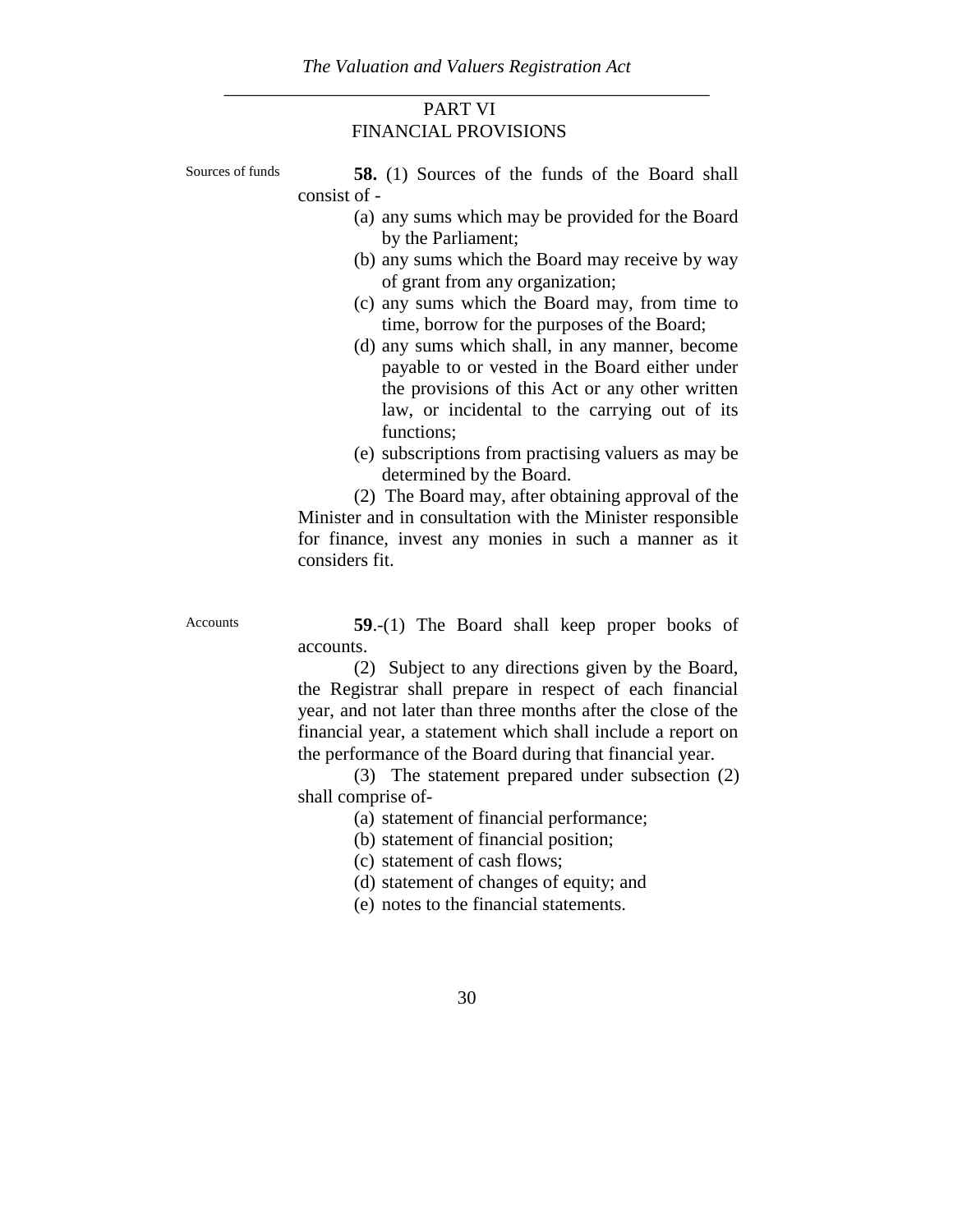## PART VI
## FINANCIAL PROVISIONS

Sources of funds

**58.** (1) Sources of the funds of the Board shall consist of -

(a) any sums which may be provided for the Board by the Parliament;
(b) any sums which the Board may receive by way of grant from any organization;
(c) any sums which the Board may, from time to time, borrow for the purposes of the Board;
(d) any sums which shall, in any manner, become payable to or vested in the Board either under the provisions of this Act or any other written law, or incidental to the carrying out of its functions;
(e) subscriptions from practising valuers as may be determined by the Board.

(2) The Board may, after obtaining approval of the Minister and in consultation with the Minister responsible for finance, invest any monies in such a manner as it considers fit.

Accounts

**59**.-(1) The Board shall keep proper books of accounts.

(2) Subject to any directions given by the Board, the Registrar shall prepare in respect of each financial year, and not later than three months after the close of the financial year, a statement which shall include a report on the performance of the Board during that financial year.

(3) The statement prepared under subsection (2) shall comprise of-

(a) statement of financial performance;
(b) statement of financial position;
(c) statement of cash flows;
(d) statement of changes of equity; and
(e) notes to the financial statements.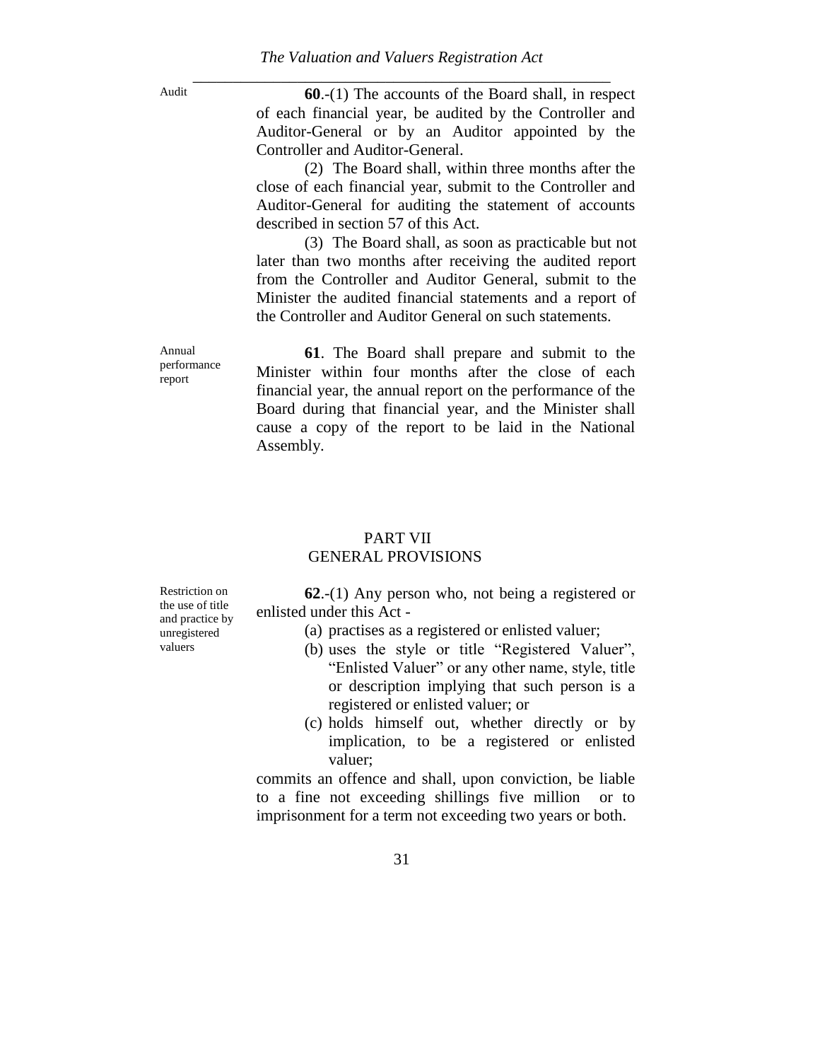Audit

**60**.-(1) The accounts of the Board shall, in respect of each financial year, be audited by the Controller and Auditor-General or by an Auditor appointed by the Controller and Auditor-General.

(2) The Board shall, within three months after the close of each financial year, submit to the Controller and Auditor-General for auditing the statement of accounts described in section 57 of this Act.

(3) The Board shall, as soon as practicable but not later than two months after receiving the audited report from the Controller and Auditor General, submit to the Minister the audited financial statements and a report of the Controller and Auditor General on such statements.

Annual performance report

**61**. The Board shall prepare and submit to the Minister within four months after the close of each financial year, the annual report on the performance of the Board during that financial year, and the Minister shall cause a copy of the report to be laid in the National Assembly.

## PART VII
## GENERAL PROVISIONS

Restriction on the use of title and practice by unregistered valuers

**62**.-(1) Any person who, not being a registered or enlisted under this Act -

(a) practises as a registered or enlisted valuer;
(b) uses the style or title "Registered Valuer", "Enlisted Valuer" or any other name, style, title or description implying that such person is a registered or enlisted valuer; or
(c) holds himself out, whether directly or by implication, to be a registered or enlisted valuer;

commits an offence and shall, upon conviction, be liable to a fine not exceeding shillings five million or to imprisonment for a term not exceeding two years or both.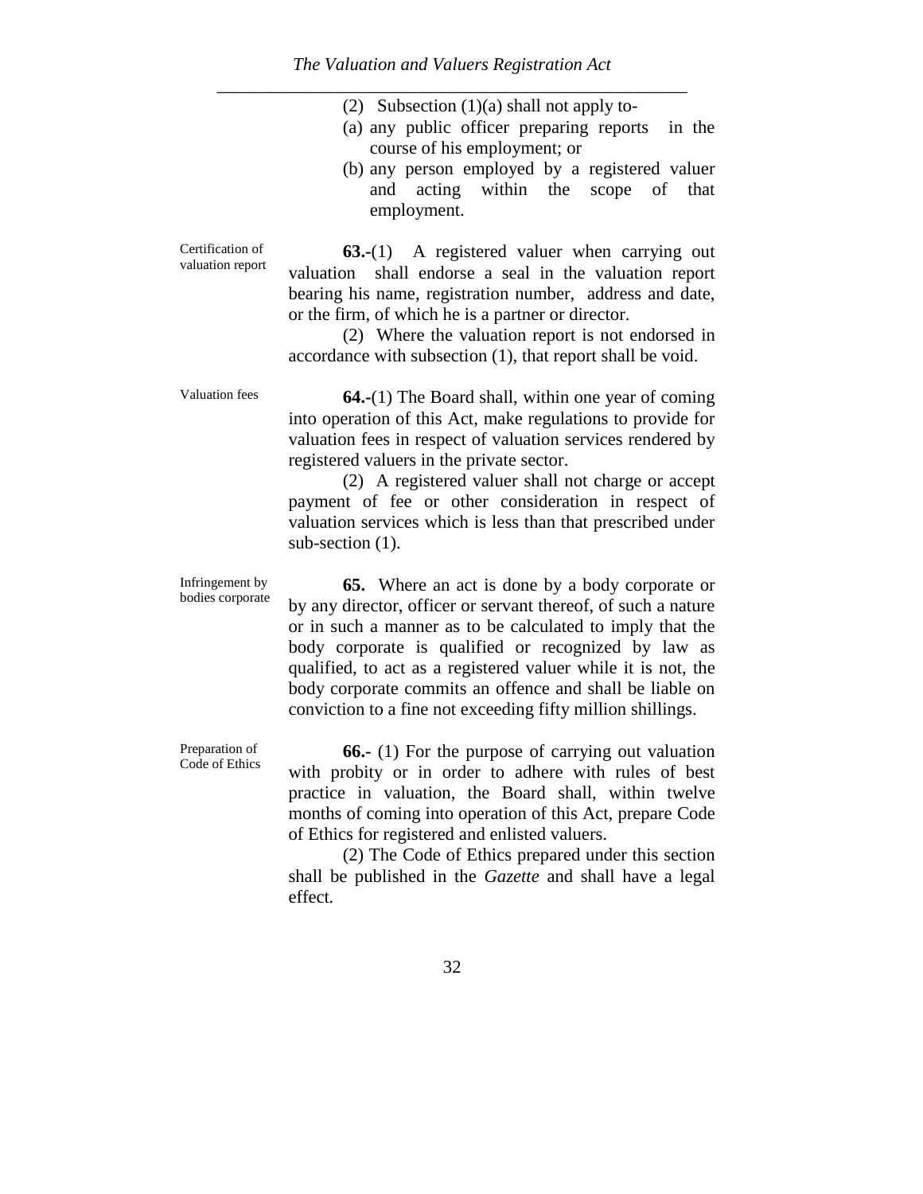(2) Subsection (1)(a) shall not apply to-

(a) any public officer preparing reports in the course of his employment; or

(b) any person employed by a registered valuer and acting within the scope of that employment.

Certification of valuation report

**63.-**(1) A registered valuer when carrying out valuation shall endorse a seal in the valuation report bearing his name, registration number, address and date, or the firm, of which he is a partner or director.

(2) Where the valuation report is not endorsed in accordance with subsection (1), that report shall be void.

Valuation fees

**64.-**(1) The Board shall, within one year of coming into operation of this Act, make regulations to provide for valuation fees in respect of valuation services rendered by registered valuers in the private sector.

(2) A registered valuer shall not charge or accept payment of fee or other consideration in respect of valuation services which is less than that prescribed under sub-section (1).

Infringement by bodies corporate

**65.** Where an act is done by a body corporate or by any director, officer or servant thereof, of such a nature or in such a manner as to be calculated to imply that the body corporate is qualified or recognized by law as qualified, to act as a registered valuer while it is not, the body corporate commits an offence and shall be liable on conviction to a fine not exceeding fifty million shillings.

Preparation of Code of Ethics

**66.-** (1) For the purpose of carrying out valuation with probity or in order to adhere with rules of best practice in valuation, the Board shall, within twelve months of coming into operation of this Act, prepare Code of Ethics for registered and enlisted valuers.

(2) The Code of Ethics prepared under this section shall be published in the *Gazette* and shall have a legal effect.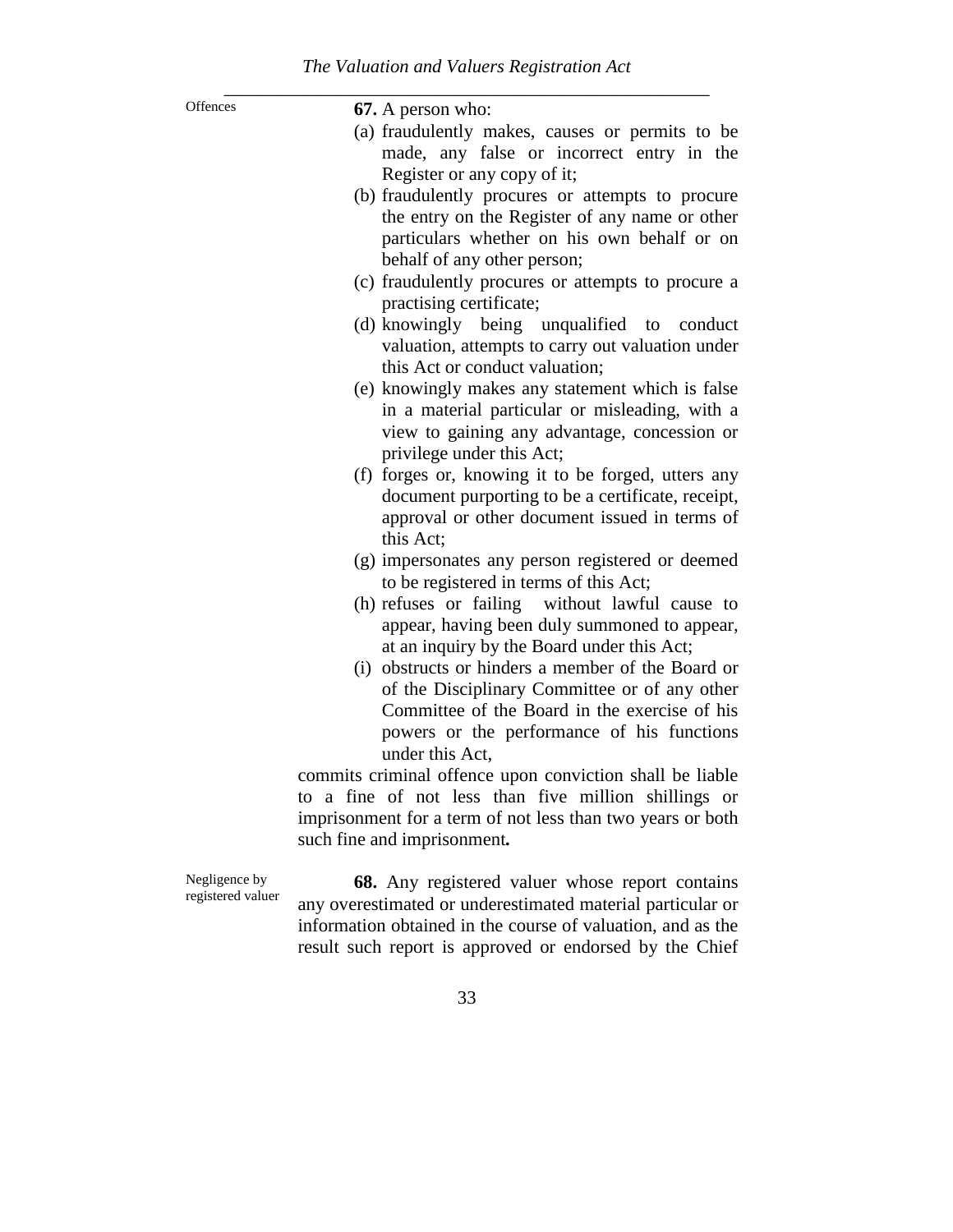Offences

**67.** A person who:

(a) fraudulently makes, causes or permits to be made, any false or incorrect entry in the Register or any copy of it;

(b) fraudulently procures or attempts to procure the entry on the Register of any name or other particulars whether on his own behalf or on behalf of any other person;

(c) fraudulently procures or attempts to procure a practising certificate;

(d) knowingly being unqualified to conduct valuation, attempts to carry out valuation under this Act or conduct valuation;

(e) knowingly makes any statement which is false in a material particular or misleading, with a view to gaining any advantage, concession or privilege under this Act;

(f) forges or, knowing it to be forged, utters any document purporting to be a certificate, receipt, approval or other document issued in terms of this Act;

(g) impersonates any person registered or deemed to be registered in terms of this Act;

(h) refuses or failing without lawful cause to appear, having been duly summoned to appear, at an inquiry by the Board under this Act;

(i) obstructs or hinders a member of the Board or of the Disciplinary Committee or of any other Committee of the Board in the exercise of his powers or the performance of his functions under this Act,

commits criminal offence upon conviction shall be liable to a fine of not less than five million shillings or imprisonment for a term of not less than two years or both such fine and imprisonment**.**

Negligence by registered valuer

**68.** Any registered valuer whose report contains any overestimated or underestimated material particular or information obtained in the course of valuation, and as the result such report is approved or endorsed by the Chief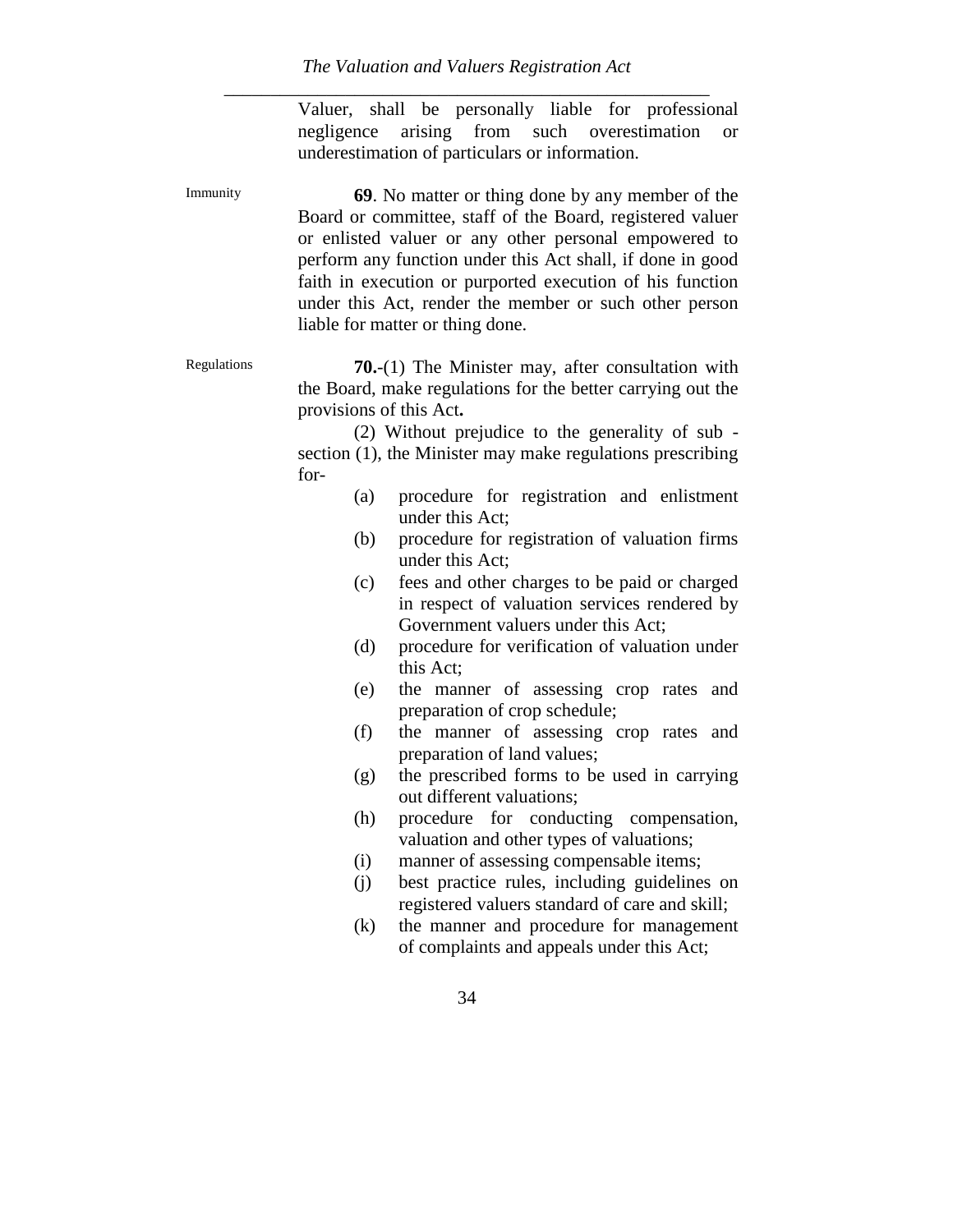Valuer, shall be personally liable for professional negligence arising from such overestimation or underestimation of particulars or information.

Immunity

**69**. No matter or thing done by any member of the Board or committee, staff of the Board, registered valuer or enlisted valuer or any other personal empowered to perform any function under this Act shall, if done in good faith in execution or purported execution of his function under this Act, render the member or such other person liable for matter or thing done.

Regulations

**70.**-(1) The Minister may, after consultation with the Board, make regulations for the better carrying out the provisions of this Act**.**

(2) Without prejudice to the generality of sub - section (1), the Minister may make regulations prescribing for-

- (a) procedure for registration and enlistment under this Act;
- (b) procedure for registration of valuation firms under this Act;
- (c) fees and other charges to be paid or charged in respect of valuation services rendered by Government valuers under this Act;
- (d) procedure for verification of valuation under this Act;
- (e) the manner of assessing crop rates and preparation of crop schedule;
- (f) the manner of assessing crop rates and preparation of land values;
- (g) the prescribed forms to be used in carrying out different valuations;
- (h) procedure for conducting compensation, valuation and other types of valuations;
- (i) manner of assessing compensable items;
- (j) best practice rules, including guidelines on registered valuers standard of care and skill;
- (k) the manner and procedure for management of complaints and appeals under this Act;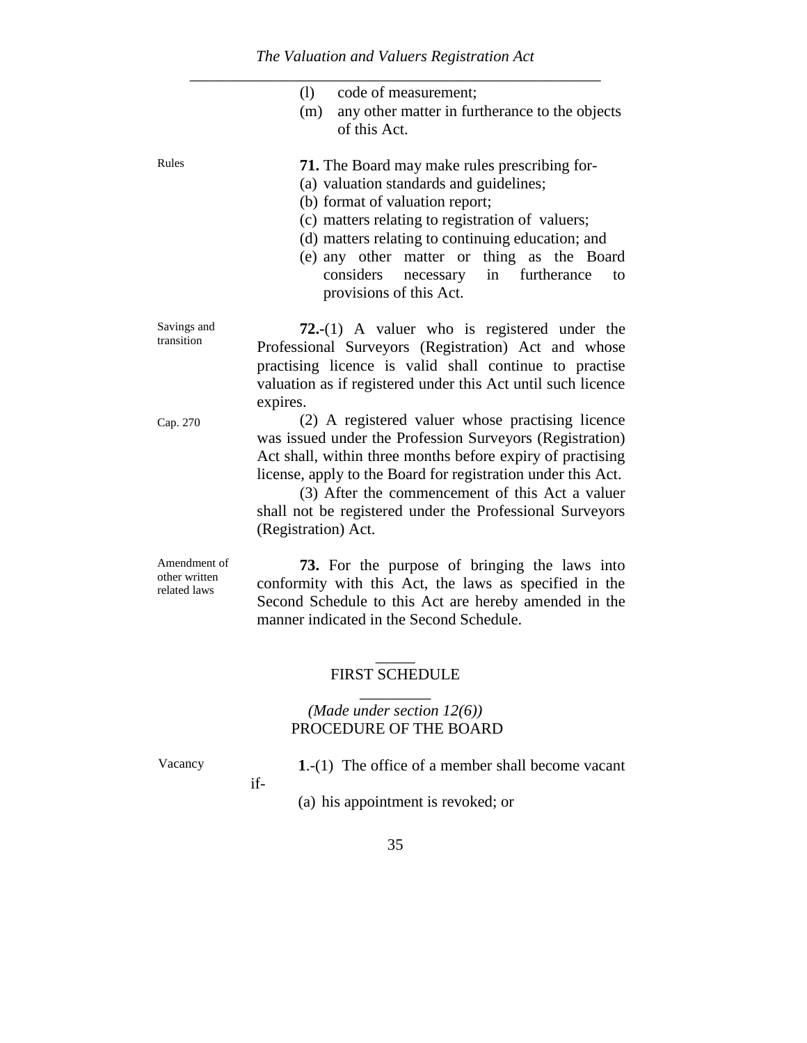(l) code of measurement;

(m) any other matter in furtherance to the objects of this Act.

Rules

**71.** The Board may make rules prescribing for-

(a) valuation standards and guidelines;

(b) format of valuation report;

(c) matters relating to registration of valuers;

(d) matters relating to continuing education; and

(e) any other matter or thing as the Board considers necessary in furtherance to provisions of this Act.

Savings and transition

**72.**-(1) A valuer who is registered under the Professional Surveyors (Registration) Act and whose practising licence is valid shall continue to practise valuation as if registered under this Act until such licence expires.

Cap. 270

(2) A registered valuer whose practising licence was issued under the Profession Surveyors (Registration) Act shall, within three months before expiry of practising license, apply to the Board for registration under this Act.

(3) After the commencement of this Act a valuer shall not be registered under the Professional Surveyors (Registration) Act.

Amendment of other written related laws

**73.** For the purpose of bringing the laws into conformity with this Act, the laws as specified in the Second Schedule to this Act are hereby amended in the manner indicated in the Second Schedule.

## FIRST SCHEDULE

*(Made under section 12(6))*

PROCEDURE OF THE BOARD

Vacancy

**1**.-(1) The office of a member shall become vacant if-

(a) his appointment is revoked; or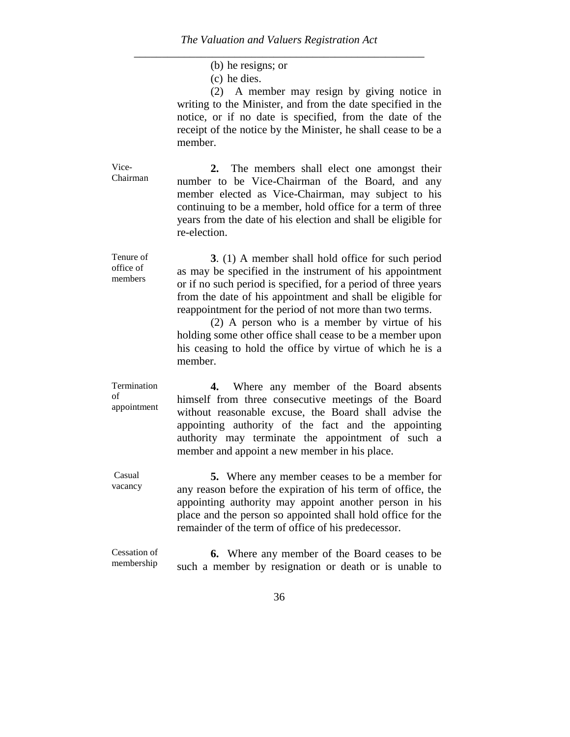(b) he resigns; or

(c) he dies.

(2) A member may resign by giving notice in writing to the Minister, and from the date specified in the notice, or if no date is specified, from the date of the receipt of the notice by the Minister, he shall cease to be a member.

Vice-Chairman

**2.** The members shall elect one amongst their number to be Vice-Chairman of the Board, and any member elected as Vice-Chairman, may subject to his continuing to be a member, hold office for a term of three years from the date of his election and shall be eligible for re-election.

Tenure of office of members

**3**. (1) A member shall hold office for such period as may be specified in the instrument of his appointment or if no such period is specified, for a period of three years from the date of his appointment and shall be eligible for reappointment for the period of not more than two terms.

(2) A person who is a member by virtue of his holding some other office shall cease to be a member upon his ceasing to hold the office by virtue of which he is a member.

Termination of appointment

**4.** Where any member of the Board absents himself from three consecutive meetings of the Board without reasonable excuse, the Board shall advise the appointing authority of the fact and the appointing authority may terminate the appointment of such a member and appoint a new member in his place.

Casual vacancy

**5.** Where any member ceases to be a member for any reason before the expiration of his term of office, the appointing authority may appoint another person in his place and the person so appointed shall hold office for the remainder of the term of office of his predecessor.

Cessation of membership

**6.** Where any member of the Board ceases to be such a member by resignation or death or is unable to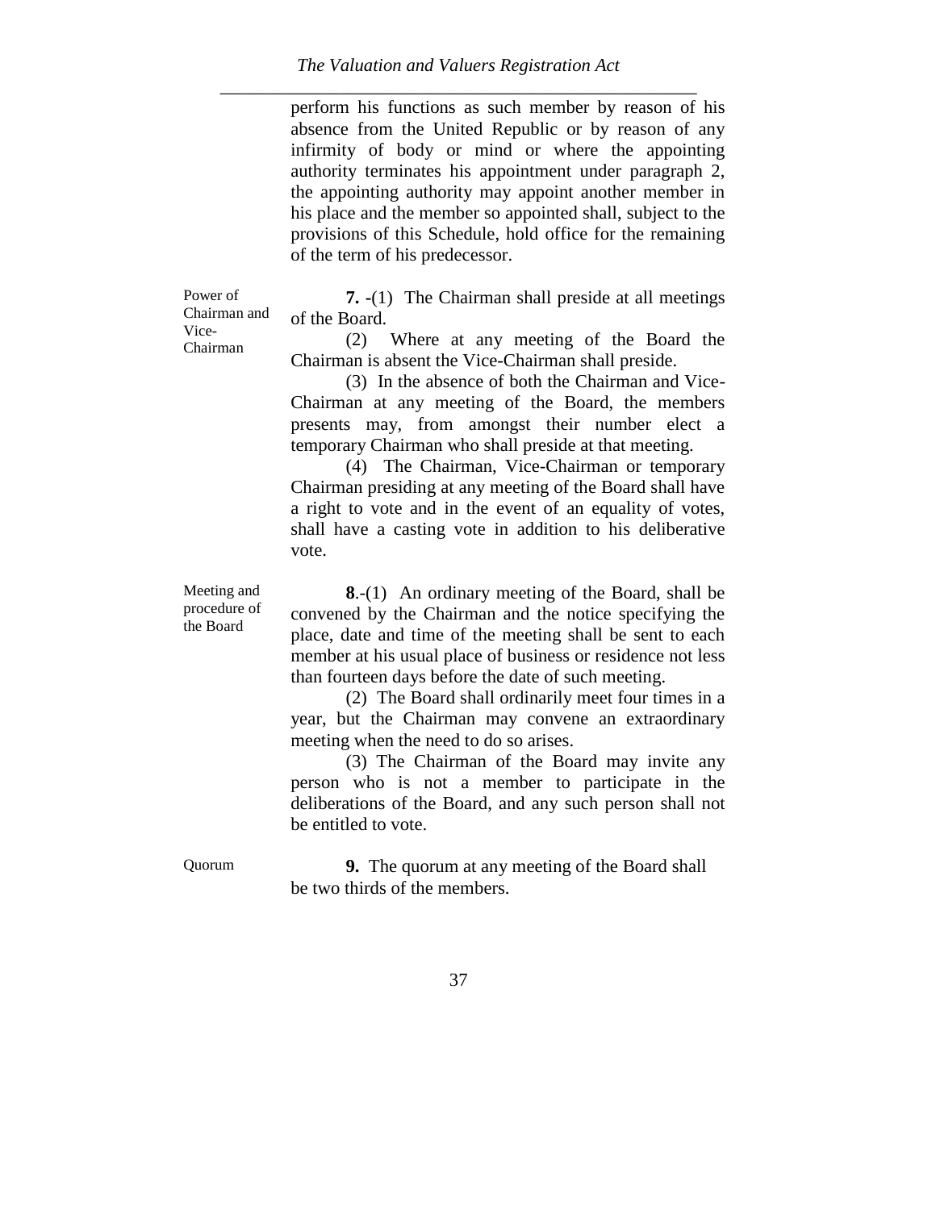perform his functions as such member by reason of his absence from the United Republic or by reason of any infirmity of body or mind or where the appointing authority terminates his appointment under paragraph 2, the appointing authority may appoint another member in his place and the member so appointed shall, subject to the provisions of this Schedule, hold office for the remaining of the term of his predecessor.

Power of Chairman and Vice-Chairman

**7. -**(1) The Chairman shall preside at all meetings of the Board.

(2) Where at any meeting of the Board the Chairman is absent the Vice-Chairman shall preside.

(3) In the absence of both the Chairman and Vice-Chairman at any meeting of the Board, the members presents may, from amongst their number elect a temporary Chairman who shall preside at that meeting.

(4) The Chairman, Vice-Chairman or temporary Chairman presiding at any meeting of the Board shall have a right to vote and in the event of an equality of votes, shall have a casting vote in addition to his deliberative vote.

Meeting and procedure of the Board

**8**.-(1) An ordinary meeting of the Board, shall be convened by the Chairman and the notice specifying the place, date and time of the meeting shall be sent to each member at his usual place of business or residence not less than fourteen days before the date of such meeting.

(2) The Board shall ordinarily meet four times in a year, but the Chairman may convene an extraordinary meeting when the need to do so arises.

(3) The Chairman of the Board may invite any person who is not a member to participate in the deliberations of the Board, and any such person shall not be entitled to vote.

Quorum

**9.** The quorum at any meeting of the Board shall be two thirds of the members.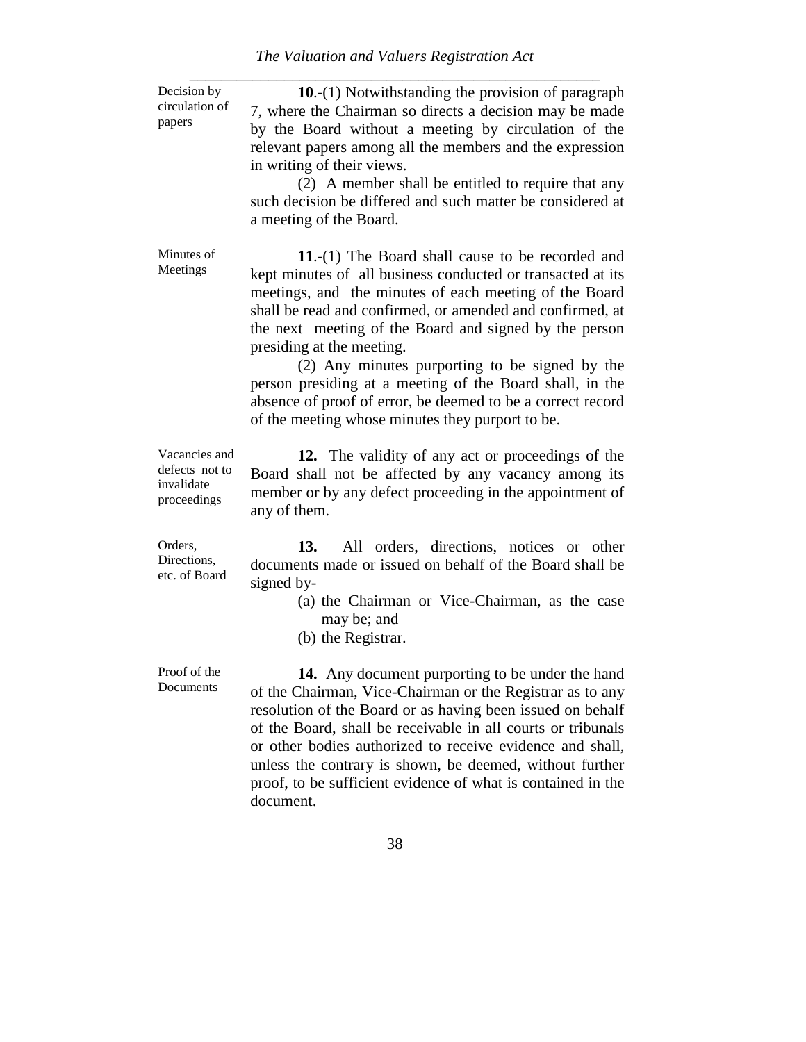**Decision by circulation of papers**

**10**.-(1) Notwithstanding the provision of paragraph 7, where the Chairman so directs a decision may be made by the Board without a meeting by circulation of the relevant papers among all the members and the expression in writing of their views.

(2) A member shall be entitled to require that any such decision be differed and such matter be considered at a meeting of the Board.

**Minutes of Meetings**

**11**.-(1) The Board shall cause to be recorded and kept minutes of all business conducted or transacted at its meetings, and the minutes of each meeting of the Board shall be read and confirmed, or amended and confirmed, at the next meeting of the Board and signed by the person presiding at the meeting.

(2) Any minutes purporting to be signed by the person presiding at a meeting of the Board shall, in the absence of proof of error, be deemed to be a correct record of the meeting whose minutes they purport to be.

**Vacancies and defects not to invalidate proceedings**

**12.** The validity of any act or proceedings of the Board shall not be affected by any vacancy among its member or by any defect proceeding in the appointment of any of them.

**Orders, Directions, etc. of Board**

**13.** All orders, directions, notices or other documents made or issued on behalf of the Board shall be signed by-

(a) the Chairman or Vice-Chairman, as the case may be; and

(b) the Registrar.

**Proof of the Documents**

**14.** Any document purporting to be under the hand of the Chairman, Vice-Chairman or the Registrar as to any resolution of the Board or as having been issued on behalf of the Board, shall be receivable in all courts or tribunals or other bodies authorized to receive evidence and shall, unless the contrary is shown, be deemed, without further proof, to be sufficient evidence of what is contained in the document.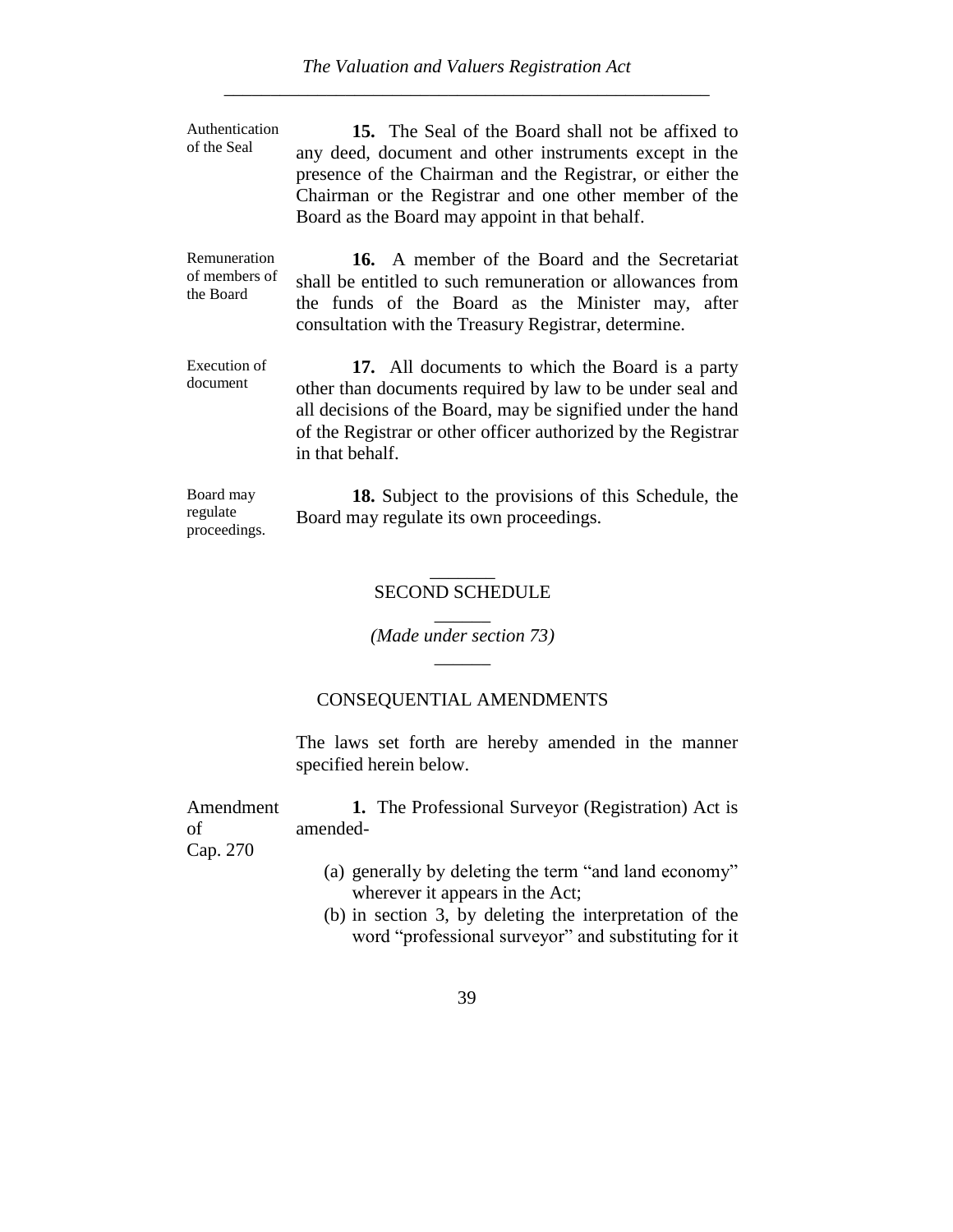Authentication of the Seal

**15.** The Seal of the Board shall not be affixed to any deed, document and other instruments except in the presence of the Chairman and the Registrar, or either the Chairman or the Registrar and one other member of the Board as the Board may appoint in that behalf.

Remuneration of members of the Board

**16.** A member of the Board and the Secretariat shall be entitled to such remuneration or allowances from the funds of the Board as the Minister may, after consultation with the Treasury Registrar, determine.

Execution of document

**17.** All documents to which the Board is a party other than documents required by law to be under seal and all decisions of the Board, may be signified under the hand of the Registrar or other officer authorized by the Registrar in that behalf.

Board may regulate proceedings.

**18.** Subject to the provisions of this Schedule, the Board may regulate its own proceedings.

## SECOND SCHEDULE

*(Made under section 73)*

### CONSEQUENTIAL AMENDMENTS

The laws set forth are hereby amended in the manner specified herein below.

Amendment of Cap. 270

**1.** The Professional Surveyor (Registration) Act is amended-

(a) generally by deleting the term "and land economy" wherever it appears in the Act;

(b) in section 3, by deleting the interpretation of the word "professional surveyor" and substituting for it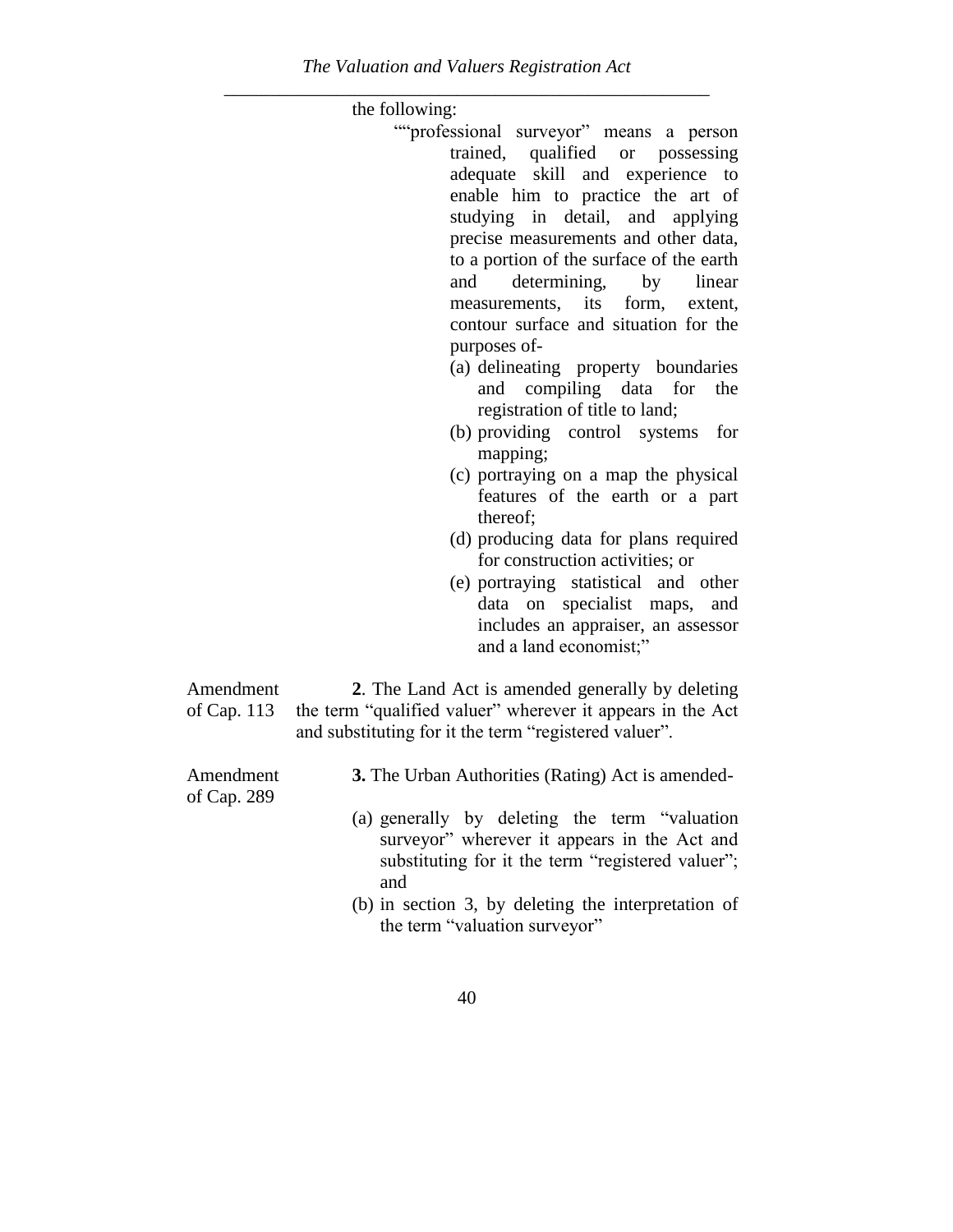the following:

""professional surveyor" means a person trained, qualified or possessing adequate skill and experience to enable him to practice the art of studying in detail, and applying precise measurements and other data, to a portion of the surface of the earth and determining, by linear measurements, its form, extent, contour surface and situation for the purposes of-

(a) delineating property boundaries and compiling data for the registration of title to land;
(b) providing control systems for mapping;
(c) portraying on a map the physical features of the earth or a part thereof;
(d) producing data for plans required for construction activities; or
(e) portraying statistical and other data on specialist maps, and includes an appraiser, an assessor and a land economist;"

Amendment of Cap. 113

**2**. The Land Act is amended generally by deleting the term "qualified valuer" wherever it appears in the Act and substituting for it the term "registered valuer".

Amendment of Cap. 289

**3.** The Urban Authorities (Rating) Act is amended-

(a) generally by deleting the term "valuation surveyor" wherever it appears in the Act and substituting for it the term "registered valuer"; and
(b) in section 3, by deleting the interpretation of the term "valuation surveyor"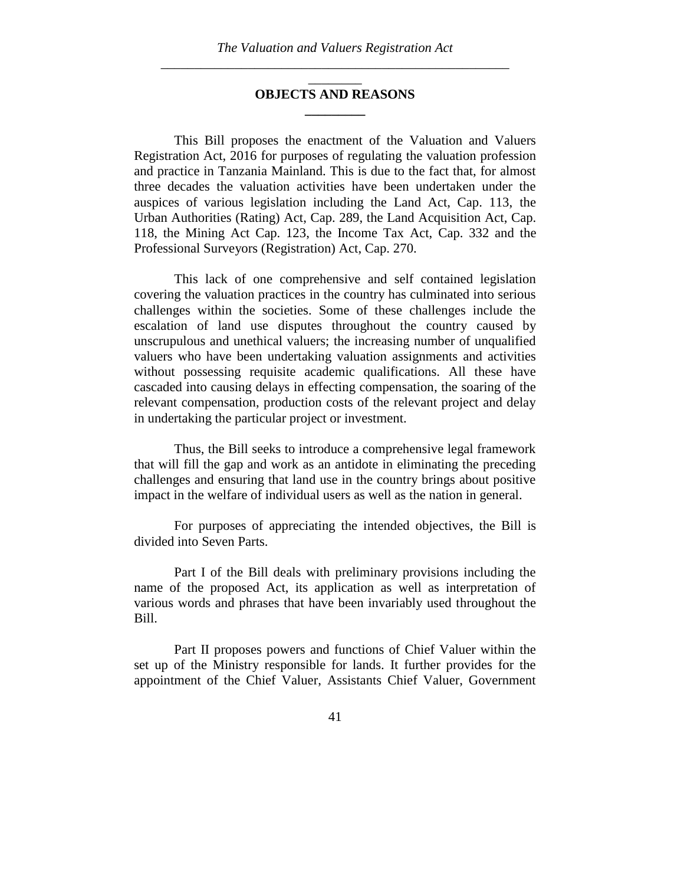## OBJECTS AND REASONS

This Bill proposes the enactment of the Valuation and Valuers Registration Act, 2016 for purposes of regulating the valuation profession and practice in Tanzania Mainland. This is due to the fact that, for almost three decades the valuation activities have been undertaken under the auspices of various legislation including the Land Act, Cap. 113, the Urban Authorities (Rating) Act, Cap. 289, the Land Acquisition Act, Cap. 118, the Mining Act Cap. 123, the Income Tax Act, Cap. 332 and the Professional Surveyors (Registration) Act, Cap. 270.

This lack of one comprehensive and self contained legislation covering the valuation practices in the country has culminated into serious challenges within the societies. Some of these challenges include the escalation of land use disputes throughout the country caused by unscrupulous and unethical valuers; the increasing number of unqualified valuers who have been undertaking valuation assignments and activities without possessing requisite academic qualifications. All these have cascaded into causing delays in effecting compensation, the soaring of the relevant compensation, production costs of the relevant project and delay in undertaking the particular project or investment.

Thus, the Bill seeks to introduce a comprehensive legal framework that will fill the gap and work as an antidote in eliminating the preceding challenges and ensuring that land use in the country brings about positive impact in the welfare of individual users as well as the nation in general.

For purposes of appreciating the intended objectives, the Bill is divided into Seven Parts.

Part I of the Bill deals with preliminary provisions including the name of the proposed Act, its application as well as interpretation of various words and phrases that have been invariably used throughout the Bill.

Part II proposes powers and functions of Chief Valuer within the set up of the Ministry responsible for lands. It further provides for the appointment of the Chief Valuer, Assistants Chief Valuer, Government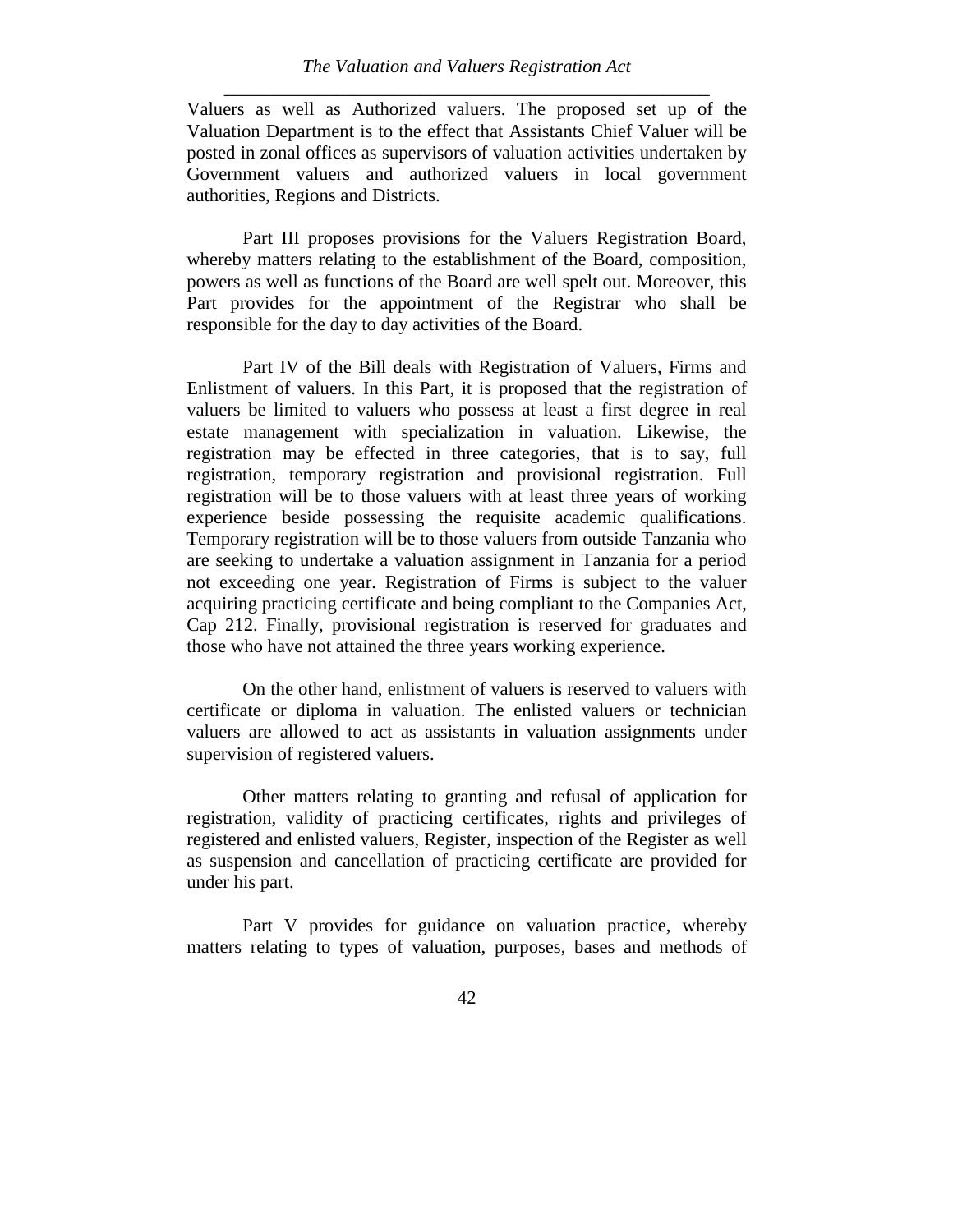Valuers as well as Authorized valuers. The proposed set up of the Valuation Department is to the effect that Assistants Chief Valuer will be posted in zonal offices as supervisors of valuation activities undertaken by Government valuers and authorized valuers in local government authorities, Regions and Districts.

Part III proposes provisions for the Valuers Registration Board, whereby matters relating to the establishment of the Board, composition, powers as well as functions of the Board are well spelt out. Moreover, this Part provides for the appointment of the Registrar who shall be responsible for the day to day activities of the Board.

Part IV of the Bill deals with Registration of Valuers, Firms and Enlistment of valuers. In this Part, it is proposed that the registration of valuers be limited to valuers who possess at least a first degree in real estate management with specialization in valuation. Likewise, the registration may be effected in three categories, that is to say, full registration, temporary registration and provisional registration. Full registration will be to those valuers with at least three years of working experience beside possessing the requisite academic qualifications. Temporary registration will be to those valuers from outside Tanzania who are seeking to undertake a valuation assignment in Tanzania for a period not exceeding one year. Registration of Firms is subject to the valuer acquiring practicing certificate and being compliant to the Companies Act, Cap 212. Finally, provisional registration is reserved for graduates and those who have not attained the three years working experience.

On the other hand, enlistment of valuers is reserved to valuers with certificate or diploma in valuation. The enlisted valuers or technician valuers are allowed to act as assistants in valuation assignments under supervision of registered valuers.

Other matters relating to granting and refusal of application for registration, validity of practicing certificates, rights and privileges of registered and enlisted valuers, Register, inspection of the Register as well as suspension and cancellation of practicing certificate are provided for under his part.

Part V provides for guidance on valuation practice, whereby matters relating to types of valuation, purposes, bases and methods of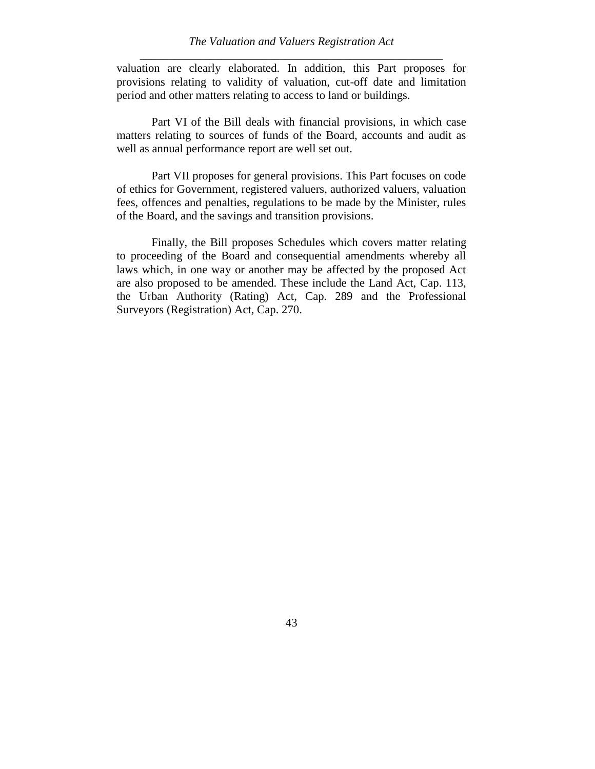valuation are clearly elaborated. In addition, this Part proposes for provisions relating to validity of valuation, cut-off date and limitation period and other matters relating to access to land or buildings.

Part VI of the Bill deals with financial provisions, in which case matters relating to sources of funds of the Board, accounts and audit as well as annual performance report are well set out.

Part VII proposes for general provisions. This Part focuses on code of ethics for Government, registered valuers, authorized valuers, valuation fees, offences and penalties, regulations to be made by the Minister, rules of the Board, and the savings and transition provisions.

Finally, the Bill proposes Schedules which covers matter relating to proceeding of the Board and consequential amendments whereby all laws which, in one way or another may be affected by the proposed Act are also proposed to be amended. These include the Land Act, Cap. 113, the Urban Authority (Rating) Act, Cap. 289 and the Professional Surveyors (Registration) Act, Cap. 270.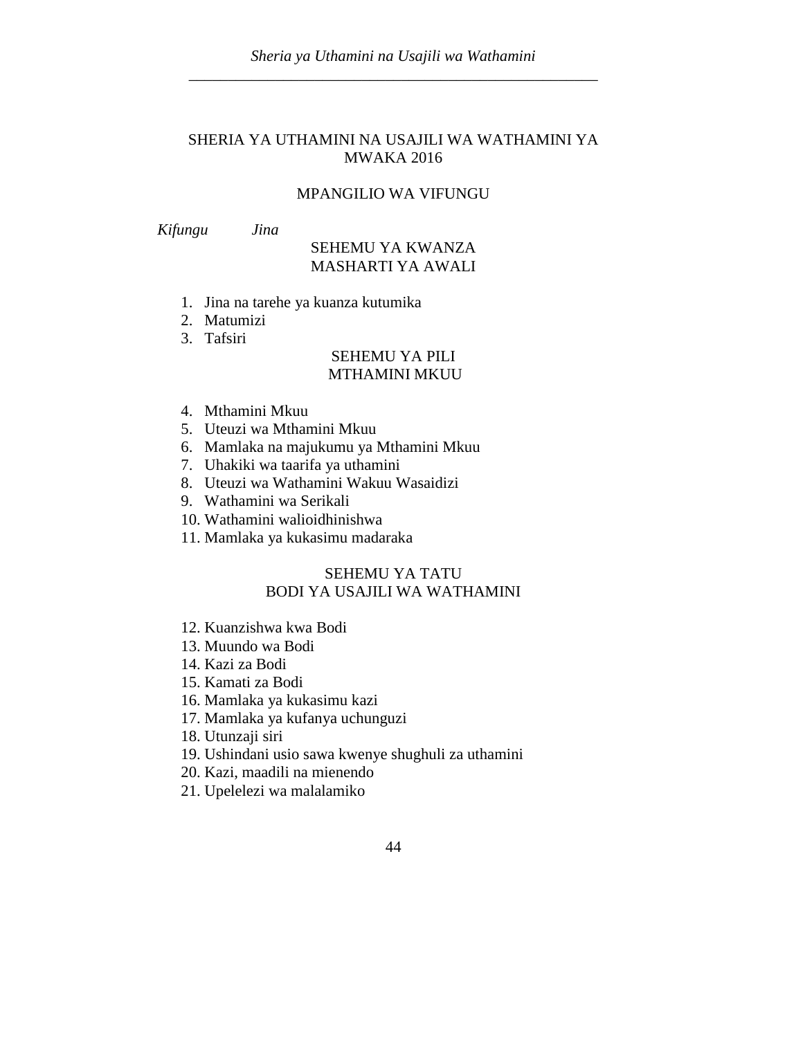# SHERIA YA UTHAMINI NA USAJILI WA WATHAMINI YA MWAKA 2016

## MPANGILIO WA VIFUNGU

*Kifungu* *Jina*

### SEHEMU YA KWANZA
### MASHARTI YA AWALI

1. Jina na tarehe ya kuanza kutumika
2. Matumizi
3. Tafsiri

### SEHEMU YA PILI
### MTHAMINI MKUU

4. Mthamini Mkuu
5. Uteuzi wa Mthamini Mkuu
6. Mamlaka na majukumu ya Mthamini Mkuu
7. Uhakiki wa taarifa ya uthamini
8. Uteuzi wa Wathamini Wakuu Wasaidizi
9. Wathamini wa Serikali
10. Wathamini walioidhinishwa
11. Mamlaka ya kukasimu madaraka

### SEHEMU YA TATU
### BODI YA USAJILI WA WATHAMINI

12. Kuanzishwa kwa Bodi
13. Muundo wa Bodi
14. Kazi za Bodi
15. Kamati za Bodi
16. Mamlaka ya kukasimu kazi
17. Mamlaka ya kufanya uchunguzi
18. Utunzaji siri
19. Ushindani usio sawa kwenye shughuli za uthamini
20. Kazi, maadili na mienendo
21. Upelelezi wa malalamiko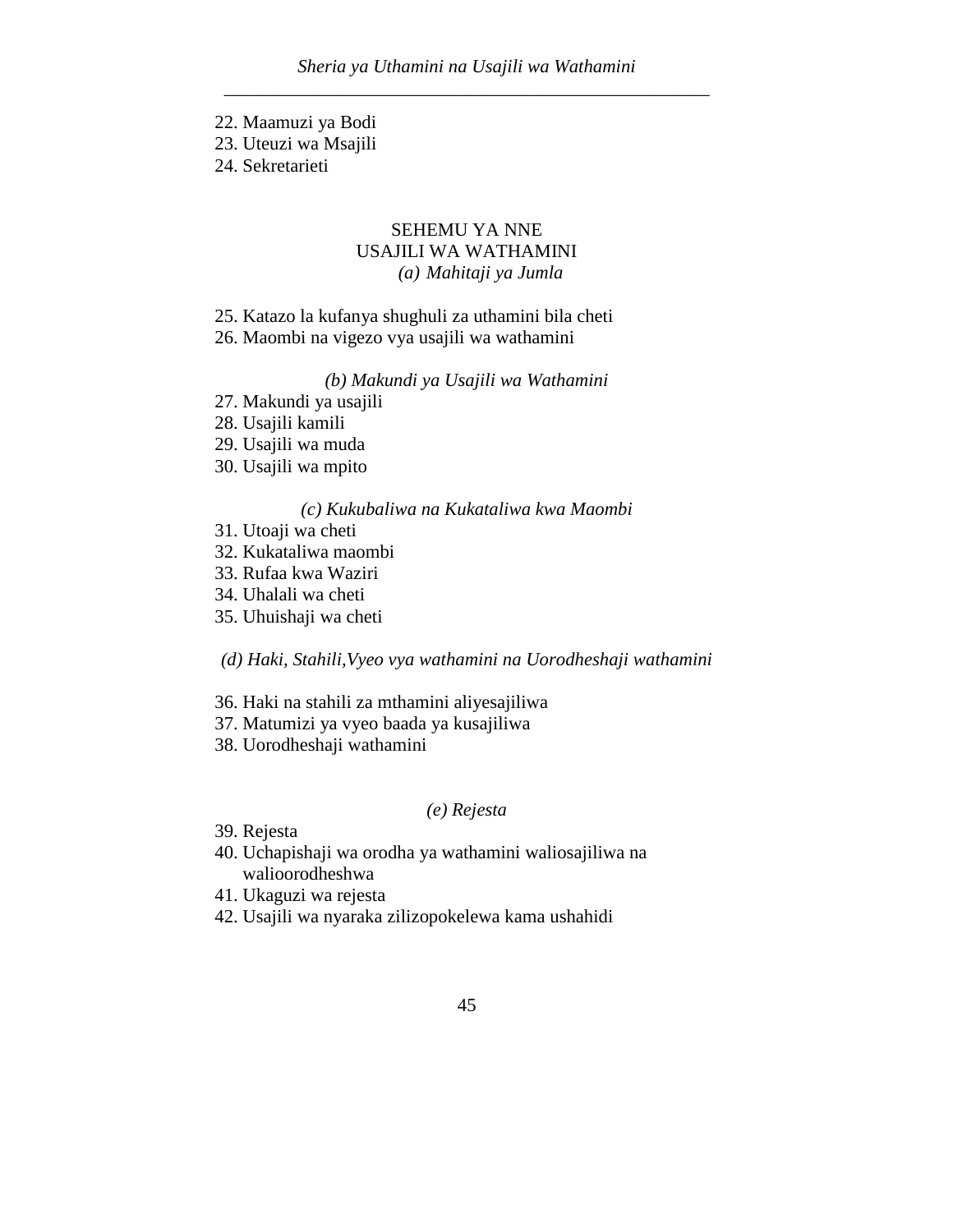22. Maamuzi ya Bodi
23. Uteuzi wa Msajili
24. Sekretarieti

## SEHEMU YA NNE
## USAJILI WA WATHAMINI

*(a) Mahitaji ya Jumla*

25. Katazo la kufanya shughuli za uthamini bila cheti
26. Maombi na vigezo vya usajili wa wathamini

*(b) Makundi ya Usajili wa Wathamini*

27. Makundi ya usajili
28. Usajili kamili
29. Usajili wa muda
30. Usajili wa mpito

*(c) Kukubaliwa na Kukataliwa kwa Maombi*

31. Utoaji wa cheti
32. Kukataliwa maombi
33. Rufaa kwa Waziri
34. Uhalali wa cheti
35. Uhuishaji wa cheti

*(d) Haki, Stahili,Vyeo vya wathamini na Uorodheshaji wathamini*

36. Haki na stahili za mthamini aliyesajiliwa
37. Matumizi ya vyeo baada ya kusajiliwa
38. Uorodheshaji wathamini

*(e) Rejesta*

39. Rejesta
40. Uchapishaji wa orodha ya wathamini waliosajiliwa na walioorodheshwa
41. Ukaguzi wa rejesta
42. Usajili wa nyaraka zilizopokelewa kama ushahidi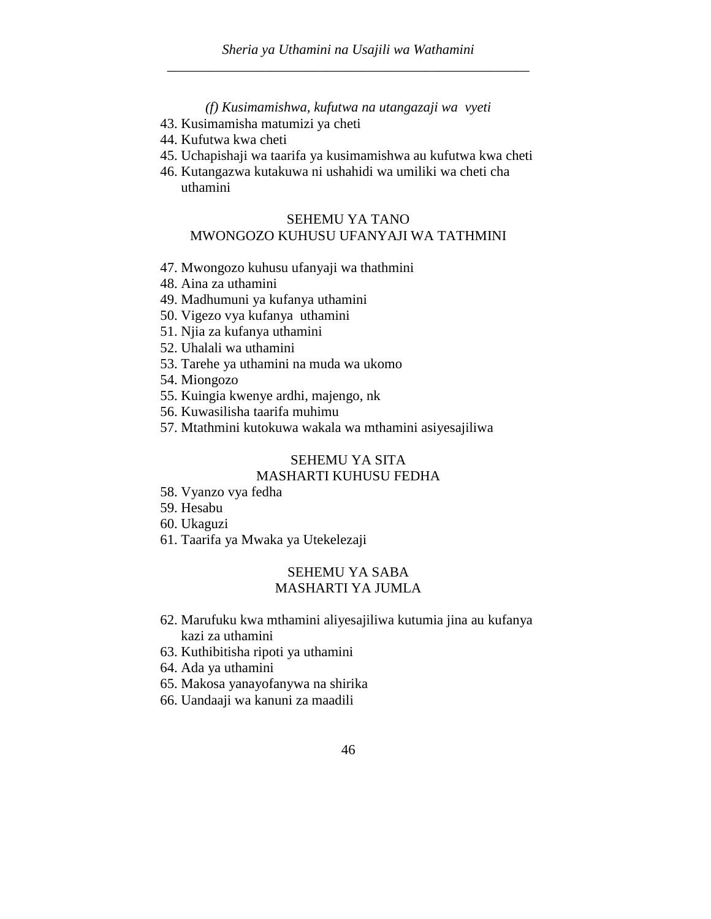*(f) Kusimamishwa, kufutwa na utangazaji wa vyeti*

43. Kusimamisha matumizi ya cheti
44. Kufutwa kwa cheti
45. Uchapishaji wa taarifa ya kusimamishwa au kufutwa kwa cheti
46. Kutangazwa kutakuwa ni ushahidi wa umiliki wa cheti cha uthamini

## SEHEMU YA TANO
## MWONGOZO KUHUSU UFANYAJI WA TATHMINI

47. Mwongozo kuhusu ufanyaji wa thathmini
48. Aina za uthamini
49. Madhumuni ya kufanya uthamini
50. Vigezo vya kufanya uthamini
51. Njia za kufanya uthamini
52. Uhalali wa uthamini
53. Tarehe ya uthamini na muda wa ukomo
54. Miongozo
55. Kuingia kwenye ardhi, majengo, nk
56. Kuwasilisha taarifa muhimu
57. Mtathmini kutokuwa wakala wa mthamini asiyesajiliwa

## SEHEMU YA SITA
## MASHARTI KUHUSU FEDHA

58. Vyanzo vya fedha
59. Hesabu
60. Ukaguzi
61. Taarifa ya Mwaka ya Utekelezaji

## SEHEMU YA SABA
## MASHARTI YA JUMLA

62. Marufuku kwa mthamini aliyesajiliwa kutumia jina au kufanya kazi za uthamini
63. Kuthibitisha ripoti ya uthamini
64. Ada ya uthamini
65. Makosa yanayofanywa na shirika
66. Uandaaji wa kanuni za maadili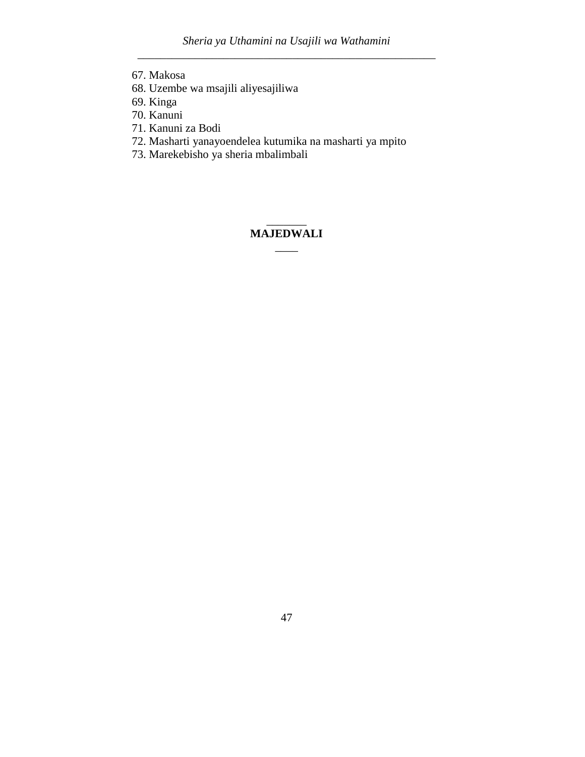67. Makosa
68. Uzembe wa msajili aliyesajiliwa
69. Kinga
70. Kanuni
71. Kanuni za Bodi
72. Masharti yanayoendelea kutumika na masharti ya mpito
73. Marekebisho ya sheria mbalimbali

---

**MAJEDWALI**

---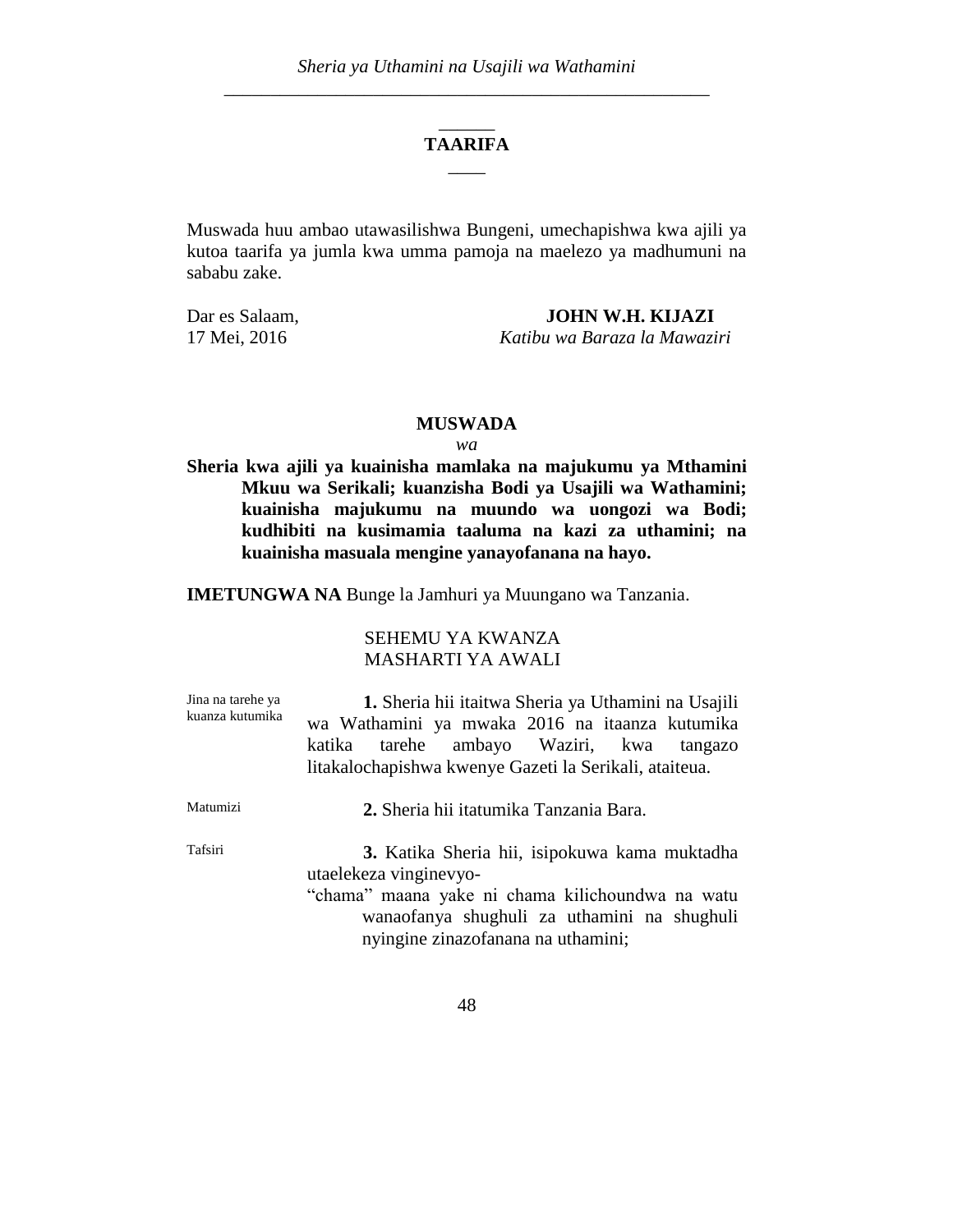## TAARIFA

Muswada huu ambao utawasilishwa Bungeni, umechapishwa kwa ajili ya kutoa taarifa ya jumla kwa umma pamoja na maelezo ya madhumuni na sababu zake.

Dar es Salaam,
17 Mei, 2016

**JOHN W.H. KIJAZI**
*Katibu wa Baraza la Mawaziri*

## MUSWADA

*wa*

**Sheria kwa ajili ya kuainisha mamlaka na majukumu ya Mthamini Mkuu wa Serikali; kuanzisha Bodi ya Usajili wa Wathamini; kuainisha majukumu na muundo wa uongozi wa Bodi; kudhibiti na kusimamia taaluma na kazi za uthamini; na kuainisha masuala mengine yanayofanana na hayo.**

**IMETUNGWA NA** Bunge la Jamhuri ya Muungano wa Tanzania.

### SEHEMU YA KWANZA
### MASHARTI YA AWALI

Jina na tarehe ya kuanza kutumika

**1.** Sheria hii itaitwa Sheria ya Uthamini na Usajili wa Wathamini ya mwaka 2016 na itaanza kutumika katika tarehe ambayo Waziri, kwa tangazo litakalochapishwa kwenye Gazeti la Serikali, ataiteua.

Matumizi

**2.** Sheria hii itatumika Tanzania Bara.

Tafsiri

**3.** Katika Sheria hii, isipokuwa kama muktadha utaelekeza vinginevyo-

"chama" maana yake ni chama kilichoundwa na watu wanaofanya shughuli za uthamini na shughuli nyingine zinazofanana na uthamini;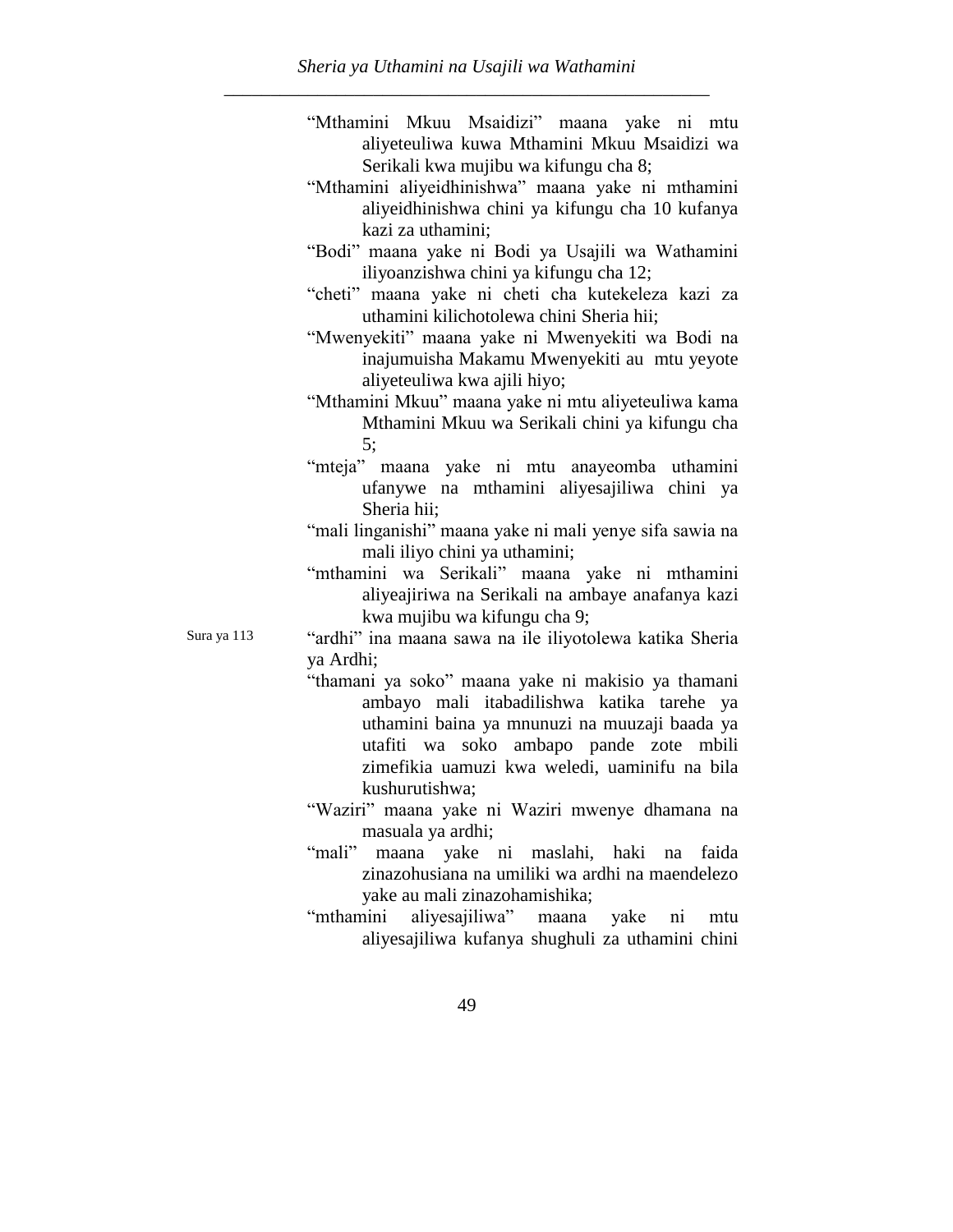"Mthamini Mkuu Msaidizi" maana yake ni mtu aliyeteuliwa kuwa Mthamini Mkuu Msaidizi wa Serikali kwa mujibu wa kifungu cha 8;

"Mthamini aliyeidhinishwa" maana yake ni mthamini aliyeidhinishwa chini ya kifungu cha 10 kufanya kazi za uthamini;

"Bodi" maana yake ni Bodi ya Usajili wa Wathamini iliyoanzishwa chini ya kifungu cha 12;

"cheti" maana yake ni cheti cha kutekeleza kazi za uthamini kilichotolewa chini Sheria hii;

"Mwenyekiti" maana yake ni Mwenyekiti wa Bodi na inajumuisha Makamu Mwenyekiti au mtu yeyote aliyeteuliwa kwa ajili hiyo;

"Mthamini Mkuu" maana yake ni mtu aliyeteuliwa kama Mthamini Mkuu wa Serikali chini ya kifungu cha 5;

"mteja" maana yake ni mtu anayeomba uthamini ufanywe na mthamini aliyesajiliwa chini ya Sheria hii;

"mali linganishi" maana yake ni mali yenye sifa sawia na mali iliyo chini ya uthamini;

"mthamini wa Serikali" maana yake ni mthamini aliyeajiriwa na Serikali na ambaye anafanya kazi kwa mujibu wa kifungu cha 9;

Sura ya 113

"ardhi" ina maana sawa na ile iliyotolewa katika Sheria ya Ardhi;

"thamani ya soko" maana yake ni makisio ya thamani ambayo mali itabadilishwa katika tarehe ya uthamini baina ya mnunuzi na muuzaji baada ya utafiti wa soko ambapo pande zote mbili zimefikia uamuzi kwa weledi, uaminifu na bila kushurutishwa;

"Waziri" maana yake ni Waziri mwenye dhamana na masuala ya ardhi;

"mali" maana yake ni maslahi, haki na faida zinazohusiana na umiliki wa ardhi na maendelezo yake au mali zinazohamishika;

"mthamini aliyesajiliwa" maana yake ni mtu aliyesajiliwa kufanya shughuli za uthamini chini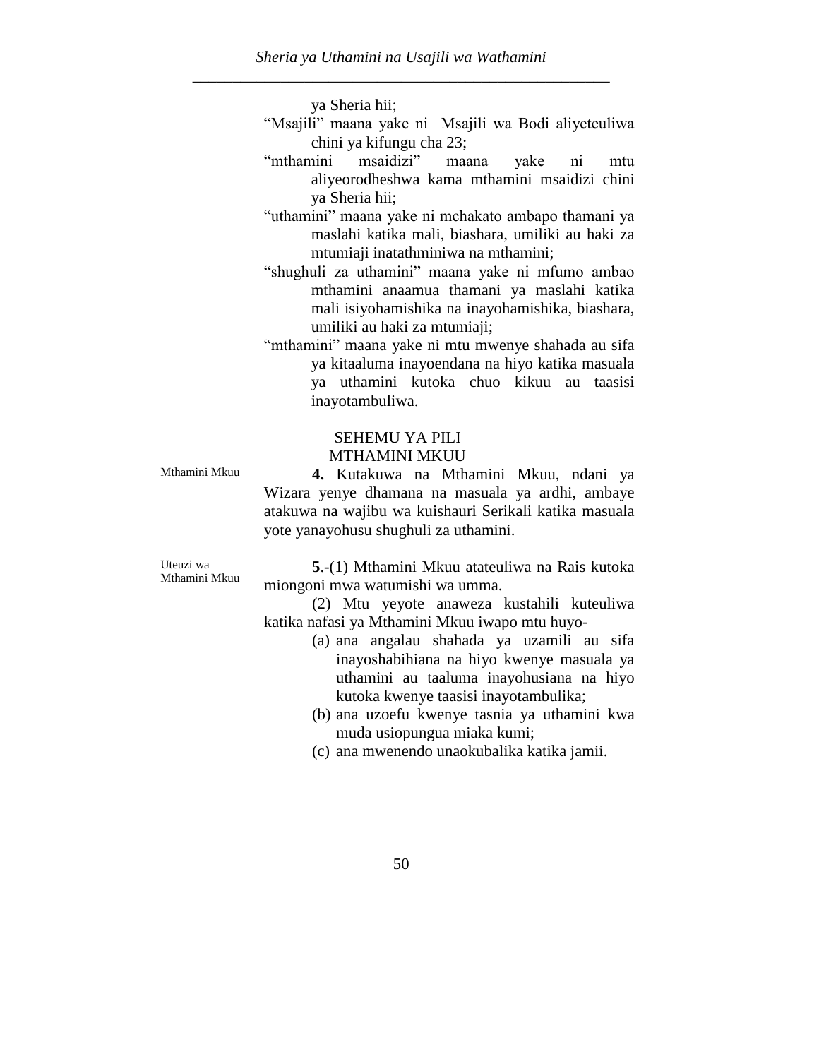ya Sheria hii;

"Msajili" maana yake ni Msajili wa Bodi aliyeteuliwa chini ya kifungu cha 23;

"mthamini msaidizi" maana yake ni mtu aliyeorodheshwa kama mthamini msaidizi chini ya Sheria hii;

"uthamini" maana yake ni mchakato ambapo thamani ya maslahi katika mali, biashara, umiliki au haki za mtumiaji inatathminiwa na mthamini;

"shughuli za uthamini" maana yake ni mfumo ambao mthamini anaamua thamani ya maslahi katika mali isiyohamishika na inayohamishika, biashara, umiliki au haki za mtumiaji;

"mthamini" maana yake ni mtu mwenye shahada au sifa ya kitaaluma inayoendana na hiyo katika masuala ya uthamini kutoka chuo kikuu au taasisi inayotambuliwa.

## SEHEMU YA PILI
## MTHAMINI MKUU

*Mthamini Mkuu*

**4.** Kutakuwa na Mthamini Mkuu, ndani ya Wizara yenye dhamana na masuala ya ardhi, ambaye atakuwa na wajibu wa kuishauri Serikali katika masuala yote yanayohusu shughuli za uthamini.

*Uteuzi wa Mthamini Mkuu*

**5**.-(1) Mthamini Mkuu atateuliwa na Rais kutoka miongoni mwa watumishi wa umma.

(2) Mtu yeyote anaweza kustahili kuteuliwa katika nafasi ya Mthamini Mkuu iwapo mtu huyo-

(a) ana angalau shahada ya uzamili au sifa inayoshabihiana na hiyo kwenye masuala ya uthamini au taaluma inayohusiana na hiyo kutoka kwenye taasisi inayotambulika;

(b) ana uzoefu kwenye tasnia ya uthamini kwa muda usiopungua miaka kumi;

(c) ana mwenendo unaokubalika katika jamii.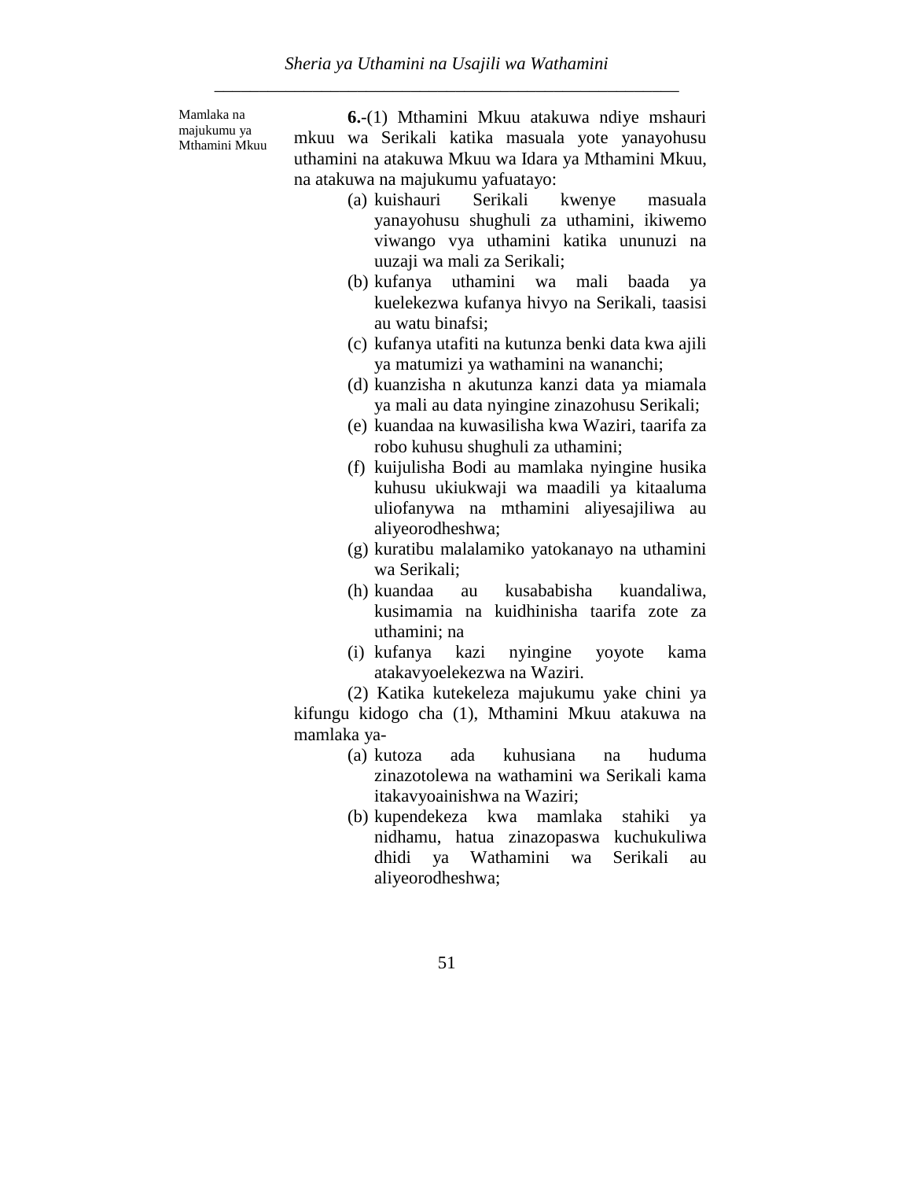Mamlaka na majukumu ya Mthamini Mkuu

**6.**-(1) Mthamini Mkuu atakuwa ndiye mshauri mkuu wa Serikali katika masuala yote yanayohusu uthamini na atakuwa Mkuu wa Idara ya Mthamini Mkuu, na atakuwa na majukumu yafuatayo:

(a) kuishauri Serikali kwenye masuala yanayohusu shughuli za uthamini, ikiwemo viwango vya uthamini katika ununuzi na uuzaji wa mali za Serikali;

(b) kufanya uthamini wa mali baada ya kuelekezwa kufanya hivyo na Serikali, taasisi au watu binafsi;

(c) kufanya utafiti na kutunza benki data kwa ajili ya matumizi ya wathamini na wananchi;

(d) kuanzisha n akutunza kanzi data ya miamala ya mali au data nyingine zinazohusu Serikali;

(e) kuandaa na kuwasilisha kwa Waziri, taarifa za robo kuhusu shughuli za uthamini;

(f) kuijulisha Bodi au mamlaka nyingine husika kuhusu ukiukwaji wa maadili ya kitaaluma uliofanywa na mthamini aliyesajiliwa au aliyeorodheshwa;

(g) kuratibu malalamiko yatokanayo na uthamini wa Serikali;

(h) kuandaa au kusababisha kuandaliwa, kusimamia na kuidhinisha taarifa zote za uthamini; na

(i) kufanya kazi nyingine yoyote kama atakavyoelekezwa na Waziri.

(2) Katika kutekeleza majukumu yake chini ya kifungu kidogo cha (1), Mthamini Mkuu atakuwa na mamlaka ya-

(a) kutoza ada kuhusiana na huduma zinazotolewa na wathamini wa Serikali kama itakavyoainishwa na Waziri;

(b) kupendekeza kwa mamlaka stahiki ya nidhamu, hatua zinazopaswa kuchukuliwa dhidi ya Wathamini wa Serikali au aliyeorodheshwa;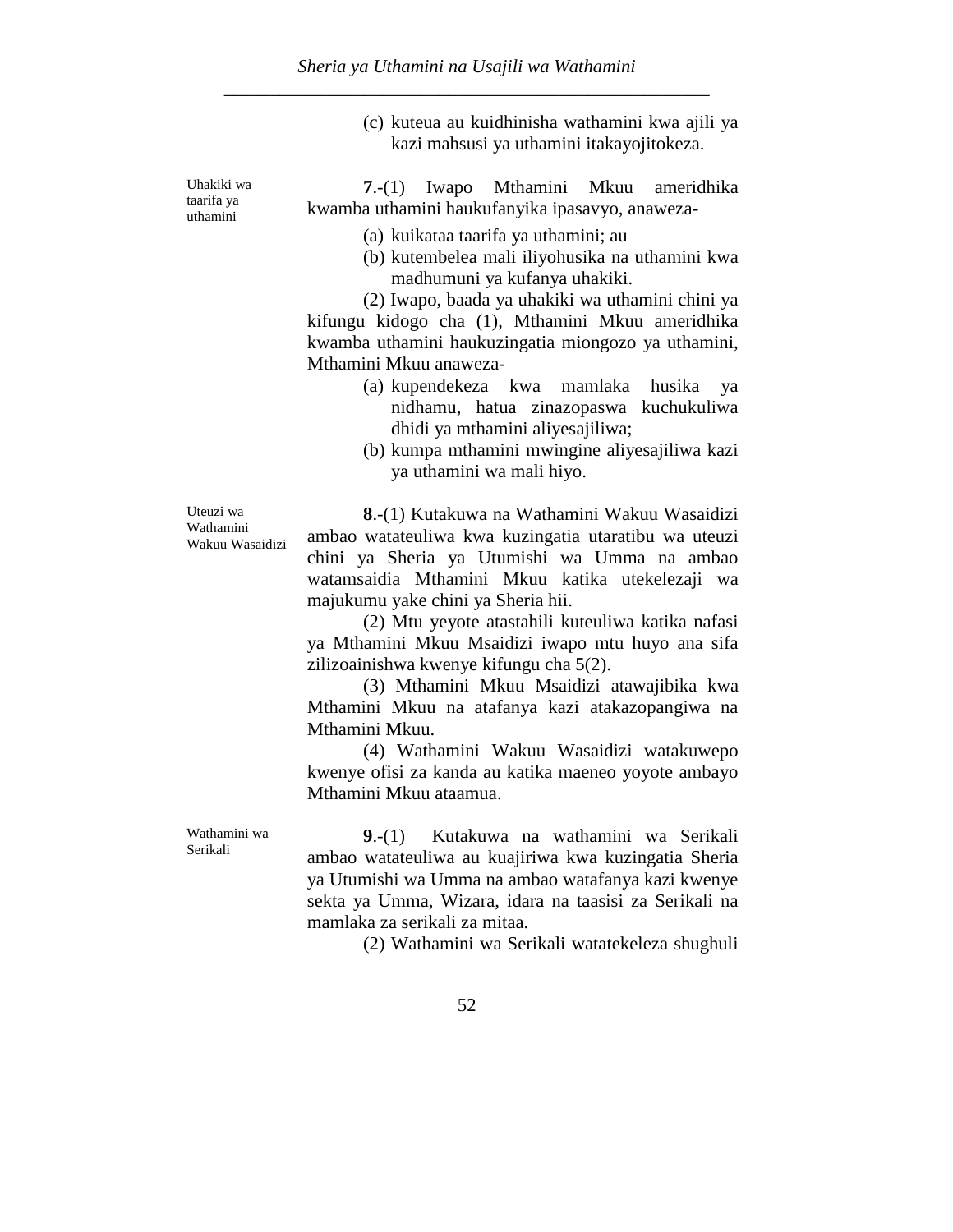(c) kuteua au kuidhinisha wathamini kwa ajili ya kazi mahsusi ya uthamini itakayojitokeza.

Uhakiki wa taarifa ya uthamini

**7**.-(1) Iwapo Mthamini Mkuu ameridhika kwamba uthamini haukufanyika ipasavyo, anaweza-

(a) kuikataa taarifa ya uthamini; au

(b) kutembelea mali iliyohusika na uthamini kwa madhumuni ya kufanya uhakiki.

(2) Iwapo, baada ya uhakiki wa uthamini chini ya kifungu kidogo cha (1), Mthamini Mkuu ameridhika kwamba uthamini haukuzingatia miongozo ya uthamini, Mthamini Mkuu anaweza-

(a) kupendekeza kwa mamlaka husika ya nidhamu, hatua zinazopaswa kuchukuliwa dhidi ya mthamini aliyesajiliwa;

(b) kumpa mthamini mwingine aliyesajiliwa kazi ya uthamini wa mali hiyo.

Uteuzi wa Wathamini Wakuu Wasaidizi

**8**.-(1) Kutakuwa na Wathamini Wakuu Wasaidizi ambao watateuliwa kwa kuzingatia utaratibu wa uteuzi chini ya Sheria ya Utumishi wa Umma na ambao watamsaidia Mthamini Mkuu katika utekelezaji wa majukumu yake chini ya Sheria hii.

(2) Mtu yeyote atastahili kuteuliwa katika nafasi ya Mthamini Mkuu Msaidizi iwapo mtu huyo ana sifa zilizoainishwa kwenye kifungu cha 5(2).

(3) Mthamini Mkuu Msaidizi atawajibika kwa Mthamini Mkuu na atafanya kazi atakazopangiwa na Mthamini Mkuu.

(4) Wathamini Wakuu Wasaidizi watakuwepo kwenye ofisi za kanda au katika maeneo yoyote ambayo Mthamini Mkuu ataamua.

Wathamini wa Serikali

**9**.-(1) Kutakuwa na wathamini wa Serikali ambao watateuliwa au kuajiriwa kwa kuzingatia Sheria ya Utumishi wa Umma na ambao watafanya kazi kwenye sekta ya Umma, Wizara, idara na taasisi za Serikali na mamlaka za serikali za mitaa.

(2) Wathamini wa Serikali watatekeleza shughuli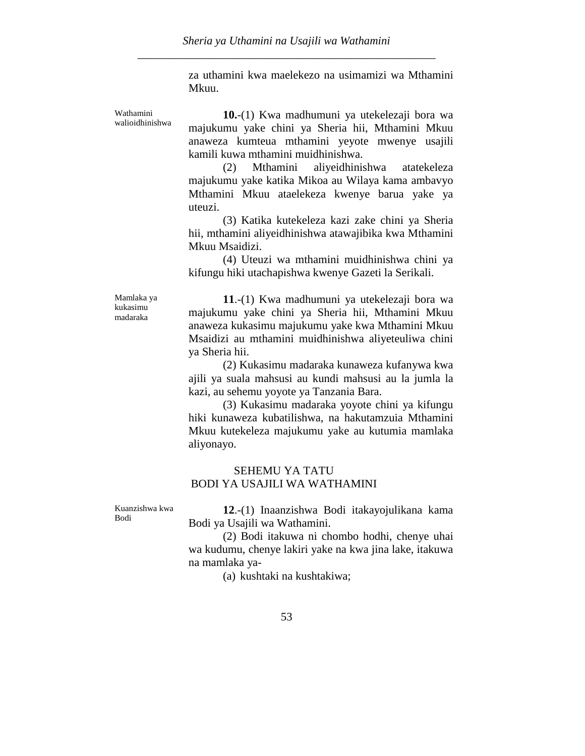za uthamini kwa maelekezo na usimamizi wa Mthamini Mkuu.

Wathamini walioidhinishwa

**10.**-(1) Kwa madhumuni ya utekelezaji bora wa majukumu yake chini ya Sheria hii, Mthamini Mkuu anaweza kumteua mthamini yeyote mwenye usajili kamili kuwa mthamini muidhinishwa.

(2) Mthamini aliyeidhinishwa atatekeleza majukumu yake katika Mikoa au Wilaya kama ambavyo Mthamini Mkuu ataelekeza kwenye barua yake ya uteuzi.

(3) Katika kutekeleza kazi zake chini ya Sheria hii, mthamini aliyeidhinishwa atawajibika kwa Mthamini Mkuu Msaidizi.

(4) Uteuzi wa mthamini muidhinishwa chini ya kifungu hiki utachapishwa kwenye Gazeti la Serikali.

Mamlaka ya kukasimu madaraka

**11**.-(1) Kwa madhumuni ya utekelezaji bora wa majukumu yake chini ya Sheria hii, Mthamini Mkuu anaweza kukasimu majukumu yake kwa Mthamini Mkuu Msaidizi au mthamini muidhinishwa aliyeteuliwa chini ya Sheria hii.

(2) Kukasimu madaraka kunaweza kufanywa kwa ajili ya suala mahsusi au kundi mahsusi au la jumla la kazi, au sehemu yoyote ya Tanzania Bara.

(3) Kukasimu madaraka yoyote chini ya kifungu hiki kunaweza kubatilishwa, na hakutamzuia Mthamini Mkuu kutekeleza majukumu yake au kutumia mamlaka aliyonayo.

## SEHEMU YA TATU
## BODI YA USAJILI WA WATHAMINI

Kuanzishwa kwa Bodi

**12**.-(1) Inaanzishwa Bodi itakayojulikana kama Bodi ya Usajili wa Wathamini.

(2) Bodi itakuwa ni chombo hodhi, chenye uhai wa kudumu, chenye lakiri yake na kwa jina lake, itakuwa na mamlaka ya-

(a) kushtaki na kushtakiwa;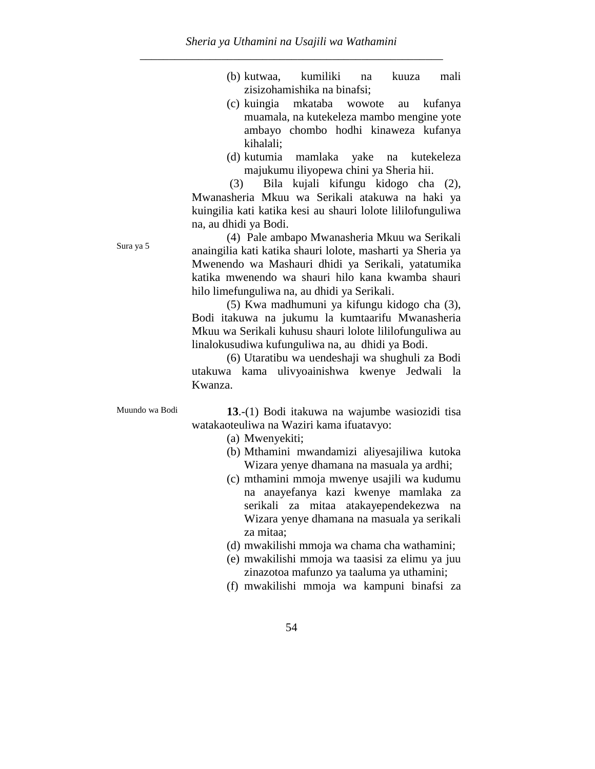(b) kutwaa, kumiliki na kuuza mali zisizohamishika na binafsi;

(c) kuingia mkataba wowote au kufanya muamala, na kutekeleza mambo mengine yote ambayo chombo hodhi kinaweza kufanya kihalali;

(d) kutumia mamlaka yake na kutekeleza majukumu iliyopewa chini ya Sheria hii.

(3) Bila kujali kifungu kidogo cha (2), Mwanasheria Mkuu wa Serikali atakuwa na haki ya kuingilia kati katika kesi au shauri lolote lililofunguliwa na, au dhidi ya Bodi.

Sura ya 5

(4) Pale ambapo Mwanasheria Mkuu wa Serikali anaingilia kati katika shauri lolote, masharti ya Sheria ya Mwenendo wa Mashauri dhidi ya Serikali, yatatumika katika mwenendo wa shauri hilo kana kwamba shauri hilo limefunguliwa na, au dhidi ya Serikali.

(5) Kwa madhumuni ya kifungu kidogo cha (3), Bodi itakuwa na jukumu la kumtaarifu Mwanasheria Mkuu wa Serikali kuhusu shauri lolote lililofunguliwa au linalokusudiwa kufunguliwa na, au dhidi ya Bodi.

(6) Utaratibu wa uendeshaji wa shughuli za Bodi utakuwa kama ulivyoainishwa kwenye Jedwali la Kwanza.

Muundo wa Bodi

**13**.-(1) Bodi itakuwa na wajumbe wasiozidi tisa watakaoteuliwa na Waziri kama ifuatavyo:

(a) Mwenyekiti;

(b) Mthamini mwandamizi aliyesajiliwa kutoka Wizara yenye dhamana na masuala ya ardhi;

(c) mthamini mmoja mwenye usajili wa kudumu na anayefanya kazi kwenye mamlaka za serikali za mitaa atakayependekezwa na Wizara yenye dhamana na masuala ya serikali za mitaa;

(d) mwakilishi mmoja wa chama cha wathamini;

(e) mwakilishi mmoja wa taasisi za elimu ya juu zinazotoa mafunzo ya taaluma ya uthamini;

(f) mwakilishi mmoja wa kampuni binafsi za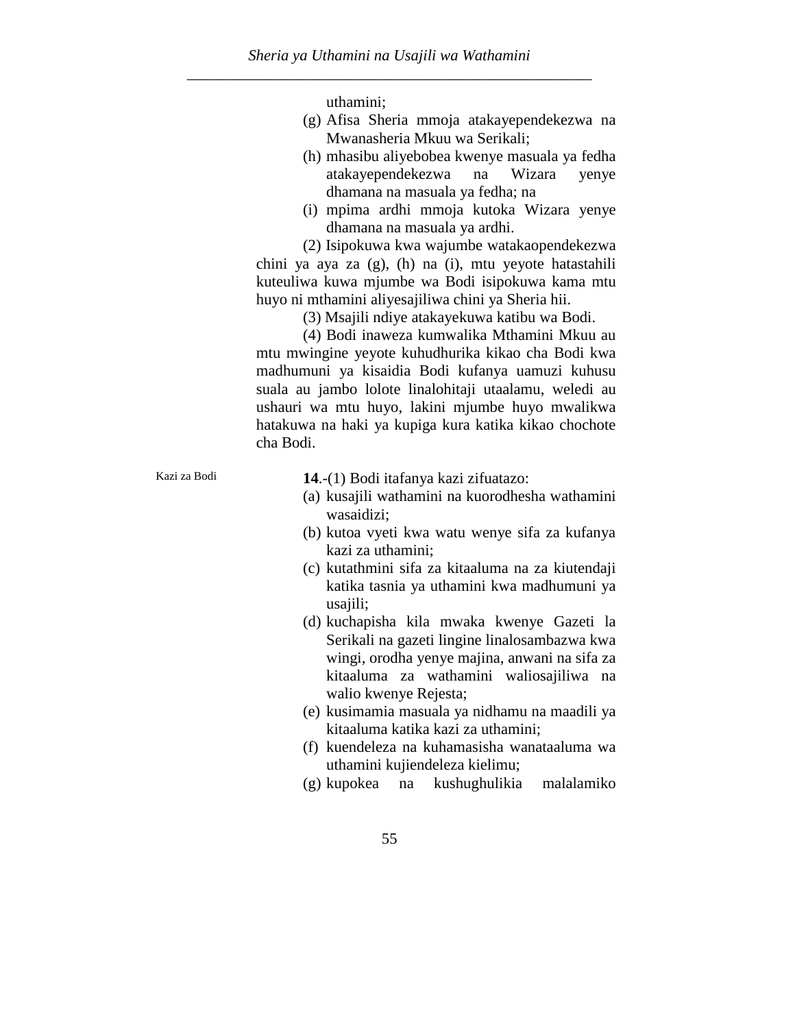uthamini;

(g) Afisa Sheria mmoja atakayependekezwa na Mwanasheria Mkuu wa Serikali;

(h) mhasibu aliyebobea kwenye masuala ya fedha atakayependekezwa na Wizara yenye dhamana na masuala ya fedha; na

(i) mpima ardhi mmoja kutoka Wizara yenye dhamana na masuala ya ardhi.

(2) Isipokuwa kwa wajumbe watakaopendekezwa chini ya aya za (g), (h) na (i), mtu yeyote hatastahili kuteuliwa kuwa mjumbe wa Bodi isipokuwa kama mtu huyo ni mthamini aliyesajiliwa chini ya Sheria hii.

(3) Msajili ndiye atakayekuwa katibu wa Bodi.

(4) Bodi inaweza kumwalika Mthamini Mkuu au mtu mwingine yeyote kuhudhurika kikao cha Bodi kwa madhumuni ya kisaidia Bodi kufanya uamuzi kuhusu suala au jambo lolote linalohitaji utaalamu, weledi au ushauri wa mtu huyo, lakini mjumbe huyo mwalikwa hatakuwa na haki ya kupiga kura katika kikao chochote cha Bodi.

Kazi za Bodi

**14**.-(1) Bodi itafanya kazi zifuatazo:

(a) kusajili wathamini na kuorodhesha wathamini wasaidizi;

(b) kutoa vyeti kwa watu wenye sifa za kufanya kazi za uthamini;

(c) kutathmini sifa za kitaaluma na za kiutendaji katika tasnia ya uthamini kwa madhumuni ya usajili;

(d) kuchapisha kila mwaka kwenye Gazeti la Serikali na gazeti lingine linalosambazwa kwa wingi, orodha yenye majina, anwani na sifa za kitaaluma za wathamini waliosajiliwa na walio kwenye Rejesta;

(e) kusimamia masuala ya nidhamu na maadili ya kitaaluma katika kazi za uthamini;

(f) kuendeleza na kuhamasisha wanataaluma wa uthamini kujiendeleza kielimu;

(g) kupokea na kushughulikia malalamiko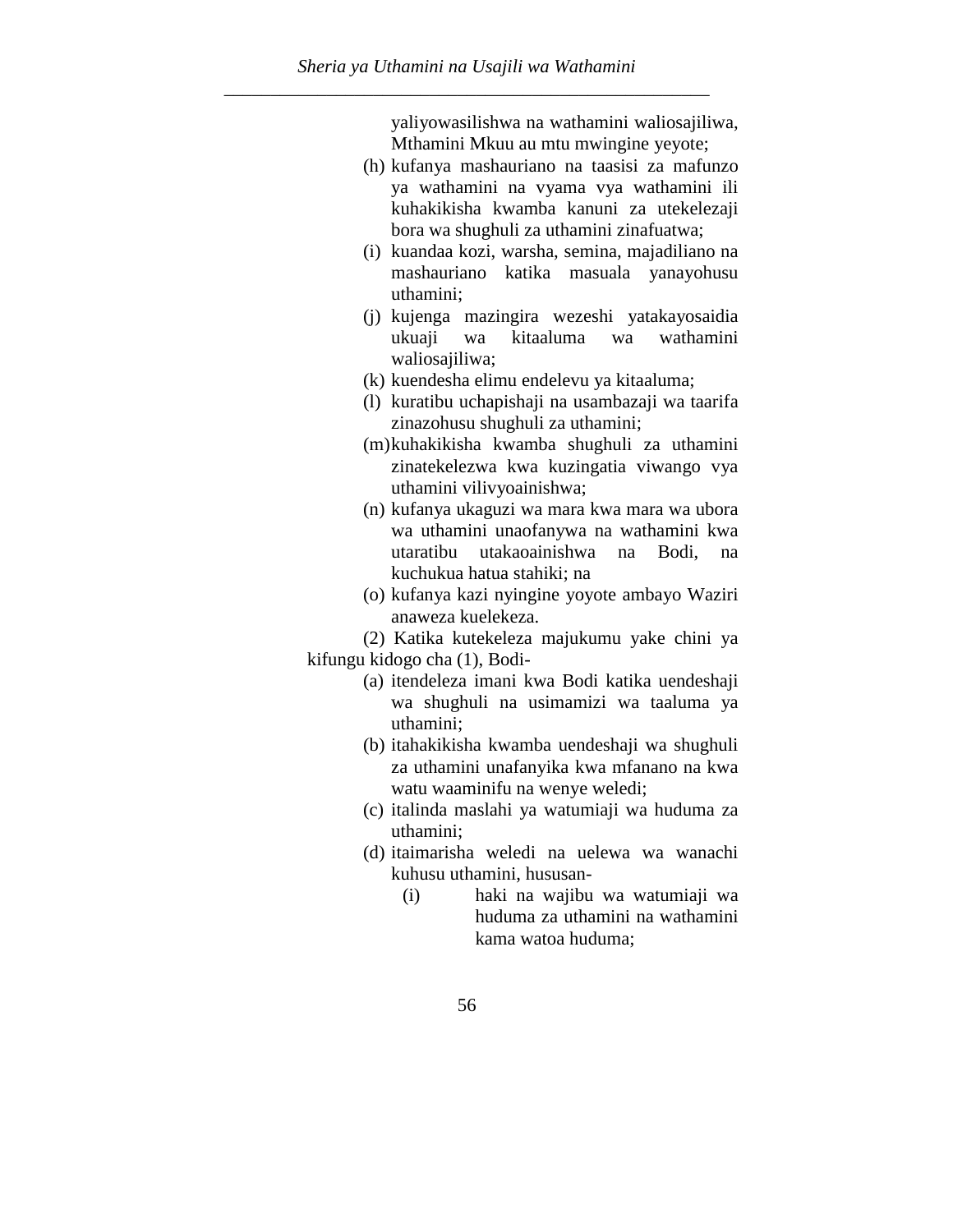yaliyowasilishwa na wathamini waliosajiliwa, Mthamini Mkuu au mtu mwingine yeyote;

(h) kufanya mashauriano na taasisi za mafunzo ya wathamini na vyama vya wathamini ili kuhakikisha kwamba kanuni za utekelezaji bora wa shughuli za uthamini zinafuatwa;

(i) kuandaa kozi, warsha, semina, majadiliano na mashauriano katika masuala yanayohusu uthamini;

(j) kujenga mazingira wezeshi yatakayosaidia ukuaji wa kitaaluma wa wathamini waliosajiliwa;

(k) kuendesha elimu endelevu ya kitaaluma;

(l) kuratibu uchapishaji na usambazaji wa taarifa zinazohusu shughuli za uthamini;

(m) kuhakikisha kwamba shughuli za uthamini zinatekelezwa kwa kuzingatia viwango vya uthamini vilivyoainishwa;

(n) kufanya ukaguzi wa mara kwa mara wa ubora wa uthamini unaofanywa na wathamini kwa utaratibu utakaoainishwa na Bodi, na kuchukua hatua stahiki; na

(o) kufanya kazi nyingine yoyote ambayo Waziri anaweza kuelekeza.

(2) Katika kutekeleza majukumu yake chini ya kifungu kidogo cha (1), Bodi-

(a) itendeleza imani kwa Bodi katika uendeshaji wa shughuli na usimamizi wa taaluma ya uthamini;

(b) itahakikisha kwamba uendeshaji wa shughuli za uthamini unafanyika kwa mfanano na kwa watu waaminifu na wenye weledi;

(c) italinda maslahi ya watumiaji wa huduma za uthamini;

(d) itaimarisha weledi na uelewa wa wanachi kuhusu uthamini, hususan-

   (i) haki na wajibu wa watumiaji wa huduma za uthamini na wathamini kama watoa huduma;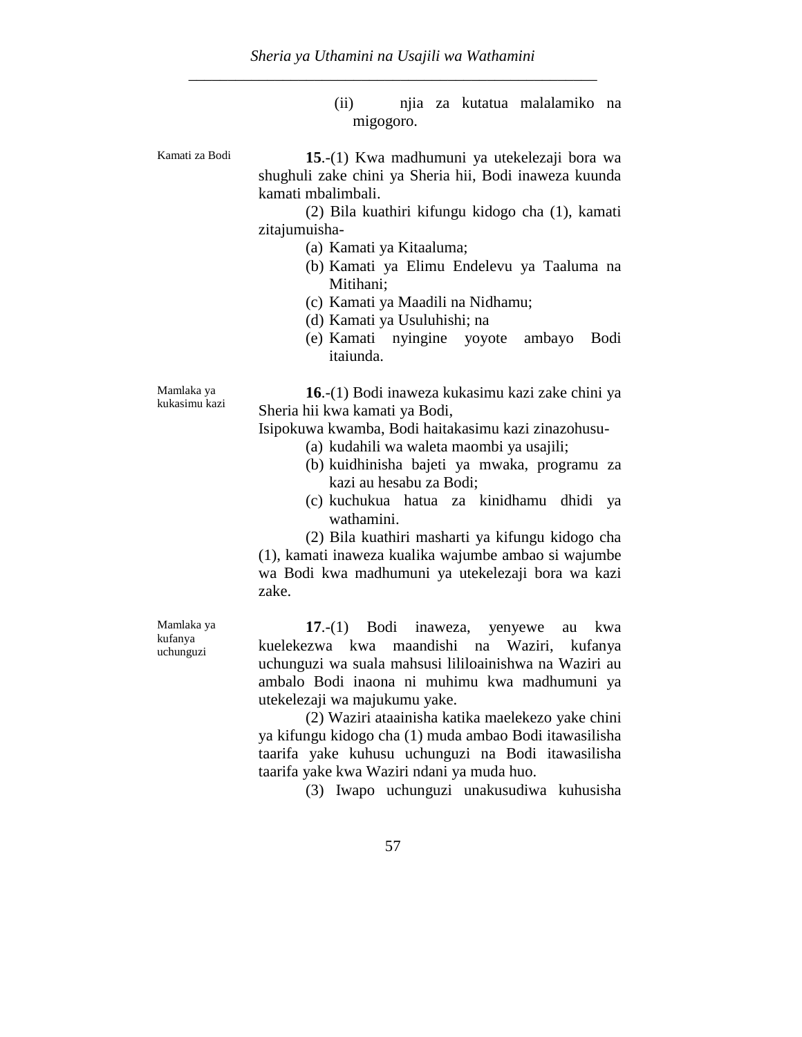(ii) njia za kutatua malalamiko na migogoro.

Kamati za Bodi

**15**.-(1) Kwa madhumuni ya utekelezaji bora wa shughuli zake chini ya Sheria hii, Bodi inaweza kuunda kamati mbalimbali.

(2) Bila kuathiri kifungu kidogo cha (1), kamati zitajumuisha-

(a) Kamati ya Kitaaluma;
(b) Kamati ya Elimu Endelevu ya Taaluma na Mitihani;
(c) Kamati ya Maadili na Nidhamu;
(d) Kamati ya Usuluhishi; na
(e) Kamati nyingine yoyote ambayo Bodi itaiunda.

Mamlaka ya kukasimu kazi

**16**.-(1) Bodi inaweza kukasimu kazi zake chini ya Sheria hii kwa kamati ya Bodi,

Isipokuwa kwamba, Bodi haitakasimu kazi zinazohusu-

(a) kudahili wa waleta maombi ya usajili;
(b) kuidhinisha bajeti ya mwaka, programu za kazi au hesabu za Bodi;
(c) kuchukua hatua za kinidhamu dhidi ya wathamini.

(2) Bila kuathiri masharti ya kifungu kidogo cha (1), kamati inaweza kualika wajumbe ambao si wajumbe wa Bodi kwa madhumuni ya utekelezaji bora wa kazi zake.

Mamlaka ya kufanya uchunguzi

**17**.-(1) Bodi inaweza, yenyewe au kwa kuelekezwa kwa maandishi na Waziri, kufanya uchunguzi wa suala mahsusi lililoainishwa na Waziri au ambalo Bodi inaona ni muhimu kwa madhumuni ya utekelezaji wa majukumu yake.

(2) Waziri ataainisha katika maelekezo yake chini ya kifungu kidogo cha (1) muda ambao Bodi itawasilisha taarifa yake kuhusu uchunguzi na Bodi itawasilisha taarifa yake kwa Waziri ndani ya muda huo.

(3) Iwapo uchunguzi unakusudiwa kuhusisha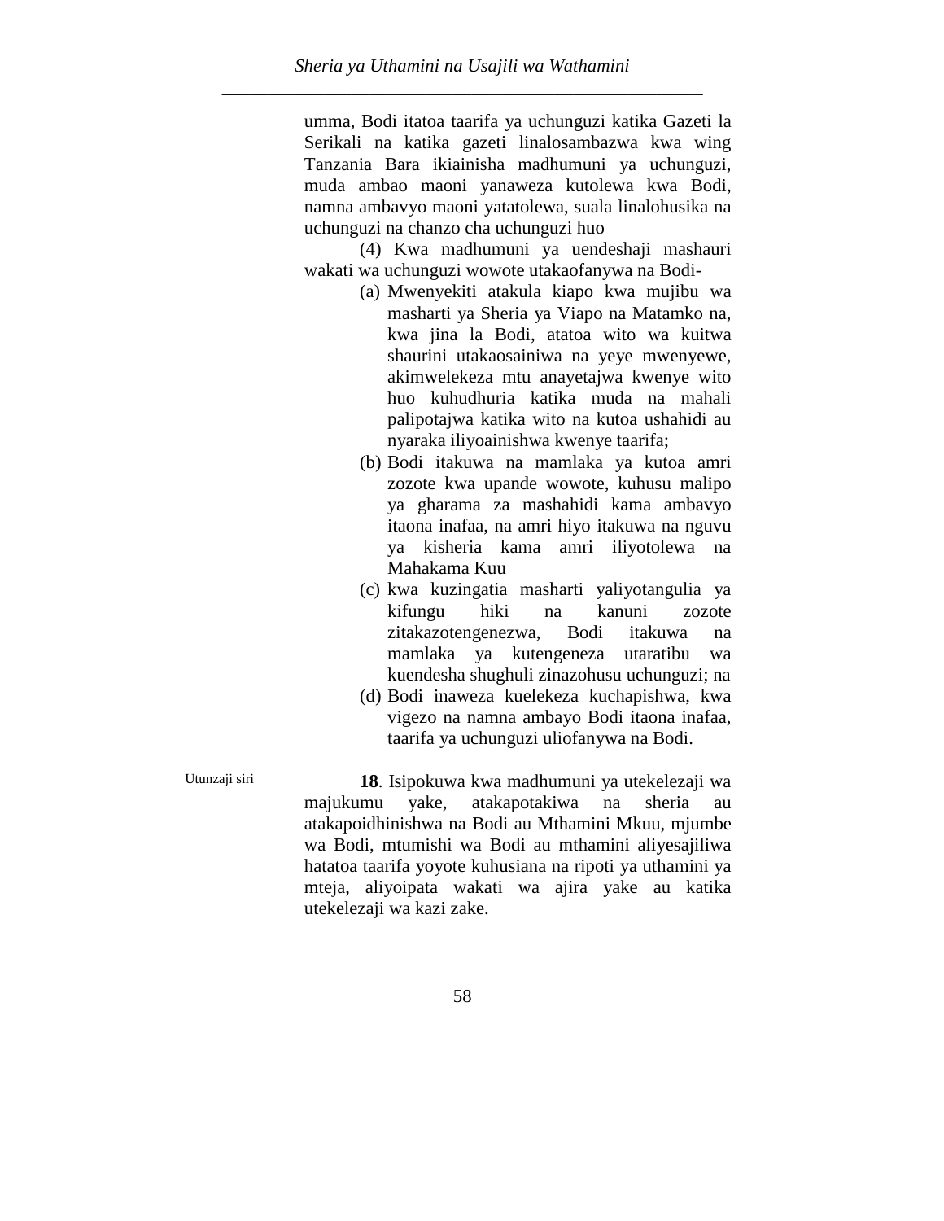umma, Bodi itatoa taarifa ya uchunguzi katika Gazeti la Serikali na katika gazeti linalosambazwa kwa wing Tanzania Bara ikiainisha madhumuni ya uchunguzi, muda ambao maoni yanaweza kutolewa kwa Bodi, namna ambavyo maoni yatatolewa, suala linalohusika na uchunguzi na chanzo cha uchunguzi huo

(4) Kwa madhumuni ya uendeshaji mashauri wakati wa uchunguzi wowote utakaofanywa na Bodi-

(a) Mwenyekiti atakula kiapo kwa mujibu wa masharti ya Sheria ya Viapo na Matamko na, kwa jina la Bodi, atatoa wito wa kuitwa shaurini utakaosainiwa na yeye mwenyewe, akimwelekeza mtu anayetajwa kwenye wito huo kuhudhuria katika muda na mahali palipotajwa katika wito na kutoa ushahidi au nyaraka iliyoainishwa kwenye taarifa;

(b) Bodi itakuwa na mamlaka ya kutoa amri zozote kwa upande wowote, kuhusu malipo ya gharama za mashahidi kama ambavyo itaona inafaa, na amri hiyo itakuwa na nguvu ya kisheria kama amri iliyotolewa na Mahakama Kuu

(c) kwa kuzingatia masharti yaliyotangulia ya kifungu hiki na kanuni zozote zitakazotengenezwa, Bodi itakuwa na mamlaka ya kutengeneza utaratibu wa kuendesha shughuli zinazohusu uchunguzi; na

(d) Bodi inaweza kuelekeza kuchapishwa, kwa vigezo na namna ambayo Bodi itaona inafaa, taarifa ya uchunguzi uliofanywa na Bodi.

Utunzaji siri

**18**. Isipokuwa kwa madhumuni ya utekelezaji wa majukumu yake, atakapotakiwa na sheria au atakapoidhinishwa na Bodi au Mthamini Mkuu, mjumbe wa Bodi, mtumishi wa Bodi au mthamini aliyesajiliwa hatatoa taarifa yoyote kuhusiana na ripoti ya uthamini ya mteja, aliyoipata wakati wa ajira yake au katika utekelezaji wa kazi zake.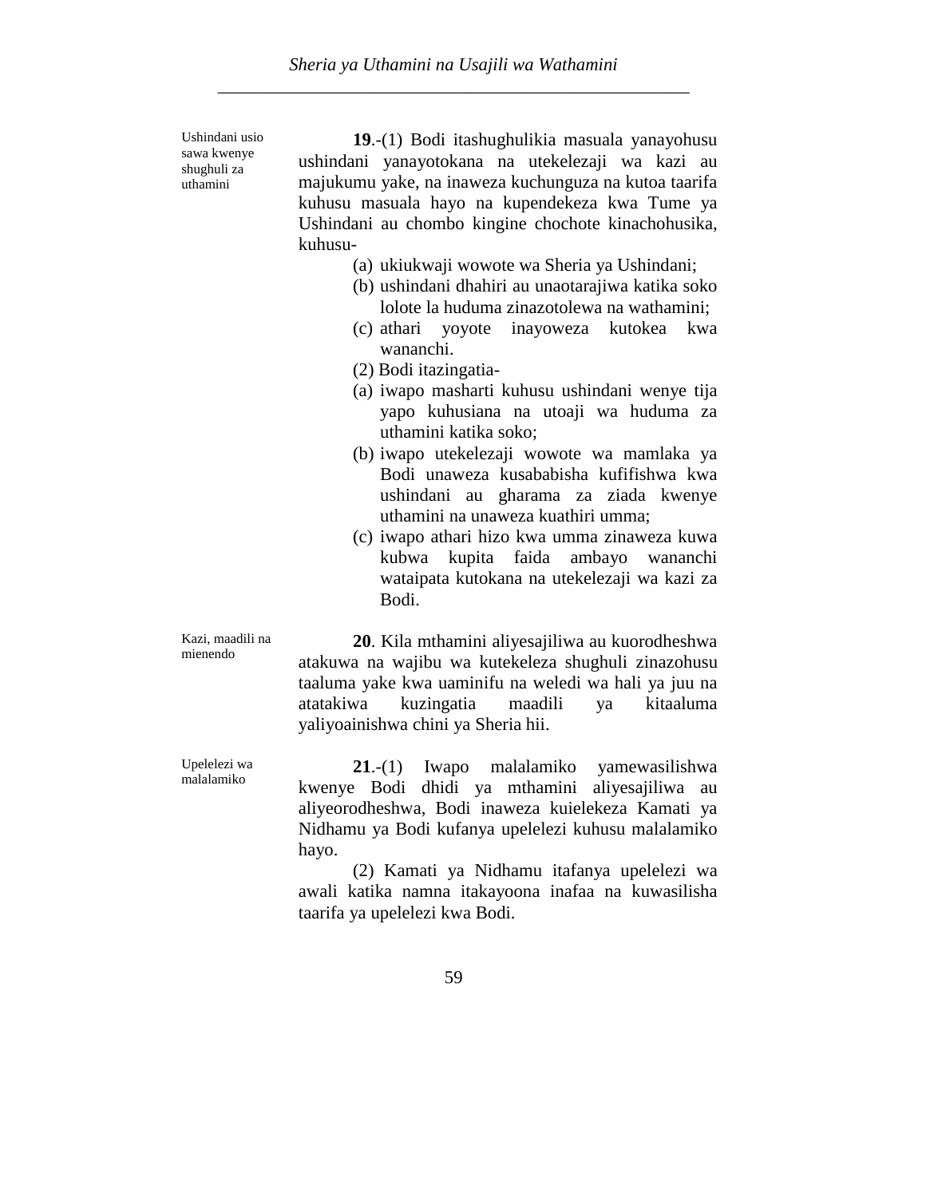**Ushindani usio sawa kwenye shughuli za uthamini**

**19**.-(1) Bodi itashughulikia masuala yanayohusu ushindani yanayotokana na utekelezaji wa kazi au majukumu yake, na inaweza kuchunguza na kutoa taarifa kuhusu masuala hayo na kupendekeza kwa Tume ya Ushindani au chombo kingine chochote kinachohusika, kuhusu-

(a) ukiukwaji wowote wa Sheria ya Ushindani;

(b) ushindani dhahiri au unaotarajiwa katika soko lolote la huduma zinazotolewa na wathamini;

(c) athari yoyote inayoweza kutokea kwa wananchi.

(2) Bodi itazingatia-

(a) iwapo masharti kuhusu ushindani wenye tija yapo kuhusiana na utoaji wa huduma za uthamini katika soko;

(b) iwapo utekelezaji wowote wa mamlaka ya Bodi unaweza kusababisha kufifishwa kwa ushindani au gharama za ziada kwenye uthamini na unaweza kuathiri umma;

(c) iwapo athari hizo kwa umma zinaweza kuwa kubwa kupita faida ambayo wananchi wataipata kutokana na utekelezaji wa kazi za Bodi.

**Kazi, maadili na mienendo**

**20**. Kila mthamini aliyesajiliwa au kuorodheshwa atakuwa na wajibu wa kutekeleza shughuli zinazohusu taaluma yake kwa uaminifu na weledi wa hali ya juu na atatakiwa kuzingatia maadili ya kitaaluma yaliyoainishwa chini ya Sheria hii.

**Upelelezi wa malalamiko**

**21**.-(1) Iwapo malalamiko yamewasilishwa kwenye Bodi dhidi ya mthamini aliyesajiliwa au aliyeorodheshwa, Bodi inaweza kuielekeza Kamati ya Nidhamu ya Bodi kufanya upelelezi kuhusu malalamiko hayo.

(2) Kamati ya Nidhamu itafanya upelelezi wa awali katika namna itakayoona inafaa na kuwasilisha taarifa ya upelelezi kwa Bodi.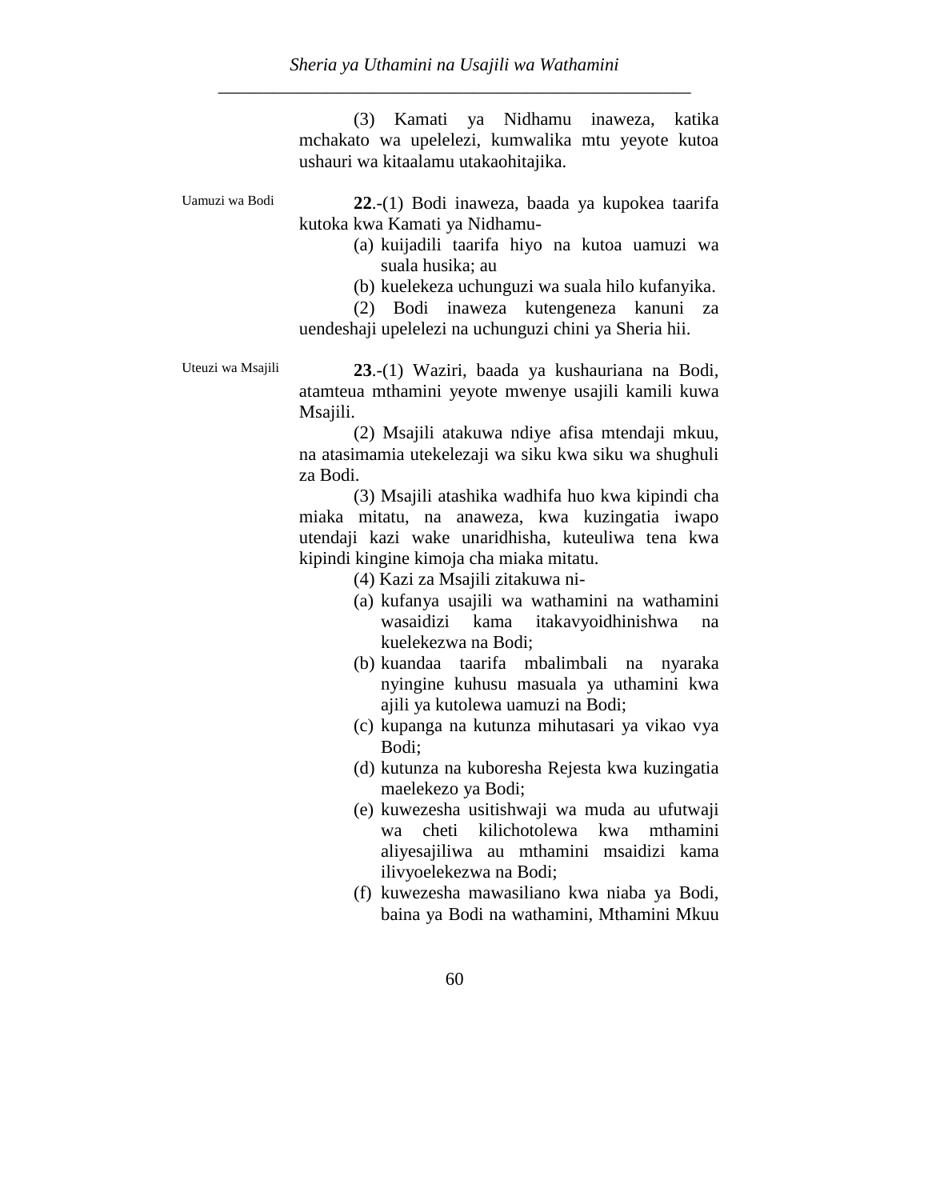(3) Kamati ya Nidhamu inaweza, katika mchakato wa upelelezi, kumwalika mtu yeyote kutoa ushauri wa kitaalamu utakaohitajika.

Uamuzi wa Bodi

**22**.-(1) Bodi inaweza, baada ya kupokea taarifa kutoka kwa Kamati ya Nidhamu-

(a) kuijadili taarifa hiyo na kutoa uamuzi wa suala husika; au

(b) kuelekeza uchunguzi wa suala hilo kufanyika.

(2) Bodi inaweza kutengeneza kanuni za uendeshaji upelelezi na uchunguzi chini ya Sheria hii.

Uteuzi wa Msajili

**23**.-(1) Waziri, baada ya kushauriana na Bodi, atamteua mthamini yeyote mwenye usajili kamili kuwa Msajili.

(2) Msajili atakuwa ndiye afisa mtendaji mkuu, na atasimamia utekelezaji wa siku kwa siku wa shughuli za Bodi.

(3) Msajili atashika wadhifa huo kwa kipindi cha miaka mitatu, na anaweza, kwa kuzingatia iwapo utendaji kazi wake unaridhisha, kuteuliwa tena kwa kipindi kingine kimoja cha miaka mitatu.

(4) Kazi za Msajili zitakuwa ni-

(a) kufanya usajili wa wathamini na wathamini wasaidizi kama itakavyoidhinishwa na kuelekezwa na Bodi;

(b) kuandaa taarifa mbalimbali na nyaraka nyingine kuhusu masuala ya uthamini kwa ajili ya kutolewa uamuzi na Bodi;

(c) kupanga na kutunza mihutasari ya vikao vya Bodi;

(d) kutunza na kuboresha Rejesta kwa kuzingatia maelekezo ya Bodi;

(e) kuwezesha usitishwaji wa muda au ufutwaji wa cheti kilichotolewa kwa mthamini aliyesajiliwa au mthamini msaidizi kama ilivyoelekezwa na Bodi;

(f) kuwezesha mawasiliano kwa niaba ya Bodi, baina ya Bodi na wathamini, Mthamini Mkuu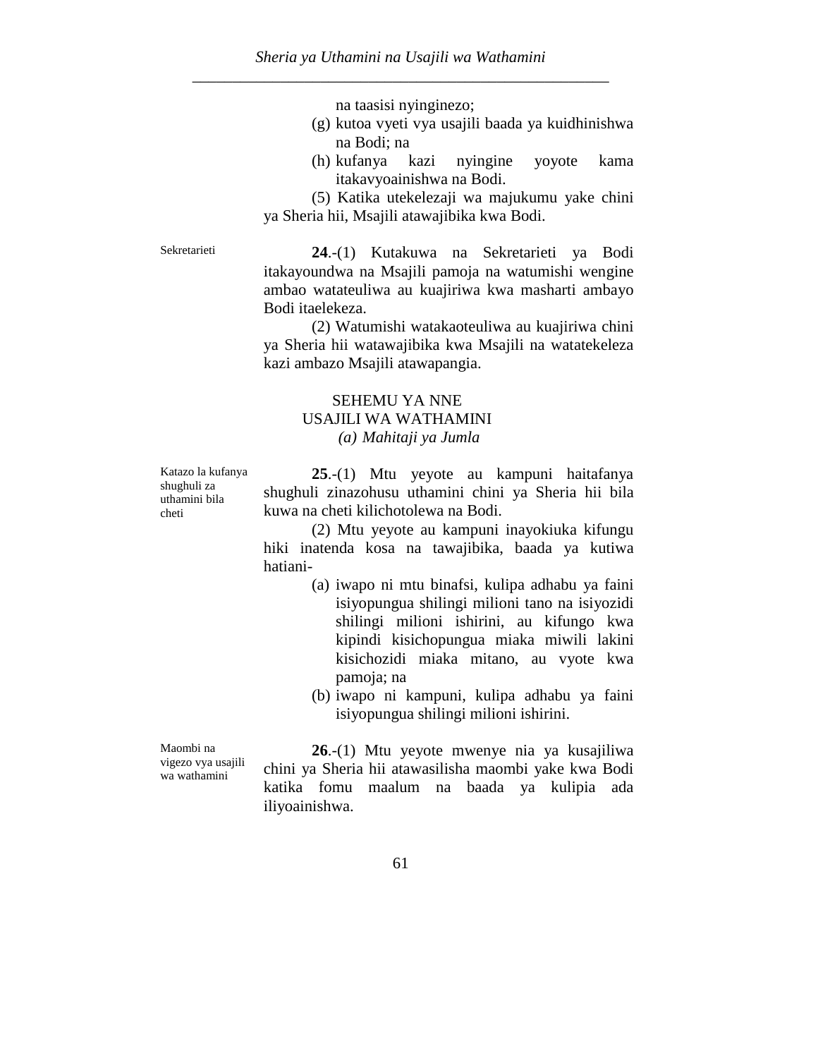na taasisi nyinginezo;

(g) kutoa vyeti vya usajili baada ya kuidhinishwa na Bodi; na

(h) kufanya kazi nyingine yoyote kama itakavyoainishwa na Bodi.

(5) Katika utekelezaji wa majukumu yake chini ya Sheria hii, Msajili atawajibika kwa Bodi.

Sekretarieti

**24**.-(1) Kutakuwa na Sekretarieti ya Bodi itakayoundwa na Msajili pamoja na watumishi wengine ambao watateuliwa au kuajiriwa kwa masharti ambayo Bodi itaelekeza.

(2) Watumishi watakaoteuliwa au kuajiriwa chini ya Sheria hii watawajibika kwa Msajili na watatekeleza kazi ambazo Msajili atawapangia.

## SEHEMU YA NNE
## USAJILI WA WATHAMINI
### *(a) Mahitaji ya Jumla*

Katazo la kufanya shughuli za uthamini bila cheti

**25**.-(1) Mtu yeyote au kampuni haitafanya shughuli zinazohusu uthamini chini ya Sheria hii bila kuwa na cheti kilichotolewa na Bodi.

(2) Mtu yeyote au kampuni inayokiuka kifungu hiki inatenda kosa na tawajibika, baada ya kutiwa hatiani-

(a) iwapo ni mtu binafsi, kulipa adhabu ya faini isiyopungua shilingi milioni tano na isiyozidi shilingi milioni ishirini, au kifungo kwa kipindi kisichopungua miaka miwili lakini kisichozidi miaka mitano, au vyote kwa pamoja; na

(b) iwapo ni kampuni, kulipa adhabu ya faini isiyopungua shilingi milioni ishirini.

Maombi na vigezo vya usajili wa wathamini

**26**.-(1) Mtu yeyote mwenye nia ya kusajiliwa chini ya Sheria hii atawasilisha maombi yake kwa Bodi katika fomu maalum na baada ya kulipia ada iliyoainishwa.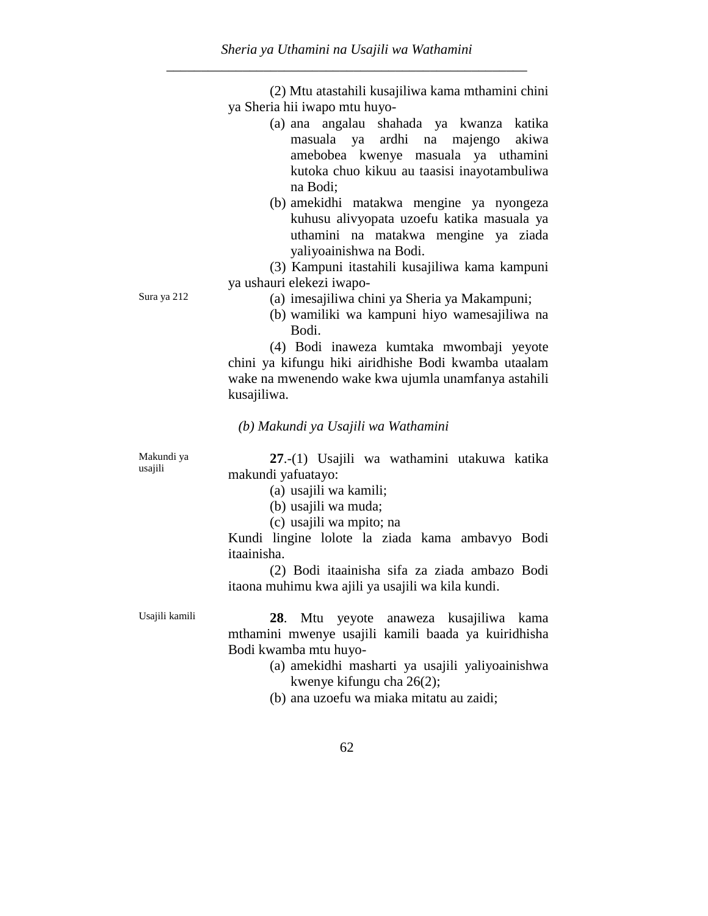(2) Mtu atastahili kusajiliwa kama mthamini chini ya Sheria hii iwapo mtu huyo-

(a) ana angalau shahada ya kwanza katika masuala ya ardhi na majengo akiwa amebobea kwenye masuala ya uthamini kutoka chuo kikuu au taasisi inayotambuliwa na Bodi;

(b) amekidhi matakwa mengine ya nyongeza kuhusu alivyopata uzoefu katika masuala ya uthamini na matakwa mengine ya ziada yaliyoainishwa na Bodi.

(3) Kampuni itastahili kusajiliwa kama kampuni ya ushauri elekezi iwapo-

Sura ya 212

(a) imesajiliwa chini ya Sheria ya Makampuni;

(b) wamiliki wa kampuni hiyo wamesajiliwa na Bodi.

(4) Bodi inaweza kumtaka mwombaji yeyote chini ya kifungu hiki airidhishe Bodi kwamba utaalam wake na mwenendo wake kwa ujumla unamfanya astahili kusajiliwa.

*(b) Makundi ya Usajili wa Wathamini*

Makundi ya usajili

**27**.-(1) Usajili wa wathamini utakuwa katika makundi yafuatayo:

(a) usajili wa kamili;

(b) usajili wa muda;

(c) usajili wa mpito; na

Kundi lingine lolote la ziada kama ambavyo Bodi itaainisha.

(2) Bodi itaainisha sifa za ziada ambazo Bodi itaona muhimu kwa ajili ya usajili wa kila kundi.

Usajili kamili

**28**. Mtu yeyote anaweza kusajiliwa kama mthamini mwenye usajili kamili baada ya kuiridhisha Bodi kwamba mtu huyo-

(a) amekidhi masharti ya usajili yaliyoainishwa kwenye kifungu cha 26(2);

(b) ana uzoefu wa miaka mitatu au zaidi;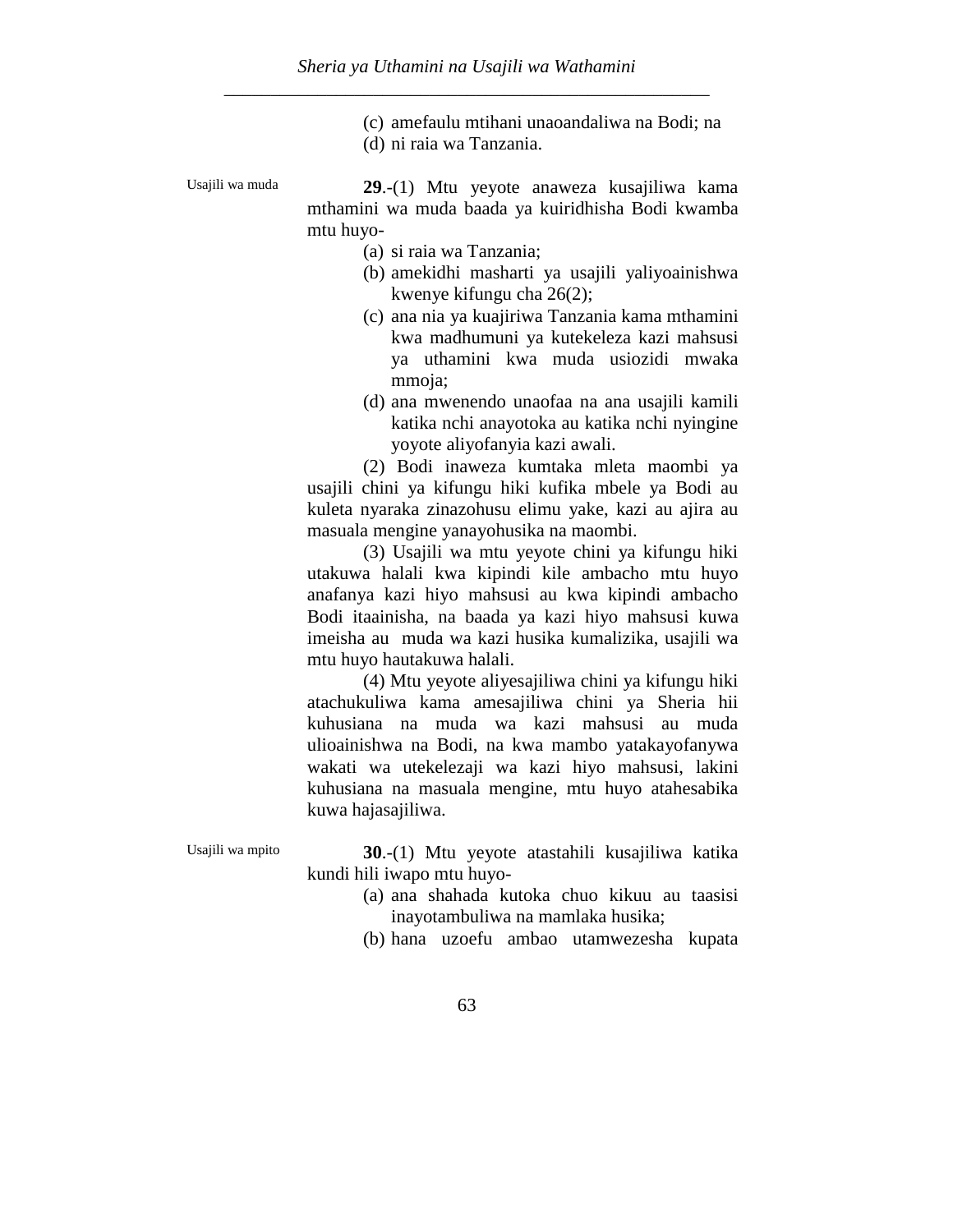(c) amefaulu mtihani unaoandaliwa na Bodi; na
(d) ni raia wa Tanzania.

Usajili wa muda

**29**.-(1) Mtu yeyote anaweza kusajiliwa kama mthamini wa muda baada ya kuiridhisha Bodi kwamba mtu huyo-

(a) si raia wa Tanzania;
(b) amekidhi masharti ya usajili yaliyoainishwa kwenye kifungu cha 26(2);
(c) ana nia ya kuajiriwa Tanzania kama mthamini kwa madhumuni ya kutekeleza kazi mahsusi ya uthamini kwa muda usiozidi mwaka mmoja;
(d) ana mwenendo unaofaa na ana usajili kamili katika nchi anayotoka au katika nchi nyingine yoyote aliyofanyia kazi awali.

(2) Bodi inaweza kumtaka mleta maombi ya usajili chini ya kifungu hiki kufika mbele ya Bodi au kuleta nyaraka zinazohusu elimu yake, kazi au ajira au masuala mengine yanayohusika na maombi.

(3) Usajili wa mtu yeyote chini ya kifungu hiki utakuwa halali kwa kipindi kile ambacho mtu huyo anafanya kazi hiyo mahsusi au kwa kipindi ambacho Bodi itaainisha, na baada ya kazi hiyo mahsusi kuwa imeisha au muda wa kazi husika kumalizika, usajili wa mtu huyo hautakuwa halali.

(4) Mtu yeyote aliyesajiliwa chini ya kifungu hiki atachukuliwa kama amesajiliwa chini ya Sheria hii kuhusiana na muda wa kazi mahsusi au muda ulioainishwa na Bodi, na kwa mambo yatakayofanywa wakati wa utekelezaji wa kazi hiyo mahsusi, lakini kuhusiana na masuala mengine, mtu huyo atahesabika kuwa hajasajiliwa.

Usajili wa mpito

**30**.-(1) Mtu yeyote atastahili kusajiliwa katika kundi hili iwapo mtu huyo-

(a) ana shahada kutoka chuo kikuu au taasisi inayotambuliwa na mamlaka husika;
(b) hana uzoefu ambao utamwezesha kupata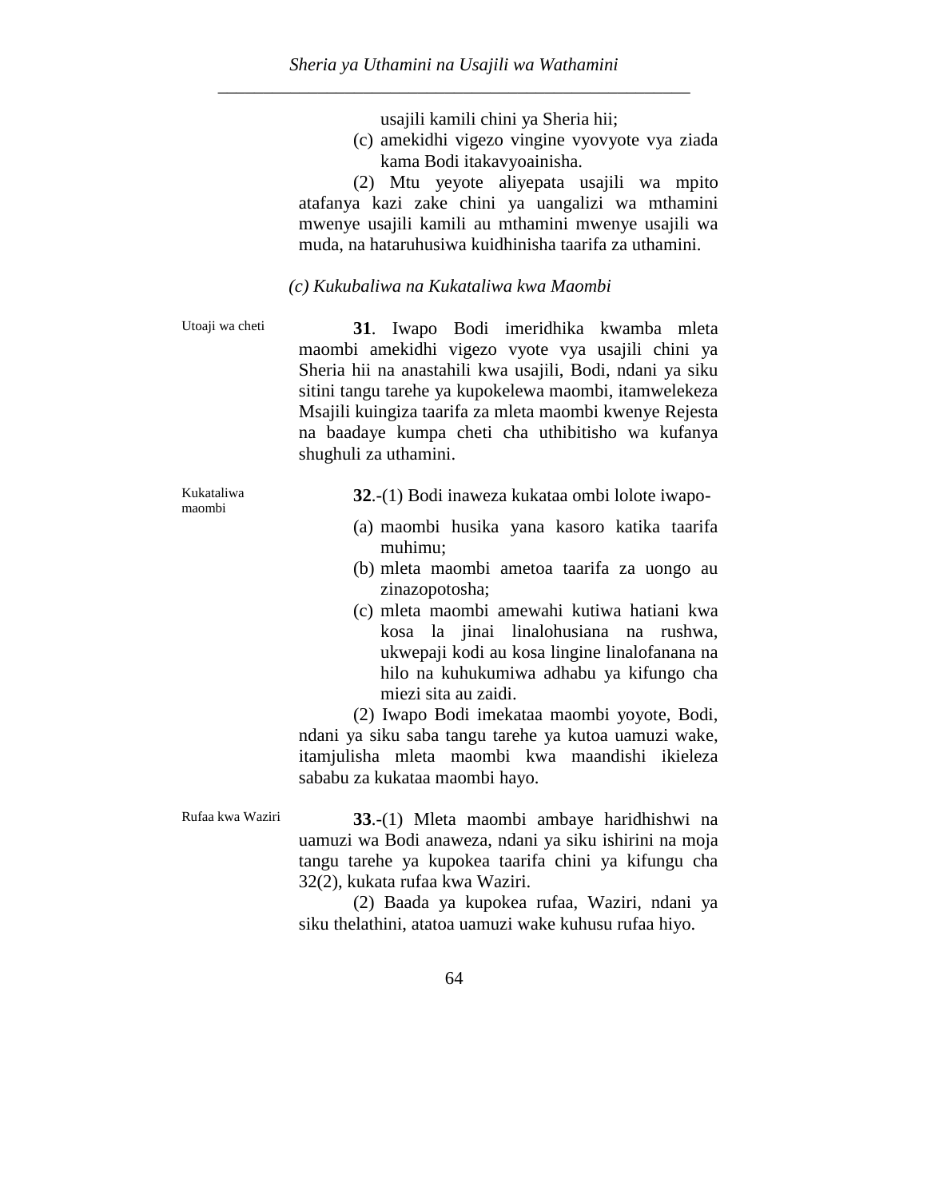usajili kamili chini ya Sheria hii;

(c) amekidhi vigezo vingine vyovyote vya ziada kama Bodi itakavyoainisha.

(2) Mtu yeyote aliyepata usajili wa mpito atafanya kazi zake chini ya uangalizi wa mthamini mwenye usajili kamili au mthamini mwenye usajili wa muda, na hataruhusiwa kuidhinisha taarifa za uthamini.

*(c) Kukubaliwa na Kukataliwa kwa Maombi*

Utoaji wa cheti

**31**. Iwapo Bodi imeridhika kwamba mleta maombi amekidhi vigezo vyote vya usajili chini ya Sheria hii na anastahili kwa usajili, Bodi, ndani ya siku sitini tangu tarehe ya kupokelewa maombi, itamwelekeza Msajili kuingiza taarifa za mleta maombi kwenye Rejesta na baadaye kumpa cheti cha uthibitisho wa kufanya shughuli za uthamini.

Kukataliwa maombi

**32**.-(1) Bodi inaweza kukataa ombi lolote iwapo-

(a) maombi husika yana kasoro katika taarifa muhimu;

(b) mleta maombi ametoa taarifa za uongo au zinazopotosha;

(c) mleta maombi amewahi kutiwa hatiani kwa kosa la jinai linalohusiana na rushwa, ukwepaji kodi au kosa lingine linalofanana na hilo na kuhukumiwa adhabu ya kifungo cha miezi sita au zaidi.

(2) Iwapo Bodi imekataa maombi yoyote, Bodi, ndani ya siku saba tangu tarehe ya kutoa uamuzi wake, itamjulisha mleta maombi kwa maandishi ikieleza sababu za kukataa maombi hayo.

Rufaa kwa Waziri

**33**.-(1) Mleta maombi ambaye haridhishwi na uamuzi wa Bodi anaweza, ndani ya siku ishirini na moja tangu tarehe ya kupokea taarifa chini ya kifungu cha 32(2), kukata rufaa kwa Waziri.

(2) Baada ya kupokea rufaa, Waziri, ndani ya siku thelathini, atatoa uamuzi wake kuhusu rufaa hiyo.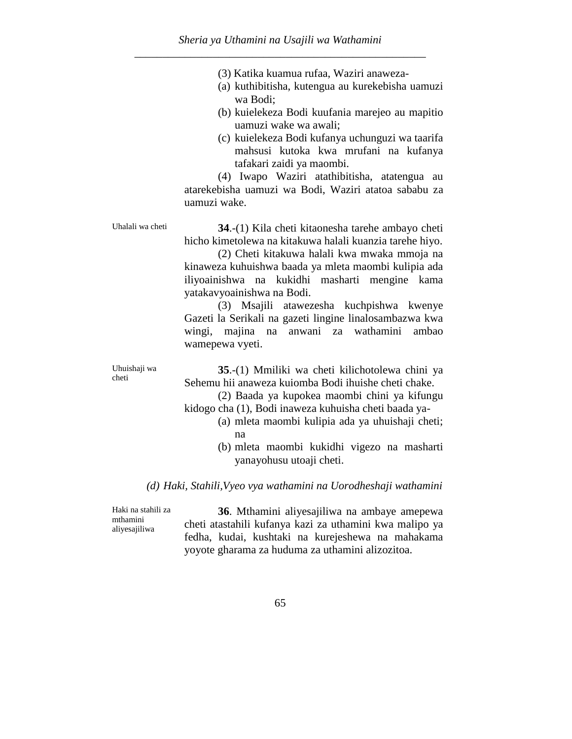(3) Katika kuamua rufaa, Waziri anaweza-

(a) kuthibitisha, kutengua au kurekebisha uamuzi wa Bodi;

(b) kuielekeza Bodi kuufania marejeo au mapitio uamuzi wake wa awali;

(c) kuielekeza Bodi kufanya uchunguzi wa taarifa mahsusi kutoka kwa mrufani na kufanya tafakari zaidi ya maombi.

(4) Iwapo Waziri atathibitisha, atatengua au atarekebisha uamuzi wa Bodi, Waziri atatoa sababu za uamuzi wake.

Uhalali wa cheti

**34**.-(1) Kila cheti kitaonesha tarehe ambayo cheti hicho kimetolewa na kitakuwa halali kuanzia tarehe hiyo.

(2) Cheti kitakuwa halali kwa mwaka mmoja na kinaweza kuhuishwa baada ya mleta maombi kulipia ada iliyoainishwa na kukidhi masharti mengine kama yatakavyoainishwa na Bodi.

(3) Msajili atawezesha kuchpishwa kwenye Gazeti la Serikali na gazeti lingine linalosambazwa kwa wingi, majina na anwani za wathamini ambao wamepewa vyeti.

Uhuishaji wa cheti

**35**.-(1) Mmiliki wa cheti kilichotolewa chini ya Sehemu hii anaweza kuiomba Bodi ihuishe cheti chake.

(2) Baada ya kupokea maombi chini ya kifungu kidogo cha (1), Bodi inaweza kuhuisha cheti baada ya-

(a) mleta maombi kulipia ada ya uhuishaji cheti; na

(b) mleta maombi kukidhi vigezo na masharti yanayohusu utoaji cheti.

*(d) Haki, Stahili,Vyeo vya wathamini na Uorodheshaji wathamini*

Haki na stahili za mthamini aliyesajiliwa

**36**. Mthamini aliyesajiliwa na ambaye amepewa cheti atastahili kufanya kazi za uthamini kwa malipo ya fedha, kudai, kushtaki na kurejeshewa na mahakama yoyote gharama za huduma za uthamini alizozitoa.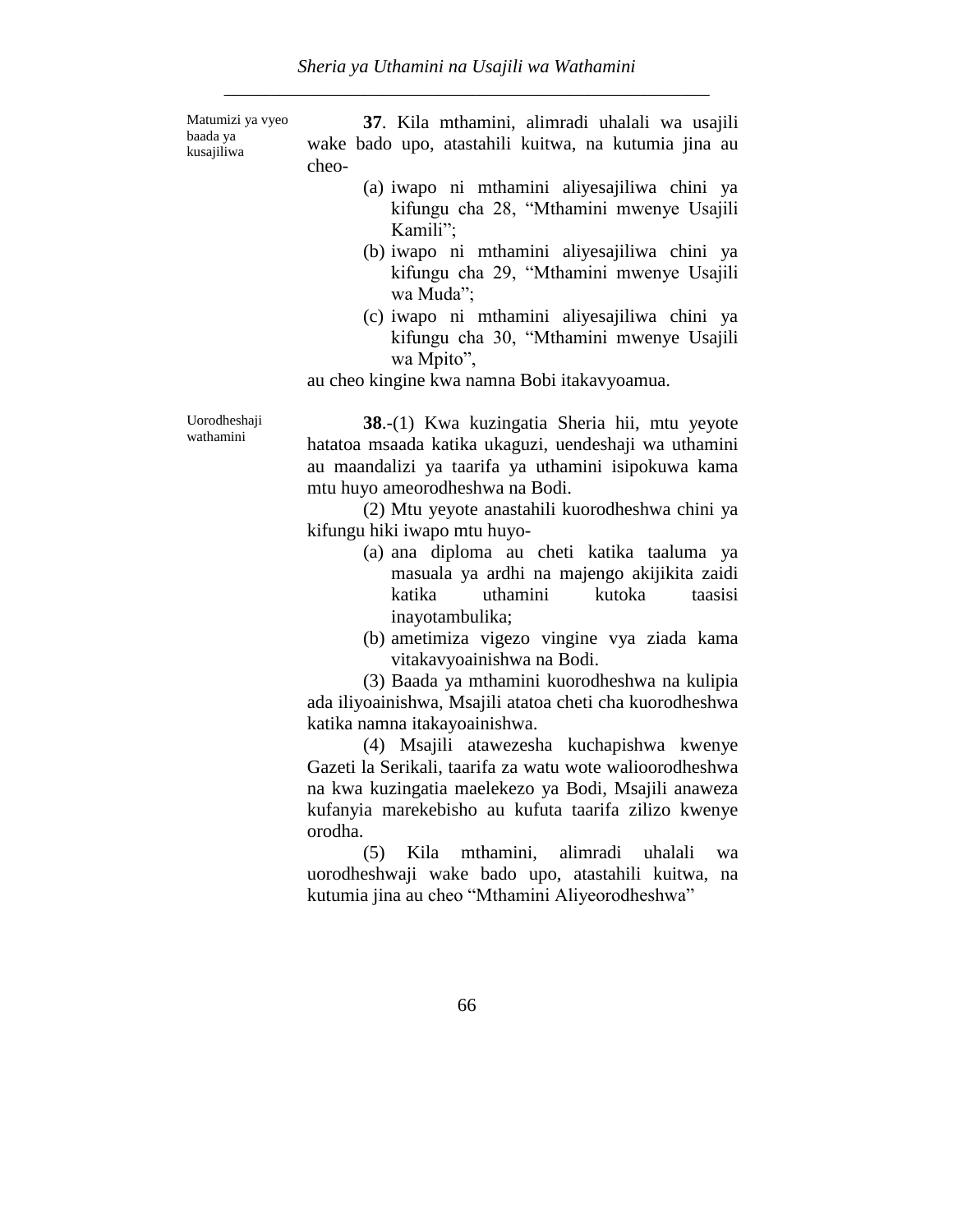Matumizi ya vyeo baada ya kusajiliwa

**37**. Kila mthamini, alimradi uhalali wa usajili wake bado upo, atastahili kuitwa, na kutumia jina au cheo-

(a) iwapo ni mthamini aliyesajiliwa chini ya kifungu cha 28, "Mthamini mwenye Usajili Kamili";

(b) iwapo ni mthamini aliyesajiliwa chini ya kifungu cha 29, "Mthamini mwenye Usajili wa Muda";

(c) iwapo ni mthamini aliyesajiliwa chini ya kifungu cha 30, "Mthamini mwenye Usajili wa Mpito",

au cheo kingine kwa namna Bobi itakavyoamua.

Uorodheshaji wathamini

**38**.-(1) Kwa kuzingatia Sheria hii, mtu yeyote hatatoa msaada katika ukaguzi, uendeshaji wa uthamini au maandalizi ya taarifa ya uthamini isipokuwa kama mtu huyo ameorodheshwa na Bodi.

(2) Mtu yeyote anastahili kuorodheshwa chini ya kifungu hiki iwapo mtu huyo-

(a) ana diploma au cheti katika taaluma ya masuala ya ardhi na majengo akijikita zaidi katika uthamini kutoka taasisi inayotambulika;

(b) ametimiza vigezo vingine vya ziada kama vitakavyoainishwa na Bodi.

(3) Baada ya mthamini kuorodheshwa na kulipia ada iliyoainishwa, Msajili atatoa cheti cha kuorodheshwa katika namna itakayoainishwa.

(4) Msajili atawezesha kuchapishwa kwenye Gazeti la Serikali, taarifa za watu wote walioorodheshwa na kwa kuzingatia maelekezo ya Bodi, Msajili anaweza kufanyia marekebisho au kufuta taarifa zilizo kwenye orodha.

(5) Kila mthamini, alimradi uhalali wa uorodheshwaji wake bado upo, atastahili kuitwa, na kutumia jina au cheo "Mthamini Aliyeorodheshwa"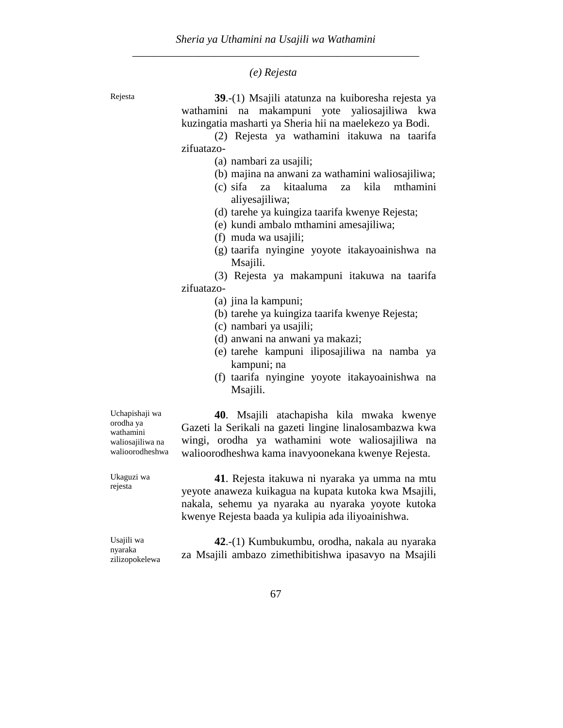## *(e) Rejesta*

Rejesta

**39**.-(1) Msajili atatunza na kuiboresha rejesta ya wathamini na makampuni yote yaliosajiliwa kwa kuzingatia masharti ya Sheria hii na maelekezo ya Bodi.

(2) Rejesta ya wathamini itakuwa na taarifa zifuatazo-

(a) nambari za usajili;
(b) majina na anwani za wathamini waliosajiliwa;
(c) sifa za kitaaluma za kila mthamini aliyesajiliwa;
(d) tarehe ya kuingiza taarifa kwenye Rejesta;
(e) kundi ambalo mthamini amesajiliwa;
(f) muda wa usajili;
(g) taarifa nyingine yoyote itakayoainishwa na Msajili.

(3) Rejesta ya makampuni itakuwa na taarifa zifuatazo-

(a) jina la kampuni;
(b) tarehe ya kuingiza taarifa kwenye Rejesta;
(c) nambari ya usajili;
(d) anwani na anwani ya makazi;
(e) tarehe kampuni iliposajiliwa na namba ya kampuni; na
(f) taarifa nyingine yoyote itakayoainishwa na Msajili.

Uchapishaji wa orodha ya wathamini waliosajiliwa na walioorodheshwa

**40**. Msajili atachapisha kila mwaka kwenye Gazeti la Serikali na gazeti lingine linalosambazwa kwa wingi, orodha ya wathamini wote waliosajiliwa na walioorodheshwa kama inavyoonekana kwenye Rejesta.

Ukaguzi wa rejesta

**41**. Rejesta itakuwa ni nyaraka ya umma na mtu yeyote anaweza kuikagua na kupata kutoka kwa Msajili, nakala, sehemu ya nyaraka au nyaraka yoyote kutoka kwenye Rejesta baada ya kulipia ada iliyoainishwa.

Usajili wa nyaraka zilizopokelewa

**42**.-(1) Kumbukumbu, orodha, nakala au nyaraka za Msajili ambazo zimethibitishwa ipasavyo na Msajili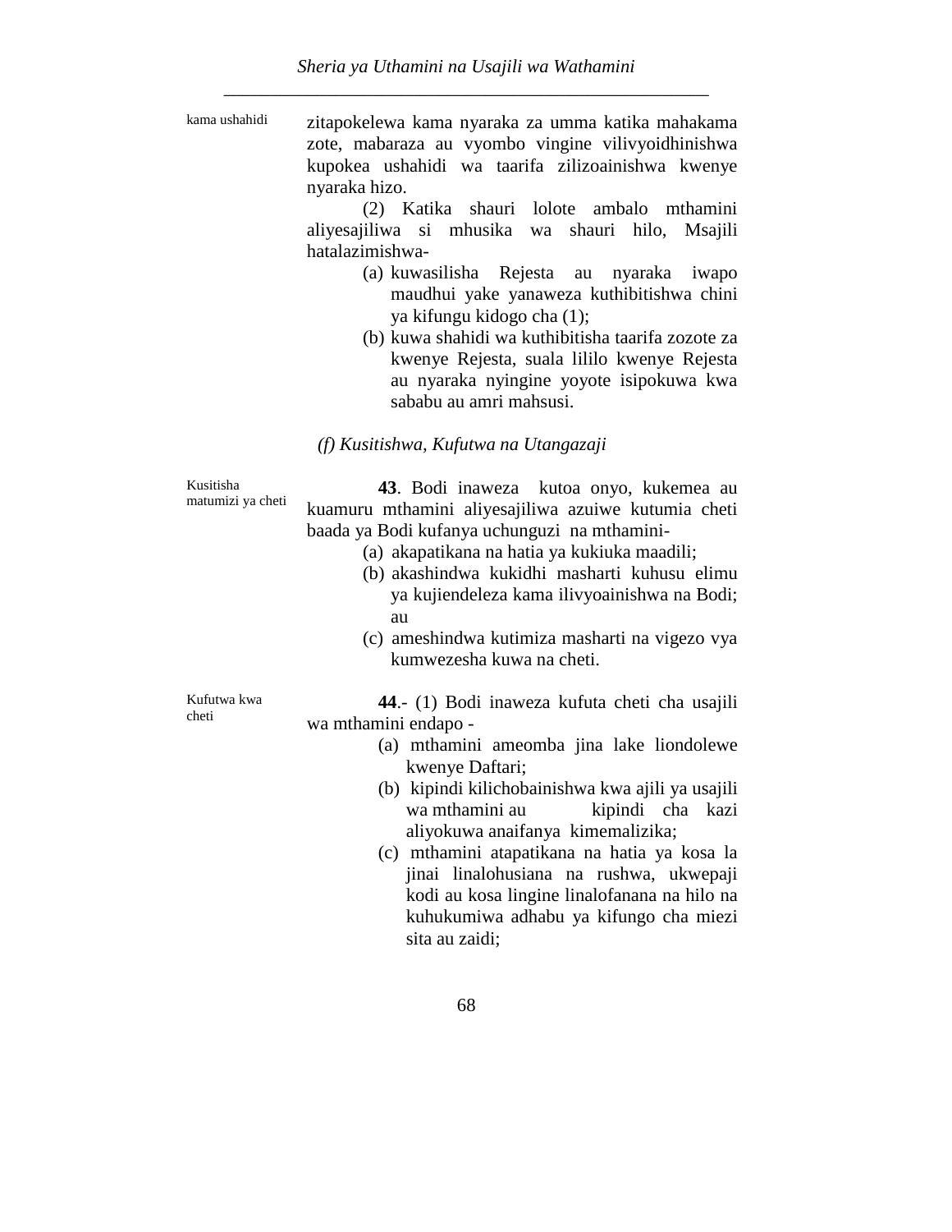kama ushahidi

zitapokelewa kama nyaraka za umma katika mahakama zote, mabaraza au vyombo vingine vilivyoidhinishwa kupokea ushahidi wa taarifa zilizoainishwa kwenye nyaraka hizo.

(2) Katika shauri lolote ambalo mthamini aliyesajiliwa si mhusika wa shauri hilo, Msajili hatalazimishwa-

(a) kuwasilisha Rejesta au nyaraka iwapo maudhui yake yanaweza kuthibitishwa chini ya kifungu kidogo cha (1);

(b) kuwa shahidi wa kuthibitisha taarifa zozote za kwenye Rejesta, suala lililo kwenye Rejesta au nyaraka nyingine yoyote isipokuwa kwa sababu au amri mahsusi.

*(f) Kusitishwa, Kufutwa na Utangazaji*

Kusitisha matumizi ya cheti

**43**. Bodi inaweza kutoa onyo, kukemea au kuamuru mthamini aliyesajiliwa azuiwe kutumia cheti baada ya Bodi kufanya uchunguzi na mthamini-

(a) akapatikana na hatia ya kukiuka maadili;

(b) akashindwa kukidhi masharti kuhusu elimu ya kujiendeleza kama ilivyoainishwa na Bodi; au

(c) ameshindwa kutimiza masharti na vigezo vya kumwezesha kuwa na cheti.

Kufutwa kwa cheti

**44**.- (1) Bodi inaweza kufuta cheti cha usajili wa mthamini endapo -

(a) mthamini ameomba jina lake liondolewe kwenye Daftari;

(b) kipindi kilichobainishwa kwa ajili ya usajili wa mthamini au kipindi cha kazi aliyokuwa anaifanya kimemalizika;

(c) mthamini atapatikana na hatia ya kosa la jinai linalohusiana na rushwa, ukwepaji kodi au kosa lingine linalofanana na hilo na kuhukumiwa adhabu ya kifungo cha miezi sita au zaidi;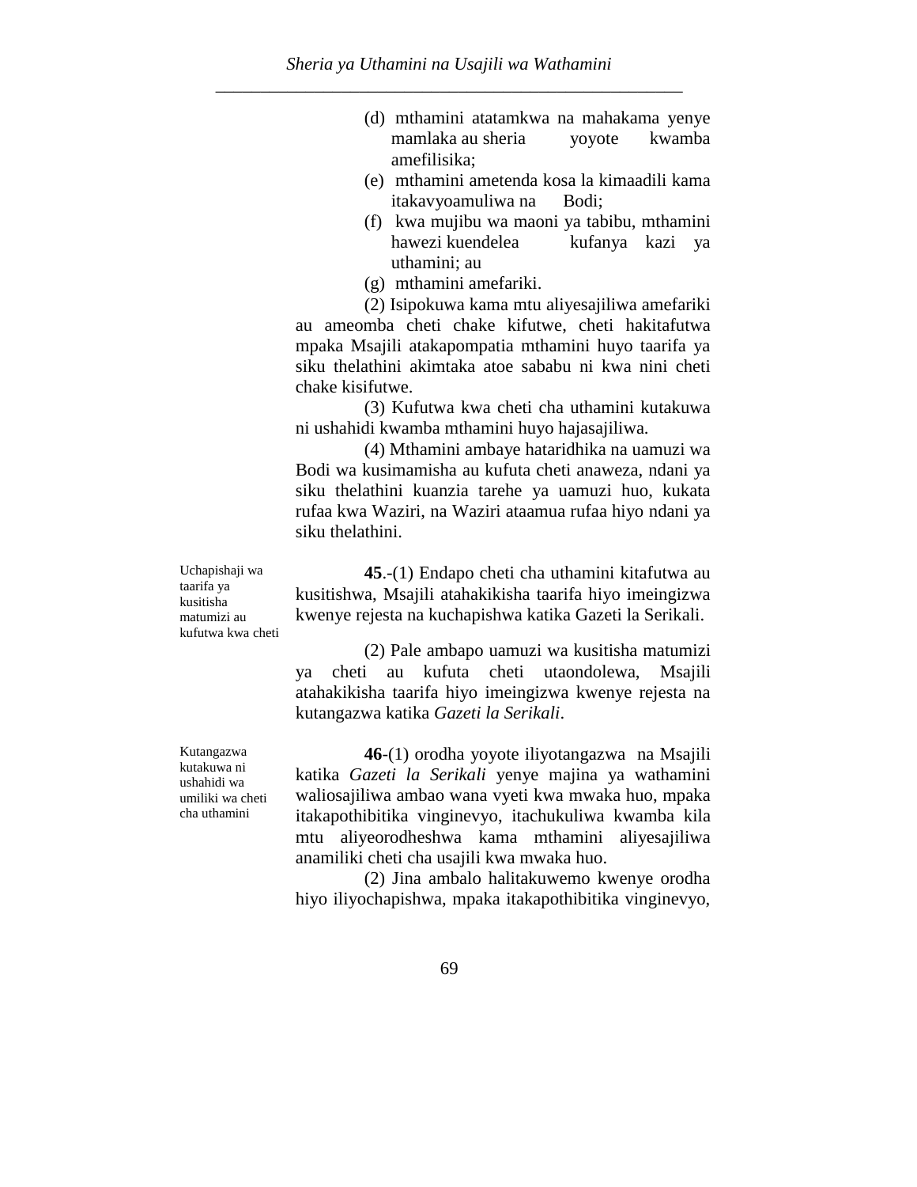(d) mthamini atatamkwa na mahakama yenye mamlaka au sheria yoyote kwamba amefilisika;

(e) mthamini ametenda kosa la kimaadili kama itakavyoamuliwa na Bodi;

(f) kwa mujibu wa maoni ya tabibu, mthamini hawezi kuendelea kufanya kazi ya uthamini; au

(g) mthamini amefariki.

(2) Isipokuwa kama mtu aliyesajiliwa amefariki au ameomba cheti chake kifutwe, cheti hakitafutwa mpaka Msajili atakapompatia mthamini huyo taarifa ya siku thelathini akimtaka atoe sababu ni kwa nini cheti chake kisifutwe.

(3) Kufutwa kwa cheti cha uthamini kutakuwa ni ushahidi kwamba mthamini huyo hajasajiliwa.

(4) Mthamini ambaye hataridhika na uamuzi wa Bodi wa kusimamisha au kufuta cheti anaweza, ndani ya siku thelathini kuanzia tarehe ya uamuzi huo, kukata rufaa kwa Waziri, na Waziri ataamua rufaa hiyo ndani ya siku thelathini.

*Uchapishaji wa taarifa ya kusitisha matumizi au kufutwa kwa cheti*

**45**.-(1) Endapo cheti cha uthamini kitafutwa au kusitishwa, Msajili atahakikisha taarifa hiyo imeingizwa kwenye rejesta na kuchapishwa katika Gazeti la Serikali.

(2) Pale ambapo uamuzi wa kusitisha matumizi ya cheti au kufuta cheti utaondolewa, Msajili atahakikisha taarifa hiyo imeingizwa kwenye rejesta na kutangazwa katika *Gazeti la Serikali*.

*Kutangazwa kutakuwa ni ushahidi wa umiliki wa cheti cha uthamini*

**46**-(1) orodha yoyote iliyotangazwa na Msajili katika *Gazeti la Serikali* yenye majina ya wathamini waliosajiliwa ambao wana vyeti kwa mwaka huo, mpaka itakapothibitika vinginevyo, itachukuliwa kwamba kila mtu aliyeorodheshwa kama mthamini aliyesajiliwa anamiliki cheti cha usajili kwa mwaka huo.

(2) Jina ambalo halitakuwemo kwenye orodha hiyo iliyochapishwa, mpaka itakapothibitika vinginevyo,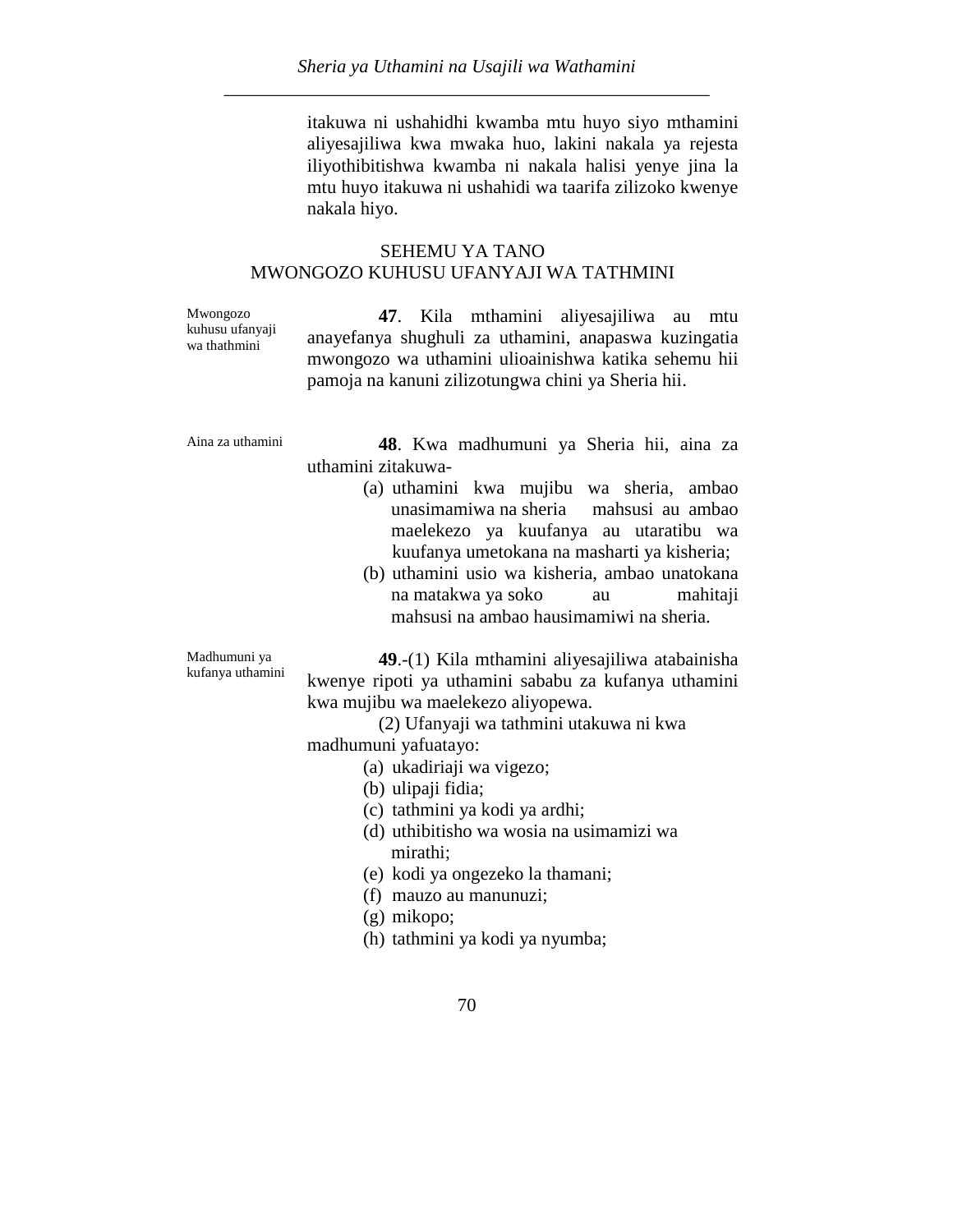itakuwa ni ushahidhi kwamba mtu huyo siyo mthamini aliyesajiliwa kwa mwaka huo, lakini nakala ya rejesta iliyothibitishwa kwamba ni nakala halisi yenye jina la mtu huyo itakuwa ni ushahidi wa taarifa zilizoko kwenye nakala hiyo.

## SEHEMU YA TANO
## MWONGOZO KUHUSU UFANYAJI WA TATHMINI

*Mwongozo kuhusu ufanyaji wa thathmini*

**47**. Kila mthamini aliyesajiliwa au mtu anayefanya shughuli za uthamini, anapaswa kuzingatia mwongozo wa uthamini ulioainishwa katika sehemu hii pamoja na kanuni zilizotungwa chini ya Sheria hii.

*Aina za uthamini*

**48**. Kwa madhumuni ya Sheria hii, aina za uthamini zitakuwa-

(a) uthamini kwa mujibu wa sheria, ambao unasimamiwa na sheria mahsusi au ambao maelekezo ya kuufanya au utaratibu wa kuufanya umetokana na masharti ya kisheria;

(b) uthamini usio wa kisheria, ambao unatokana na matakwa ya soko au mahitaji mahsusi na ambao hausimamiwi na sheria.

*Madhumuni ya kufanya uthamini*

**49**.-(1) Kila mthamini aliyesajiliwa atabainisha kwenye ripoti ya uthamini sababu za kufanya uthamini kwa mujibu wa maelekezo aliyopewa.

(2) Ufanyaji wa tathmini utakuwa ni kwa madhumuni yafuatayo:

(a) ukadiriaji wa vigezo;
(b) ulipaji fidia;
(c) tathmini ya kodi ya ardhi;
(d) uthibitisho wa wosia na usimamizi wa mirathi;
(e) kodi ya ongezeko la thamani;
(f) mauzo au manunuzi;
(g) mikopo;
(h) tathmini ya kodi ya nyumba;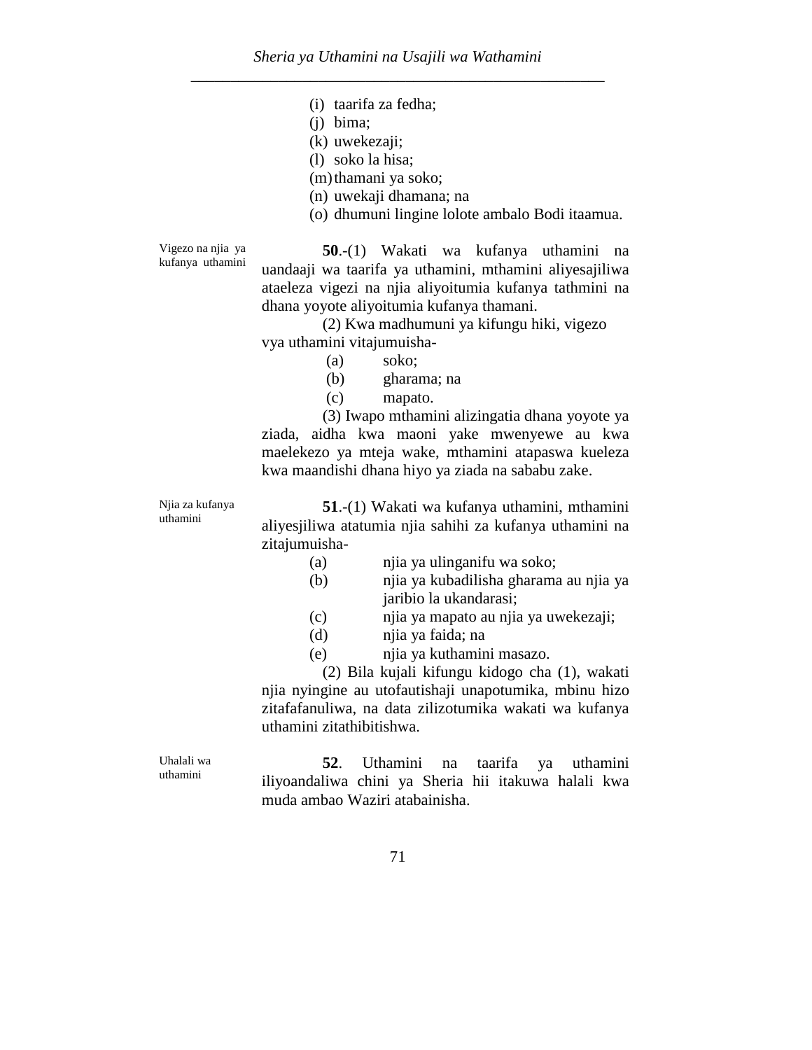(i) taarifa za fedha;
(j) bima;
(k) uwekezaji;
(l) soko la hisa;
(m) thamani ya soko;
(n) uwekaji dhamana; na
(o) dhumuni lingine lolote ambalo Bodi itaamua.

*Vigezo na njia ya kufanya uthamini*

**50**.-(1) Wakati wa kufanya uthamini na uandaaji wa taarifa ya uthamini, mthamini aliyesajiliwa ataeleza vigezi na njia aliyoitumia kufanya tathmini na dhana yoyote aliyoitumia kufanya thamani.

(2) Kwa madhumuni ya kifungu hiki, vigezo vya uthamini vitajumuisha-

(a) soko;
(b) gharama; na
(c) mapato.

(3) Iwapo mthamini alizingatia dhana yoyote ya ziada, aidha kwa maoni yake mwenyewe au kwa maelekezo ya mteja wake, mthamini atapaswa kueleza kwa maandishi dhana hiyo ya ziada na sababu zake.

*Njia za kufanya uthamini*

**51**.-(1) Wakati wa kufanya uthamini, mthamini aliyesjiliwa atatumia njia sahihi za kufanya uthamini na zitajumuisha-

(a) njia ya ulinganifu wa soko;
(b) njia ya kubadilisha gharama au njia ya jaribio la ukandarasi;
(c) njia ya mapato au njia ya uwekezaji;
(d) njia ya faida; na
(e) njia ya kuthamini masazo.

(2) Bila kujali kifungu kidogo cha (1), wakati njia nyingine au utofautishaji unapotumika, mbinu hizo zitafafanuliwa, na data zilizotumika wakati wa kufanya uthamini zitathibitishwa.

*Uhalali wa uthamini*

**52**. Uthamini na taarifa ya uthamini iliyoandaliwa chini ya Sheria hii itakuwa halali kwa muda ambao Waziri atabainisha.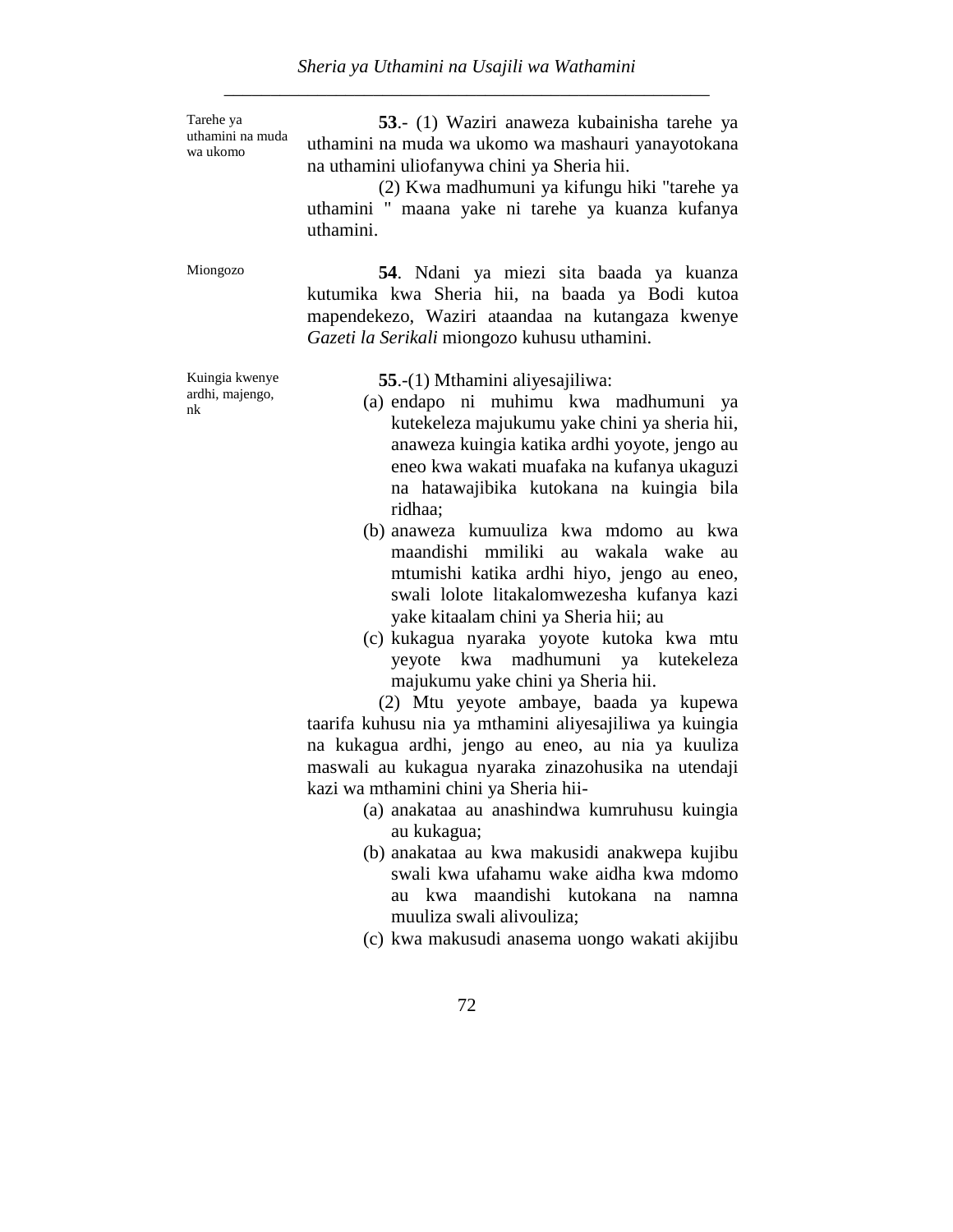Tarehe ya uthamini na muda wa ukomo

**53**.- (1) Waziri anaweza kubainisha tarehe ya uthamini na muda wa ukomo wa mashauri yanayotokana na uthamini uliofanywa chini ya Sheria hii.

(2) Kwa madhumuni ya kifungu hiki "tarehe ya uthamini " maana yake ni tarehe ya kuanza kufanya uthamini.

Miongozo

**54**. Ndani ya miezi sita baada ya kuanza kutumika kwa Sheria hii, na baada ya Bodi kutoa mapendekezo, Waziri ataandaa na kutangaza kwenye *Gazeti la Serikali* miongozo kuhusu uthamini.

Kuingia kwenye ardhi, majengo, nk

**55**.-(1) Mthamini aliyesajiliwa:

(a) endapo ni muhimu kwa madhumuni ya kutekeleza majukumu yake chini ya sheria hii, anaweza kuingia katika ardhi yoyote, jengo au eneo kwa wakati muafaka na kufanya ukaguzi na hatawajibika kutokana na kuingia bila ridhaa;

(b) anaweza kumuuliza kwa mdomo au kwa maandishi mmiliki au wakala wake au mtumishi katika ardhi hiyo, jengo au eneo, swali lolote litakalomwezesha kufanya kazi yake kitaalam chini ya Sheria hii; au

(c) kukagua nyaraka yoyote kutoka kwa mtu yeyote kwa madhumuni ya kutekeleza majukumu yake chini ya Sheria hii.

(2) Mtu yeyote ambaye, baada ya kupewa taarifa kuhusu nia ya mthamini aliyesajiliwa ya kuingia na kukagua ardhi, jengo au eneo, au nia ya kuuliza maswali au kukagua nyaraka zinazohusika na utendaji kazi wa mthamini chini ya Sheria hii-

(a) anakataa au anashindwa kumruhusu kuingia au kukagua;

(b) anakataa au kwa makusidi anakwepa kujibu swali kwa ufahamu wake aidha kwa mdomo au kwa maandishi kutokana na namna muuliza swali alivouliza;

(c) kwa makusudi anasema uongo wakati akijibu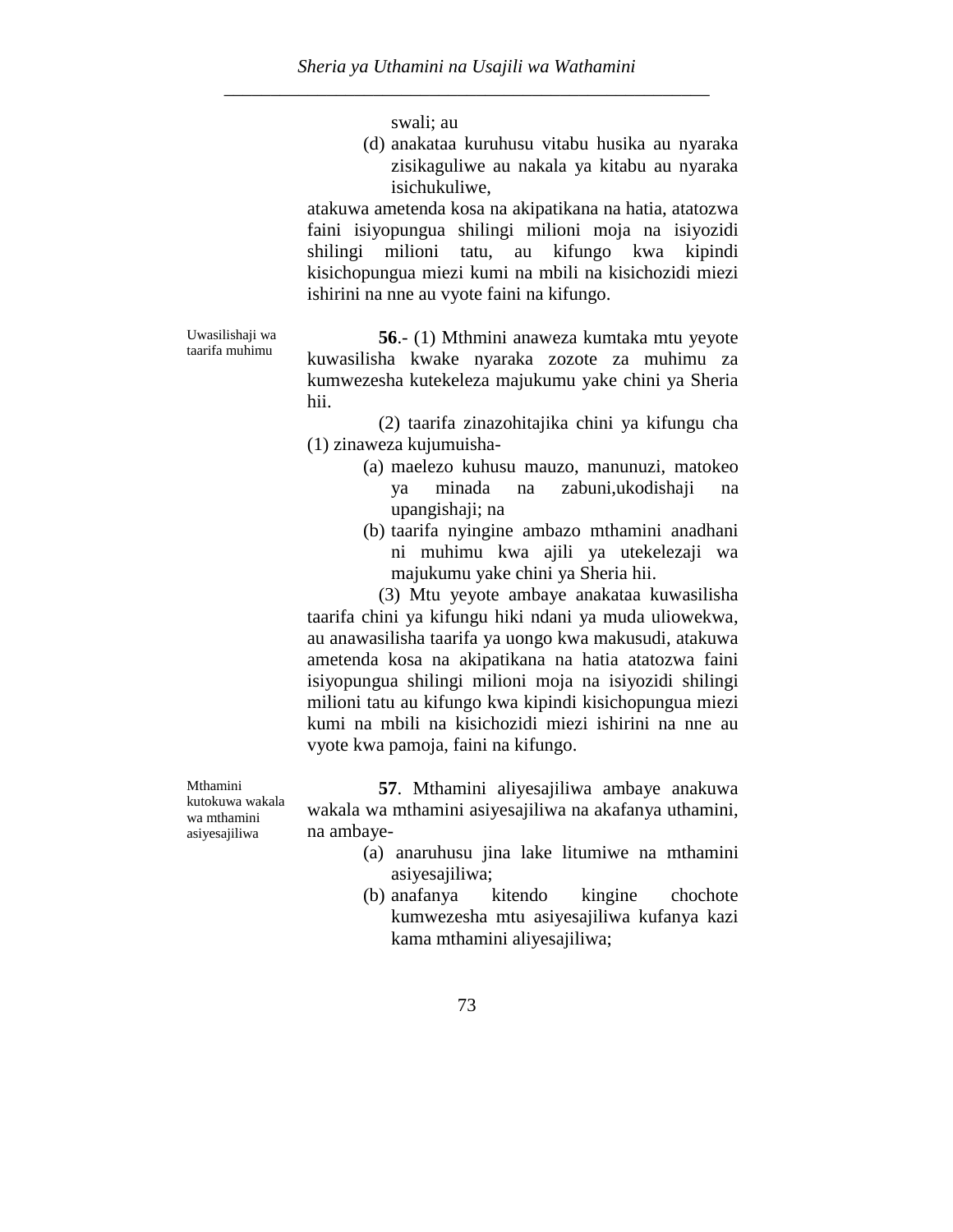swali; au

(d) anakataa kuruhusu vitabu husika au nyaraka zisikaguliwe au nakala ya kitabu au nyaraka isichukuliwe,

atakuwa ametenda kosa na akipatikana na hatia, atatozwa faini isiyopungua shilingi milioni moja na isiyozidi shilingi milioni tatu, au kifungo kwa kipindi kisichopungua miezi kumi na mbili na kisichozidi miezi ishirini na nne au vyote faini na kifungo.

Uwasilishaji wa taarifa muhimu

**56**.- (1) Mthmini anaweza kumtaka mtu yeyote kuwasilisha kwake nyaraka zozote za muhimu za kumwezesha kutekeleza majukumu yake chini ya Sheria hii.

(2) taarifa zinazohitajika chini ya kifungu cha (1) zinaweza kujumuisha-

(a) maelezo kuhusu mauzo, manunuzi, matokeo ya minada na zabuni,ukodishaji na upangishaji; na

(b) taarifa nyingine ambazo mthamini anadhani ni muhimu kwa ajili ya utekelezaji wa majukumu yake chini ya Sheria hii.

(3) Mtu yeyote ambaye anakataa kuwasilisha taarifa chini ya kifungu hiki ndani ya muda uliowekwa, au anawasilisha taarifa ya uongo kwa makusudi, atakuwa ametenda kosa na akipatikana na hatia atatozwa faini isiyopungua shilingi milioni moja na isiyozidi shilingi milioni tatu au kifungo kwa kipindi kisichopungua miezi kumi na mbili na kisichozidi miezi ishirini na nne au vyote kwa pamoja, faini na kifungo.

Mthamini kutokuwa wakala wa mthamini asiyesajiliwa

**57**. Mthamini aliyesajiliwa ambaye anakuwa wakala wa mthamini asiyesajiliwa na akafanya uthamini, na ambaye-

(a) anaruhusu jina lake litumiwe na mthamini asiyesajiliwa;

(b) anafanya kitendo kingine chochote kumwezesha mtu asiyesajiliwa kufanya kazi kama mthamini aliyesajiliwa;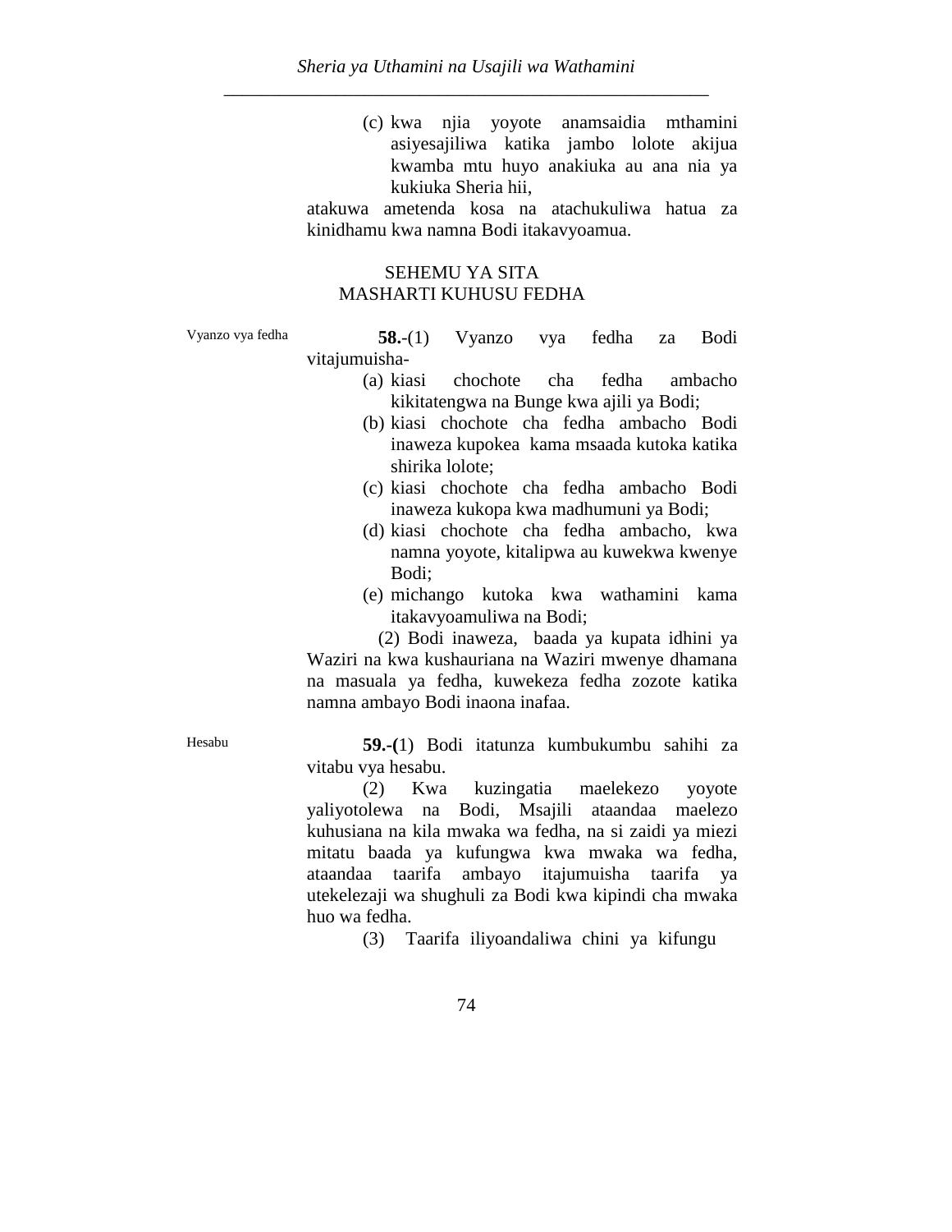(c) kwa njia yoyote anamsaidia mthamini asiyesajiliwa katika jambo lolote akijua kwamba mtu huyo anakiuka au ana nia ya kukiuka Sheria hii,

atakuwa ametenda kosa na atachukuliwa hatua za kinidhamu kwa namna Bodi itakavyoamua.

## SEHEMU YA SITA
## MASHARTI KUHUSU FEDHA

*Vyanzo vya fedha*

**58.**-(1) Vyanzo vya fedha za Bodi vitajumuisha-

(a) kiasi chochote cha fedha ambacho kikitatengwa na Bunge kwa ajili ya Bodi;
(b) kiasi chochote cha fedha ambacho Bodi inaweza kupokea kama msaada kutoka katika shirika lolote;
(c) kiasi chochote cha fedha ambacho Bodi inaweza kukopa kwa madhumuni ya Bodi;
(d) kiasi chochote cha fedha ambacho, kwa namna yoyote, kitalipwa au kuwekwa kwenye Bodi;
(e) michango kutoka kwa wathamini kama itakavyoamuliwa na Bodi;

(2) Bodi inaweza, baada ya kupata idhini ya Waziri na kwa kushauriana na Waziri mwenye dhamana na masuala ya fedha, kuwekeza fedha zozote katika namna ambayo Bodi inaona inafaa.

*Hesabu*

**59.-(**1) Bodi itatunza kumbukumbu sahihi za vitabu vya hesabu.

(2) Kwa kuzingatia maelekezo yoyote yaliyotolewa na Bodi, Msajili ataandaa maelezo kuhusiana na kila mwaka wa fedha, na si zaidi ya miezi mitatu baada ya kufungwa kwa mwaka wa fedha, ataandaa taarifa ambayo itajumuisha taarifa ya utekelezaji wa shughuli za Bodi kwa kipindi cha mwaka huo wa fedha.

(3) Taarifa iliyoandaliwa chini ya kifungu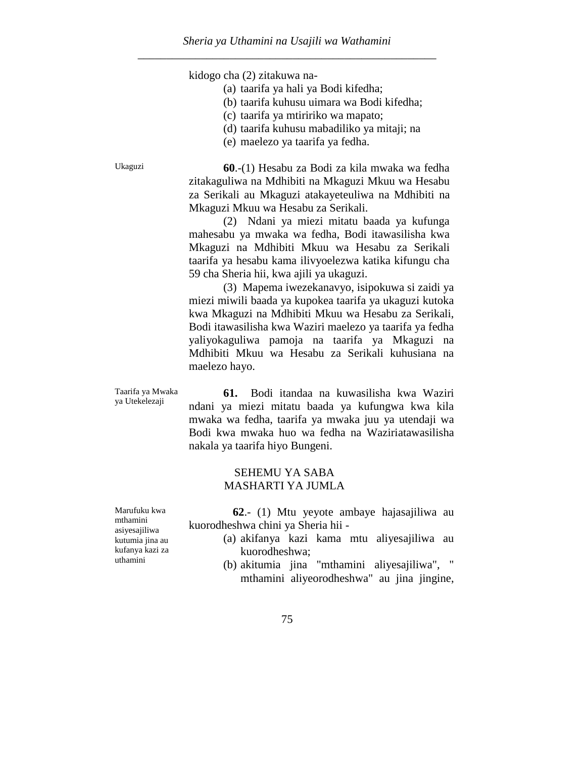kidogo cha (2) zitakuwa na-

(a) taarifa ya hali ya Bodi kifedha;
(b) taarifa kuhusu uimara wa Bodi kifedha;
(c) taarifa ya mtiririko wa mapato;
(d) taarifa kuhusu mabadiliko ya mitaji; na
(e) maelezo ya taarifa ya fedha.

Ukaguzi

**60**.-(1) Hesabu za Bodi za kila mwaka wa fedha zitakaguliwa na Mdhibiti na Mkaguzi Mkuu wa Hesabu za Serikali au Mkaguzi atakayeteuliwa na Mdhibiti na Mkaguzi Mkuu wa Hesabu za Serikali.

(2) Ndani ya miezi mitatu baada ya kufunga mahesabu ya mwaka wa fedha, Bodi itawasilisha kwa Mkaguzi na Mdhibiti Mkuu wa Hesabu za Serikali taarifa ya hesabu kama ilivyoelezwa katika kifungu cha 59 cha Sheria hii, kwa ajili ya ukaguzi.

(3) Mapema iwezekanavyo, isipokuwa si zaidi ya miezi miwili baada ya kupokea taarifa ya ukaguzi kutoka kwa Mkaguzi na Mdhibiti Mkuu wa Hesabu za Serikali, Bodi itawasilisha kwa Waziri maelezo ya taarifa ya fedha yaliyokaguliwa pamoja na taarifa ya Mkaguzi na Mdhibiti Mkuu wa Hesabu za Serikali kuhusiana na maelezo hayo.

Taarifa ya Mwaka ya Utekelezaji

**61.** Bodi itandaa na kuwasilisha kwa Waziri ndani ya miezi mitatu baada ya kufungwa kwa kila mwaka wa fedha, taarifa ya mwaka juu ya utendaji wa Bodi kwa mwaka huo wa fedha na Waziriatawasilisha nakala ya taarifa hiyo Bungeni.

## SEHEMU YA SABA
## MASHARTI YA JUMLA

Marufuku kwa mthamini asiyesajiliwa kutumia jina au kufanya kazi za uthamini

**62**.- (1) Mtu yeyote ambaye hajasajiliwa au kuorodheshwa chini ya Sheria hii -

(a) akifanya kazi kama mtu aliyesajiliwa au kuorodheshwa;
(b) akitumia jina "mthamini aliyesajiliwa", " mthamini aliyeorodheshwa" au jina jingine,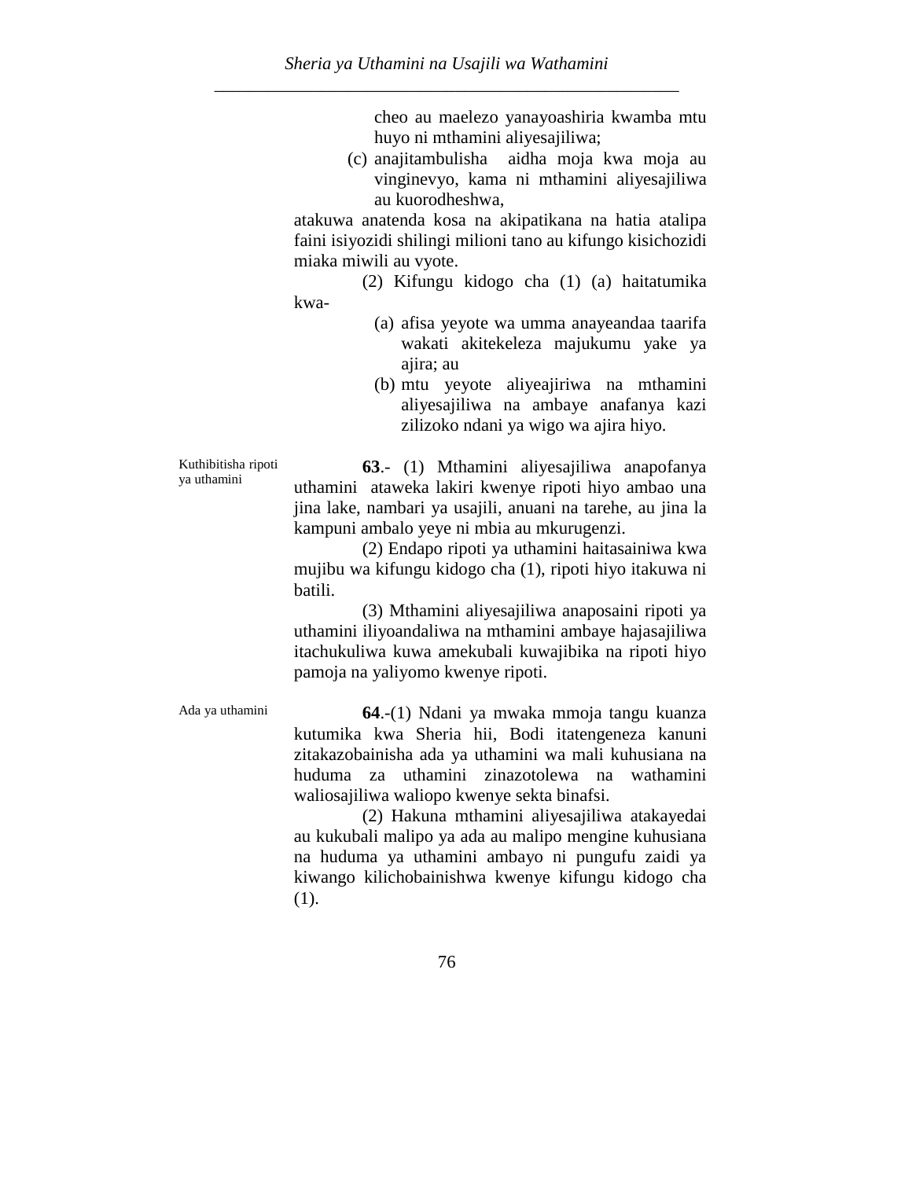cheo au maelezo yanayoashiria kwamba mtu huyo ni mthamini aliyesajiliwa;

(c) anajitambulisha aidha moja kwa moja au vinginevyo, kama ni mthamini aliyesajiliwa au kuorodheshwa,

atakuwa anatenda kosa na akipatikana na hatia atalipa faini isiyozidi shilingi milioni tano au kifungo kisichozidi miaka miwili au vyote.

(2) Kifungu kidogo cha (1) (a) haitatumika kwa-

(a) afisa yeyote wa umma anayeandaa taarifa wakati akitekeleza majukumu yake ya ajira; au

(b) mtu yeyote aliyeajiriwa na mthamini aliyesajiliwa na ambaye anafanya kazi zilizoko ndani ya wigo wa ajira hiyo.

*Kuthibitisha ripoti ya uthamini*

**63**.- (1) Mthamini aliyesajiliwa anapofanya uthamini ataweka lakiri kwenye ripoti hiyo ambao una jina lake, nambari ya usajili, anuani na tarehe, au jina la kampuni ambalo yeye ni mbia au mkurugenzi.

(2) Endapo ripoti ya uthamini haitasainiwa kwa mujibu wa kifungu kidogo cha (1), ripoti hiyo itakuwa ni batili.

(3) Mthamini aliyesajiliwa anaposaini ripoti ya uthamini iliyoandaliwa na mthamini ambaye hajasajiliwa itachukuliwa kuwa amekubali kuwajibika na ripoti hiyo pamoja na yaliyomo kwenye ripoti.

*Ada ya uthamini*

**64**.-(1) Ndani ya mwaka mmoja tangu kuanza kutumika kwa Sheria hii, Bodi itatengeneza kanuni zitakazobainisha ada ya uthamini wa mali kuhusiana na huduma za uthamini zinazotolewa na wathamini waliosajiliwa waliopo kwenye sekta binafsi.

(2) Hakuna mthamini aliyesajiliwa atakayedai au kukubali malipo ya ada au malipo mengine kuhusiana na huduma ya uthamini ambayo ni pungufu zaidi ya kiwango kilichobainishwa kwenye kifungu kidogo cha (1).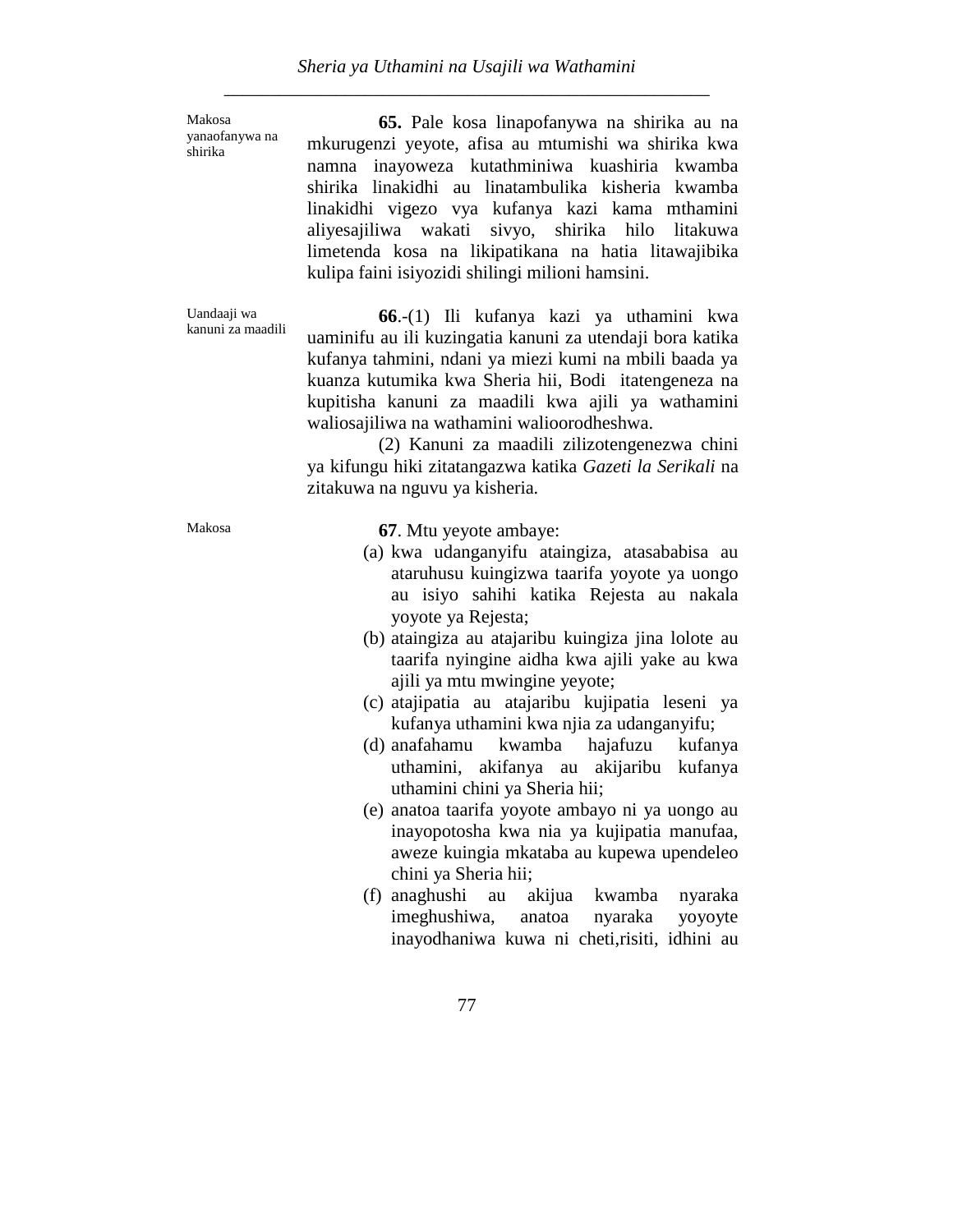Makosa yanaofanywa na shirika

**65.** Pale kosa linapofanywa na shirika au na mkurugenzi yeyote, afisa au mtumishi wa shirika kwa namna inayoweza kutathminiwa kuashiria kwamba shirika linakidhi au linatambulika kisheria kwamba linakidhi vigezo vya kufanya kazi kama mthamini aliyesajiliwa wakati sivyo, shirika hilo litakuwa limetenda kosa na likipatikana na hatia litawajibika kulipa faini isiyozidi shilingi milioni hamsini.

Uandaaji wa kanuni za maadili

**66**.-(1) Ili kufanya kazi ya uthamini kwa uaminifu au ili kuzingatia kanuni za utendaji bora katika kufanya tahmini, ndani ya miezi kumi na mbili baada ya kuanza kutumika kwa Sheria hii, Bodi itatengeneza na kupitisha kanuni za maadili kwa ajili ya wathamini waliosajiliwa na wathamini walioorodheshwa.

(2) Kanuni za maadili zilizotengenezwa chini ya kifungu hiki zitatangazwa katika *Gazeti la Serikali* na zitakuwa na nguvu ya kisheria.

Makosa

**67**. Mtu yeyote ambaye:

(a) kwa udanganyifu ataingiza, atasababisa au ataruhusu kuingizwa taarifa yoyote ya uongo au isiyo sahihi katika Rejesta au nakala yoyote ya Rejesta;

(b) ataingiza au atajaribu kuingiza jina lolote au taarifa nyingine aidha kwa ajili yake au kwa ajili ya mtu mwingine yeyote;

(c) atajipatia au atajaribu kujipatia leseni ya kufanya uthamini kwa njia za udanganyifu;

(d) anafahamu kwamba hajafuzu kufanya uthamini, akifanya au akijaribu kufanya uthamini chini ya Sheria hii;

(e) anatoa taarifa yoyote ambayo ni ya uongo au inayopotosha kwa nia ya kujipatia manufaa, aweze kuingia mkataba au kupewa upendeleo chini ya Sheria hii;

(f) anaghushi au akijua kwamba nyaraka imeghushiwa, anatoa nyaraka yoyoyte inayodhaniwa kuwa ni cheti,risiti, idhini au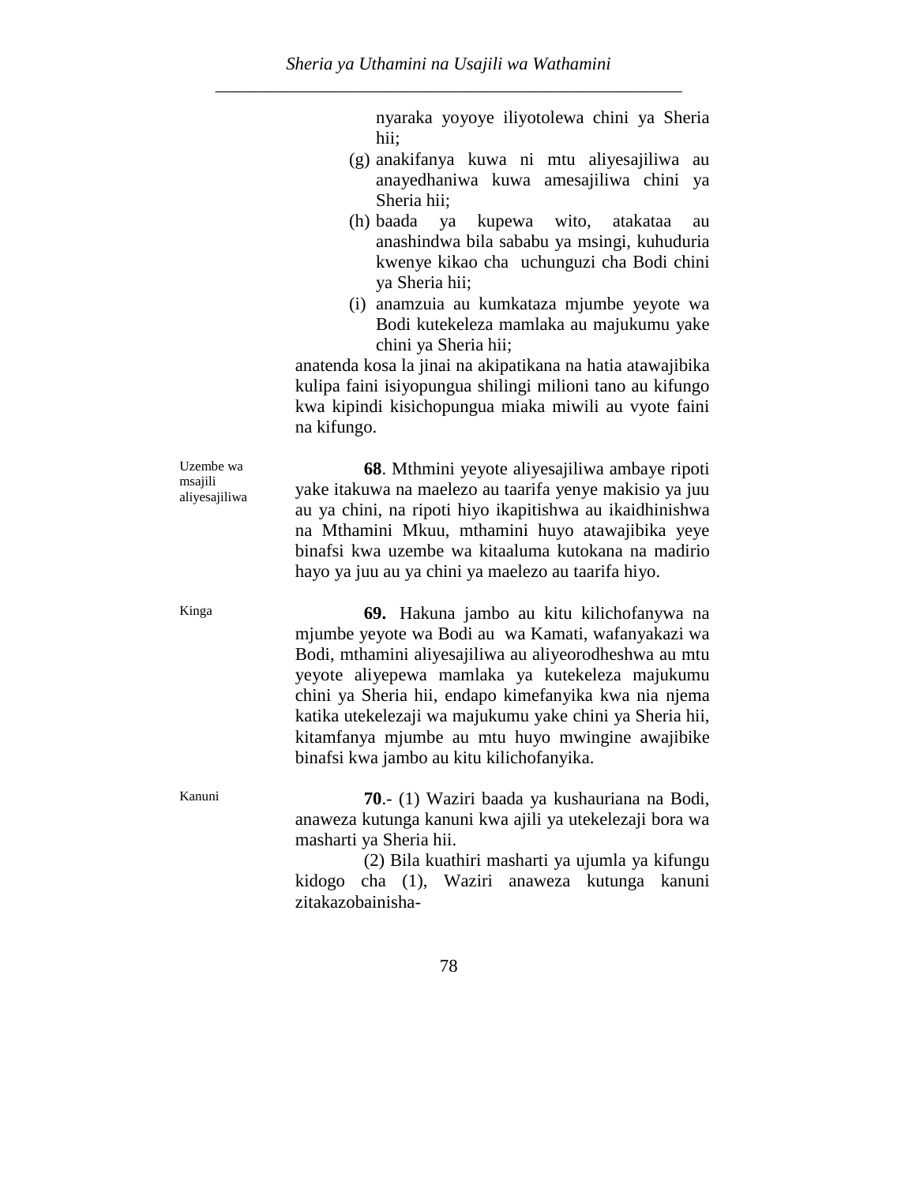nyaraka yoyoye iliyotolewa chini ya Sheria hii;

(g) anakifanya kuwa ni mtu aliyesajiliwa au anayedhaniwa kuwa amesajiliwa chini ya Sheria hii;

(h) baada ya kupewa wito, atakataa au anashindwa bila sababu ya msingi, kuhudhuria kwenye kikao cha uchunguzi cha Bodi chini ya Sheria hii;

(i) anamzuia au kumkataza mjumbe yeyote wa Bodi kutekeleza mamlaka au majukumu yake chini ya Sheria hii;

anatenda kosa la jinai na akipatikana na hatia atawajibika kulipa faini isiyopungua shilingi milioni tano au kifungo kwa kipindi kisichopungua miaka miwili au vyote faini na kifungo.

Uzembe wa msajili aliyesajiliwa

**68**. Mthmini yeyote aliyesajiliwa ambaye ripoti yake itakuwa na maelezo au taarifa yenye makisio ya juu au ya chini, na ripoti hiyo ikapitishwa au ikaidhinishwa na Mthamini Mkuu, mthamini huyo atawajibika yeye binafsi kwa uzembe wa kitaaluma kutokana na madirio hayo ya juu au ya chini ya maelezo au taarifa hiyo.

Kinga

**69.** Hakuna jambo au kitu kilichofanywa na mjumbe yeyote wa Bodi au wa Kamati, wafanyakazi wa Bodi, mthamini aliyesajiliwa au aliyeorodheshwa au mtu yeyote aliyepewa mamlaka ya kutekeleza majukumu chini ya Sheria hii, endapo kimefanyika kwa nia njema katika utekelezaji wa majukumu yake chini ya Sheria hii, kitamfanya mjumbe au mtu huyo mwingine awajibike binafsi kwa jambo au kitu kilichofanyika.

Kanuni

**70**.- (1) Waziri baada ya kushauriana na Bodi, anaweza kutunga kanuni kwa ajili ya utekelezaji bora wa masharti ya Sheria hii.

(2) Bila kuathiri masharti ya ujumla ya kifungu kidogo cha (1), Waziri anaweza kutunga kanuni zitakazobainisha-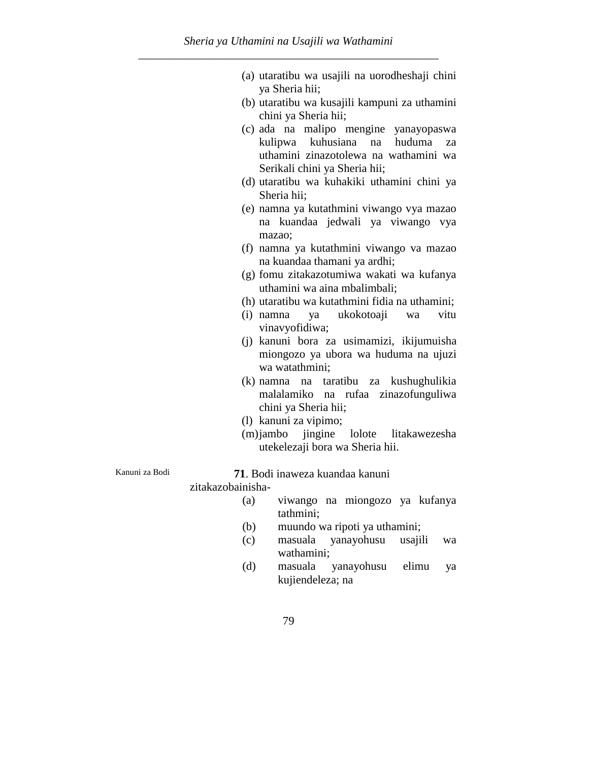(a) utaratibu wa usajili na uorodheshaji chini ya Sheria hii;
(b) utaratibu wa kusajili kampuni za uthamini chini ya Sheria hii;
(c) ada na malipo mengine yanayopaswa kulipwa kuhusiana na huduma za uthamini zinazotolewa na wathamini wa Serikali chini ya Sheria hii;
(d) utaratibu wa kuhakiki uthamini chini ya Sheria hii;
(e) namna ya kutathmini viwango vya mazao na kuandaa jedwali ya viwango vya mazao;
(f) namna ya kutathmini viwango va mazao na kuandaa thamani ya ardhi;
(g) fomu zitakazotumiwa wakati wa kufanya uthamini wa aina mbalimbali;
(h) utaratibu wa kutathmini fidia na uthamini;
(i) namna ya ukokotoaji wa vitu vinavyofidiwa;
(j) kanuni bora za usimamizi, ikijumuisha miongozo ya ubora wa huduma na ujuzi wa watathmini;
(k) namna na taratibu za kushughulikia malalamiko na rufaa zinazofunguliwa chini ya Sheria hii;
(l) kanuni za vipimo;
(m) jambo jingine lolote litakawezesha utekelezaji bora wa Sheria hii.

Kanuni za Bodi

**71**. Bodi inaweza kuandaa kanuni zitakazobainisha-

(a) viwango na miongozo ya kufanya tathmini;
(b) muundo wa ripoti ya uthamini;
(c) masuala yanayohusu usajili wa wathamini;
(d) masuala yanayohusu elimu ya kujiendeleza; na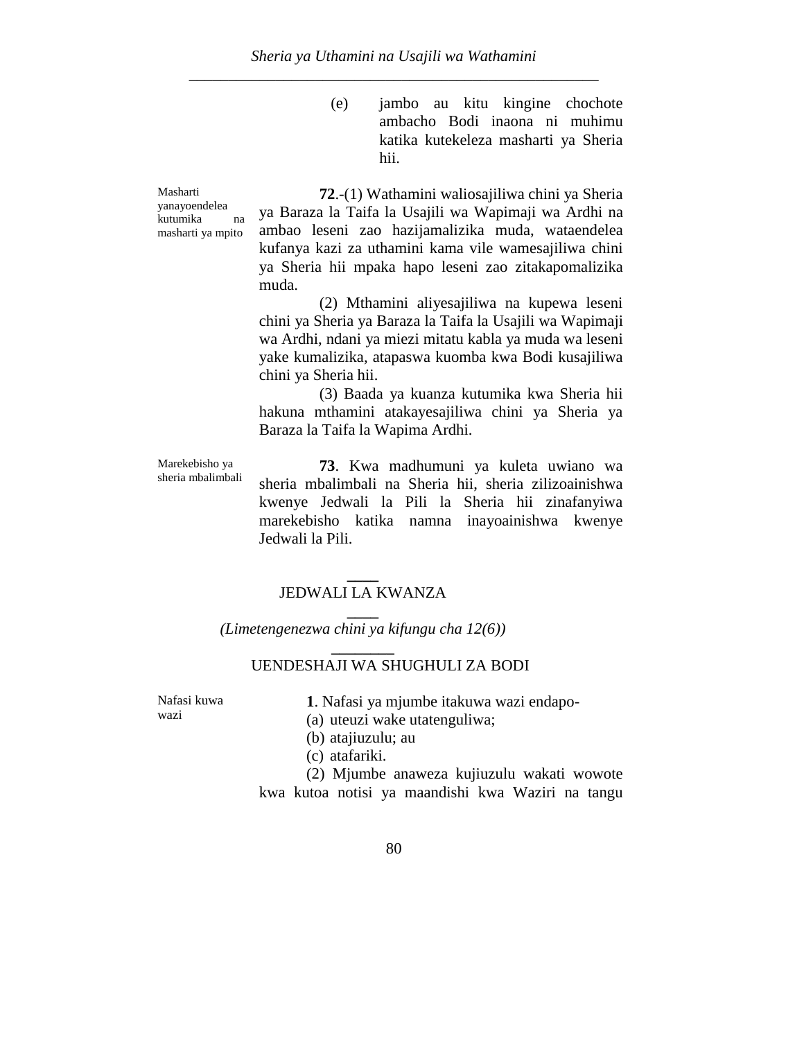(e) jambo au kitu kingine chochote ambacho Bodi inaona ni muhimu katika kutekeleza masharti ya Sheria hii.

Masharti yanayoendelea kutumika na masharti ya mpito

**72**.-(1) Wathamini waliosajiliwa chini ya Sheria ya Baraza la Taifa la Usajili wa Wapimaji wa Ardhi na ambao leseni zao hazijamalizika muda, wataendelea kufanya kazi za uthamini kama vile wamesajiliwa chini ya Sheria hii mpaka hapo leseni zao zitakapomalizika muda.

(2) Mthamini aliyesajiliwa na kupewa leseni chini ya Sheria ya Baraza la Taifa la Usajili wa Wapimaji wa Ardhi, ndani ya miezi mitatu kabla ya muda wa leseni yake kumalizika, atapaswa kuomba kwa Bodi kusajiliwa chini ya Sheria hii.

(3) Baada ya kuanza kutumika kwa Sheria hii hakuna mthamini atakayesajiliwa chini ya Sheria ya Baraza la Taifa la Wapima Ardhi.

Marekebisho ya sheria mbalimbali

**73**. Kwa madhumuni ya kuleta uwiano wa sheria mbalimbali na Sheria hii, sheria zilizoainishwa kwenye Jedwali la Pili la Sheria hii zinafanyiwa marekebisho katika namna inayoainishwa kwenye Jedwali la Pili.

## JEDWALI LA KWANZA

*(Limetengenezwa chini ya kifungu cha 12(6))*

### UENDESHAJI WA SHUGHULI ZA BODI

Nafasi kuwa wazi

**1**. Nafasi ya mjumbe itakuwa wazi endapo-

(a) uteuzi wake utatenguliwa;

(b) atajiuzulu; au

(c) atafariki.

(2) Mjumbe anaweza kujiuzulu wakati wowote kwa kutoa notisi ya maandishi kwa Waziri na tangu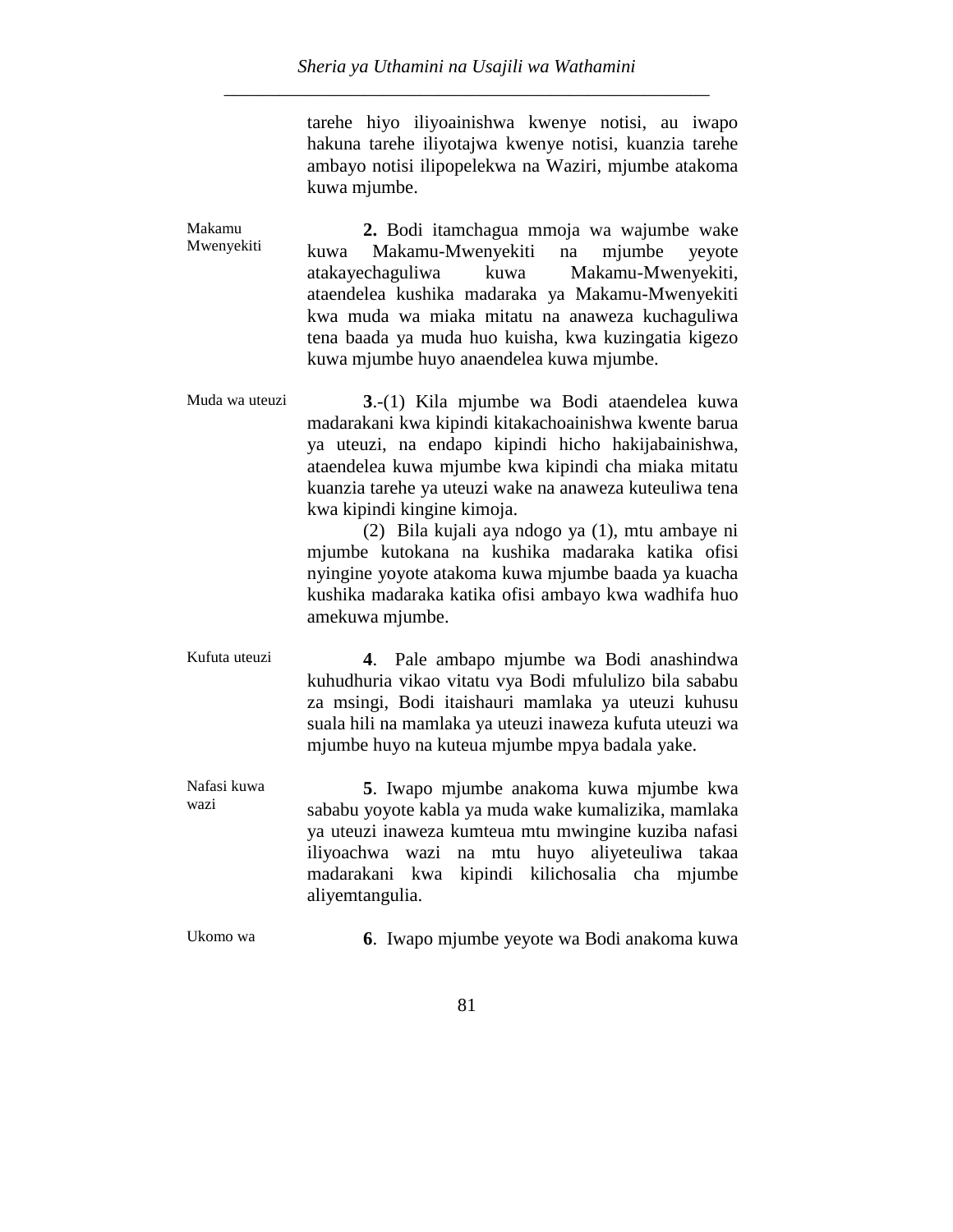tarehe hiyo iliyoainishwa kwenye notisi, au iwapo hakuna tarehe iliyotajwa kwenye notisi, kuanzia tarehe ambayo notisi ilipopelekwa na Waziri, mjumbe atakoma kuwa mjumbe.

Makamu Mwenyekiti

**2.** Bodi itamchagua mmoja wa wajumbe wake kuwa Makamu-Mwenyekiti na mjumbe yeyote atakayechaguliwa kuwa Makamu-Mwenyekiti, ataendelea kushika madaraka ya Makamu-Mwenyekiti kwa muda wa miaka mitatu na anaweza kuchaguliwa tena baada ya muda huo kuisha, kwa kuzingatia kigezo kuwa mjumbe huyo anaendelea kuwa mjumbe.

Muda wa uteuzi

**3**.-(1) Kila mjumbe wa Bodi ataendelea kuwa madarakani kwa kipindi kitakachoainishwa kwente barua ya uteuzi, na endapo kipindi hicho hakijabainishwa, ataendelea kuwa mjumbe kwa kipindi cha miaka mitatu kuanzia tarehe ya uteuzi wake na anaweza kuteuliwa tena kwa kipindi kingine kimoja.

(2) Bila kujali aya ndogo ya (1), mtu ambaye ni mjumbe kutokana na kushika madaraka katika ofisi nyingine yoyote atakoma kuwa mjumbe baada ya kuacha kushika madaraka katika ofisi ambayo kwa wadhifa huo amekuwa mjumbe.

Kufuta uteuzi

**4**. Pale ambapo mjumbe wa Bodi anashindwa kuhudhuria vikao vitatu vya Bodi mfululizo bila sababu za msingi, Bodi itaishauri mamlaka ya uteuzi kuhusu suala hili na mamlaka ya uteuzi inaweza kufuta uteuzi wa mjumbe huyo na kuteua mjumbe mpya badala yake.

Nafasi kuwa wazi

**5**. Iwapo mjumbe anakoma kuwa mjumbe kwa sababu yoyote kabla ya muda wake kumalizika, mamlaka ya uteuzi inaweza kumteua mtu mwingine kuziba nafasi iliyoachwa wazi na mtu huyo aliyeteuliwa takaa madarakani kwa kipindi kilichosalia cha mjumbe aliyemtangulia.

Ukomo wa

**6**. Iwapo mjumbe yeyote wa Bodi anakoma kuwa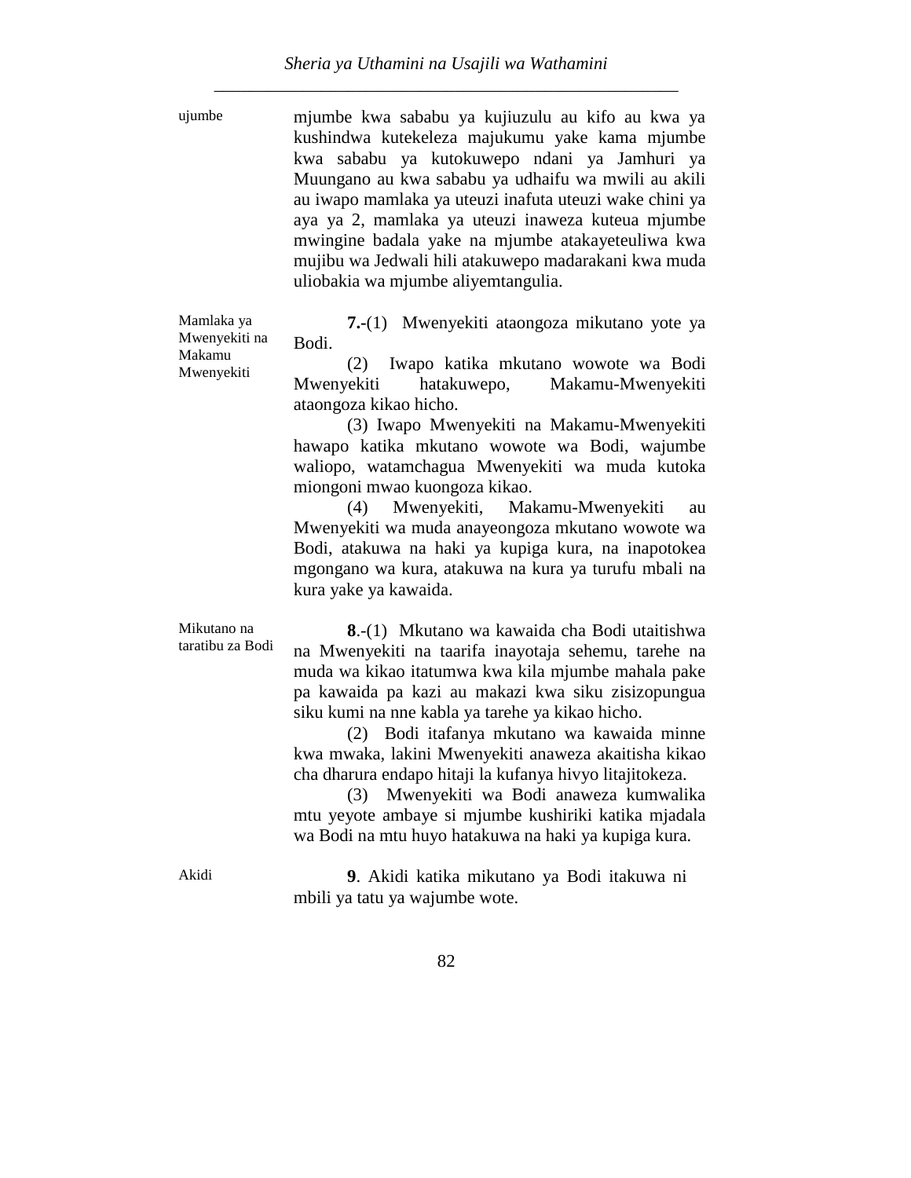ujumbe

mjumbe kwa sababu ya kujiuzulu au kifo au kwa ya kushindwa kutekeleza majukumu yake kama mjumbe kwa sababu ya kutokuwepo ndani ya Jamhuri ya Muungano au kwa sababu ya udhaifu wa mwili au akili au iwapo mamlaka ya uteuzi inafuta uteuzi wake chini ya aya ya 2, mamlaka ya uteuzi inaweza kuteua mjumbe mwingine badala yake na mjumbe atakayeteuliwa kwa mujibu wa Jedwali hili atakuwepo madarakani kwa muda uliobakia wa mjumbe aliyemtangulia.

Mamlaka ya Mwenyekiti na Makamu Mwenyekiti

**7.**-(1) Mwenyekiti ataongoza mikutano yote ya Bodi.

(2) Iwapo katika mkutano wowote wa Bodi Mwenyekiti hatakuwepo, Makamu-Mwenyekiti ataongoza kikao hicho.

(3) Iwapo Mwenyekiti na Makamu-Mwenyekiti hawapo katika mkutano wowote wa Bodi, wajumbe waliopo, watamchagua Mwenyekiti wa muda kutoka miongoni mwao kuongoza kikao.

(4) Mwenyekiti, Makamu-Mwenyekiti au Mwenyekiti wa muda anayeongoza mkutano wowote wa Bodi, atakuwa na haki ya kupiga kura, na inapotokea mgongano wa kura, atakuwa na kura ya turufu mbali na kura yake ya kawaida.

Mikutano na taratibu za Bodi

**8**.-(1) Mkutano wa kawaida cha Bodi utaitishwa na Mwenyekiti na taarifa inayotaja sehemu, tarehe na muda wa kikao itatumwa kwa kila mjumbe mahala pake pa kawaida pa kazi au makazi kwa siku zisizopungua siku kumi na nne kabla ya tarehe ya kikao hicho.

(2) Bodi itafanya mkutano wa kawaida minne kwa mwaka, lakini Mwenyekiti anaweza akaitisha kikao cha dharura endapo hitaji la kufanya hivyo litajitokeza.

(3) Mwenyekiti wa Bodi anaweza kumwalika mtu yeyote ambaye si mjumbe kushiriki katika mjadala wa Bodi na mtu huyo hatakuwa na haki ya kupiga kura.

Akidi

**9**. Akidi katika mikutano ya Bodi itakuwa ni mbili ya tatu ya wajumbe wote.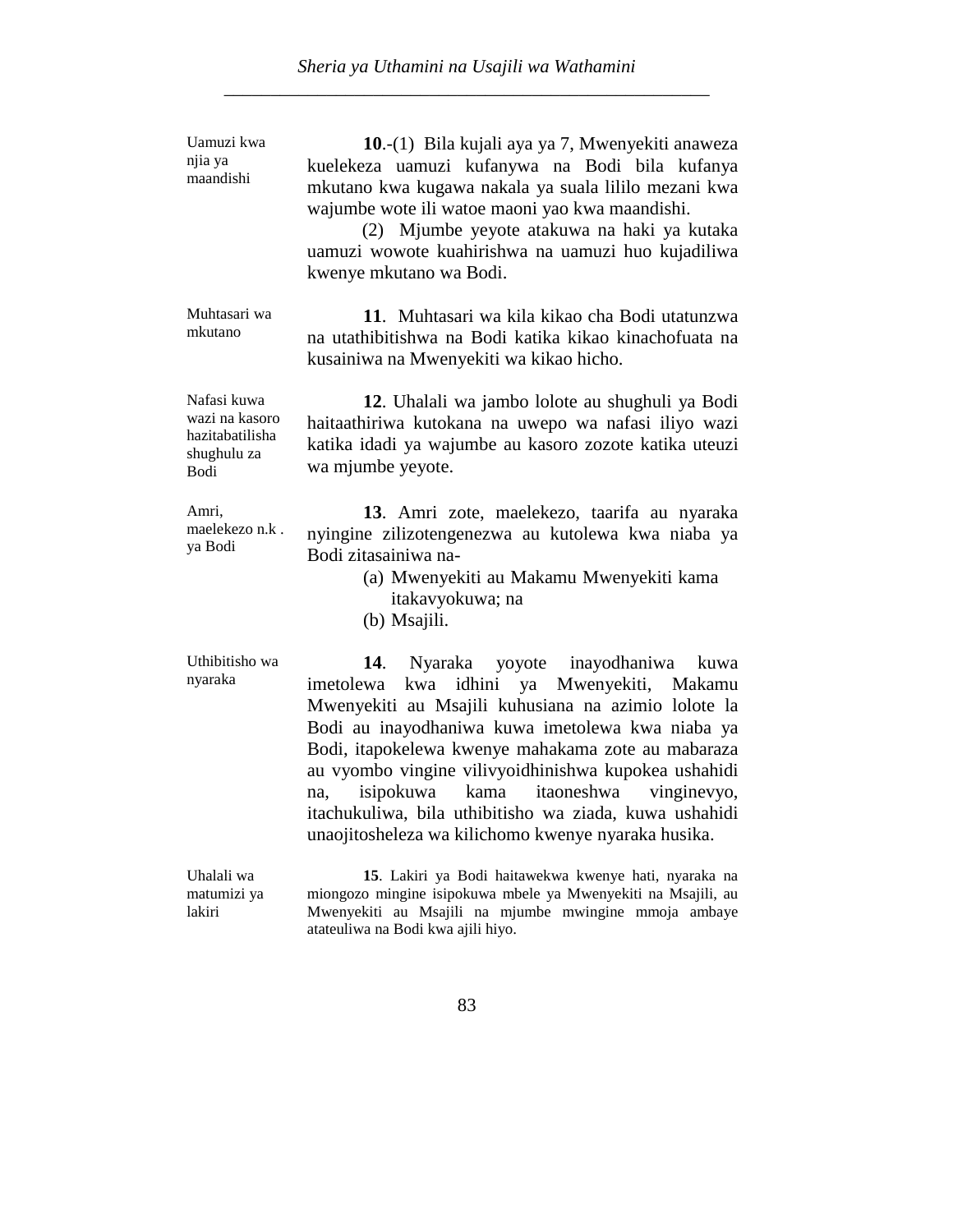Uamuzi kwa njia ya maandishi

**10**.-(1) Bila kujali aya ya 7, Mwenyekiti anaweza kuelekeza uamuzi kufanywa na Bodi bila kufanya mkutano kwa kugawa nakala ya suala lililo mezani kwa wajumbe wote ili watoe maoni yao kwa maandishi.

(2) Mjumbe yeyote atakuwa na haki ya kutaka uamuzi wowote kuahirishwa na uamuzi huo kujadiliwa kwenye mkutano wa Bodi.

Muhtasari wa mkutano

**11**. Muhtasari wa kila kikao cha Bodi utatunzwa na utathibitishwa na Bodi katika kikao kinachofuata na kusainiwa na Mwenyekiti wa kikao hicho.

Nafasi kuwa wazi na kasoro hazitabatilisha shughulu za Bodi

**12**. Uhalali wa jambo lolote au shughuli ya Bodi haitaathiriwa kutokana na uwepo wa nafasi iliyo wazi katika idadi ya wajumbe au kasoro zozote katika uteuzi wa mjumbe yeyote.

Amri, maelekezo n.k . ya Bodi

**13**. Amri zote, maelekezo, taarifa au nyaraka nyingine zilizotengenezwa au kutolewa kwa niaba ya Bodi zitasainiwa na-

(a) Mwenyekiti au Makamu Mwenyekiti kama itakavyokuwa; na
(b) Msajili.

Uthibitisho wa nyaraka

**14**. Nyaraka yoyote inayodhaniwa kuwa imetolewa kwa idhini ya Mwenyekiti, Makamu Mwenyekiti au Msajili kuhusiana na azimio lolote la Bodi au inayodhaniwa kuwa imetolewa kwa niaba ya Bodi, itapokelewa kwenye mahakama zote au mabaraza au vyombo vingine vilivyoidhinishwa kupokea ushahidi na, isipokuwa kama itaoneshwa vinginevyo, itachukuliwa, bila uthibitisho wa ziada, kuwa ushahidi unaojitosheleza wa kilichomo kwenye nyaraka husika.

Uhalali wa matumizi ya lakiri

**15**. Lakiri ya Bodi haitawekwa kwenye hati, nyaraka na miongozo mingine isipokuwa mbele ya Mwenyekiti na Msajili, au Mwenyekiti au Msajili na mjumbe mwingine mmoja ambaye atateuliwa na Bodi kwa ajili hiyo.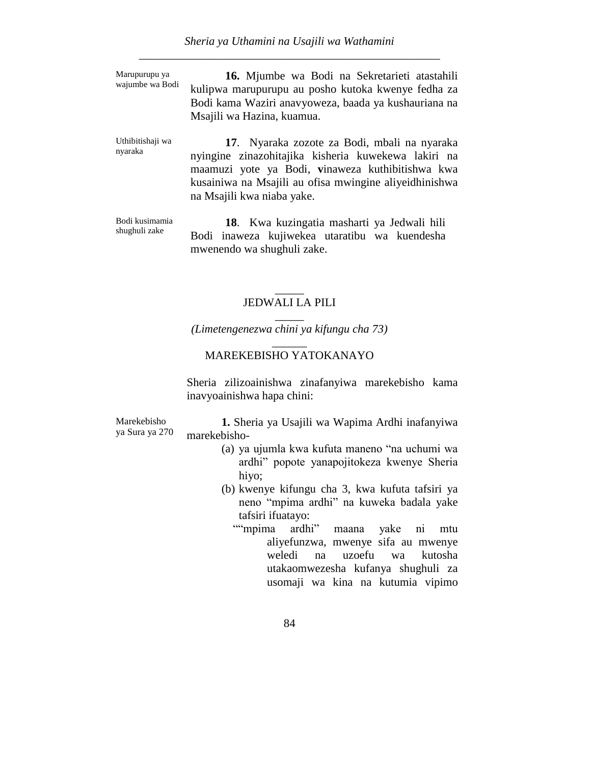Marupurupu ya wajumbe wa Bodi

**16.** Mjumbe wa Bodi na Sekretarieti atastahili kulipwa marupurupu au posho kutoka kwenye fedha za Bodi kama Waziri anavyoweza, baada ya kushauriana na Msajili wa Hazina, kuamua.

Uthibitishaji wa nyaraka

**17**. Nyaraka zozote za Bodi, mbali na nyaraka nyingine zinazohitajika kisheria kuwekewa lakiri na maamuzi yote ya Bodi, **v**inaweza kuthibitishwa kwa kusainiwa na Msajili au ofisa mwingine aliyeidhinishwa na Msajili kwa niaba yake.

Bodi kusimamia shughuli zake

**18**. Kwa kuzingatia masharti ya Jedwali hili Bodi inaweza kujiwekea utaratibu wa kuendesha mwenendo wa shughuli zake.

## JEDWALI LA PILI

*(Limetengenezwa chini ya kifungu cha 73)*

## MAREKEBISHO YATOKANAYO

Sheria zilizoainishwa zinafanyiwa marekebisho kama inavyoainishwa hapa chini:

Marekebisho ya Sura ya 270

**1.** Sheria ya Usajili wa Wapima Ardhi inafanyiwa marekebisho-

(a) ya ujumla kwa kufuta maneno "na uchumi wa ardhi" popote yanapojitokeza kwenye Sheria hiyo;

(b) kwenye kifungu cha 3, kwa kufuta tafsiri ya neno "mpima ardhi" na kuweka badala yake tafsiri ifuatayo:

""mpima ardhi" maana yake ni mtu aliyefunzwa, mwenye sifa au mwenye weledi na uzoefu wa kutosha utakaomwezesha kufanya shughuli za usomaji wa kina na kutumia vipimo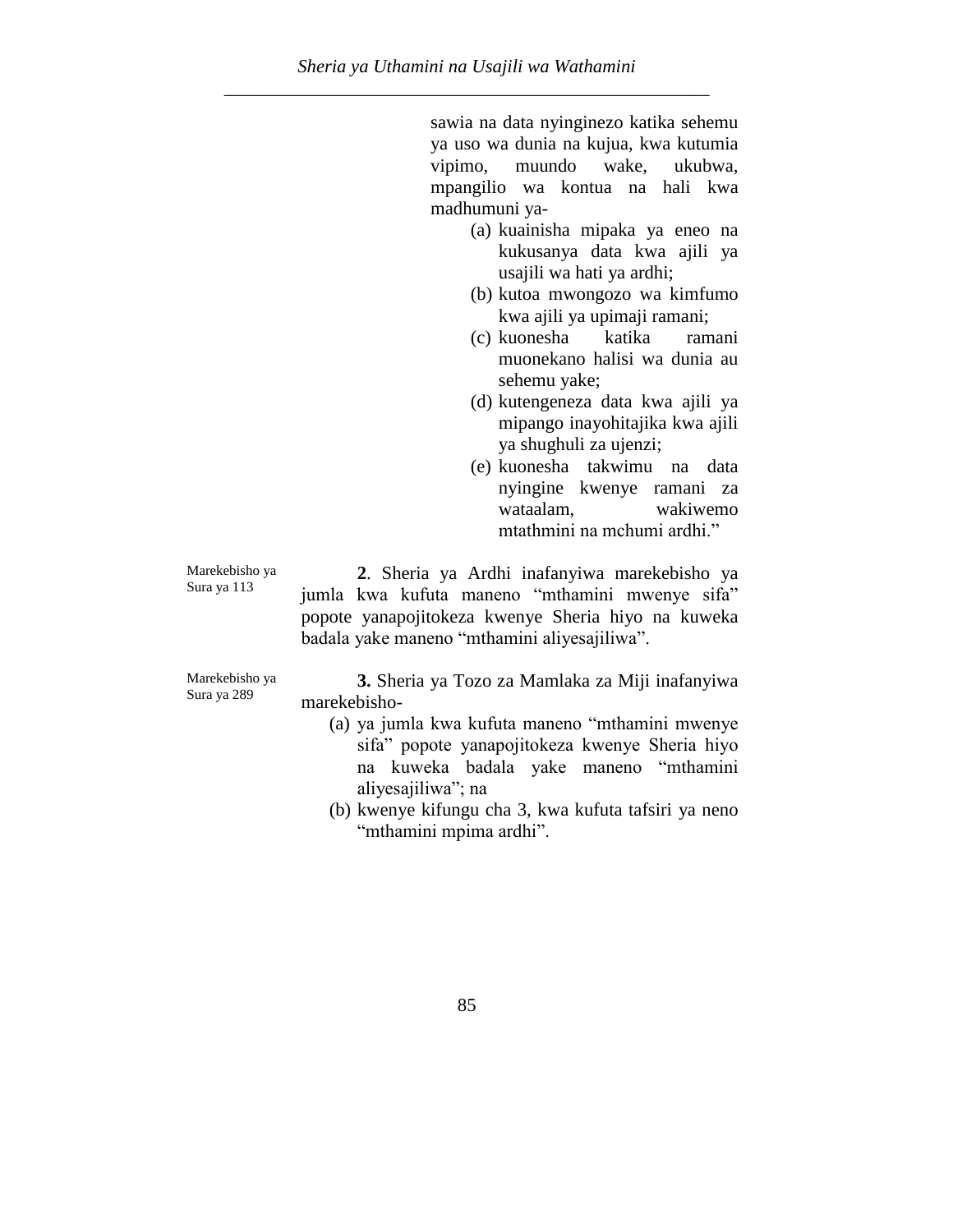sawia na data nyinginezo katika sehemu ya uso wa dunia na kujua, kwa kutumia vipimo, muundo wake, ukubwa, mpangilio wa kontua na hali kwa madhumuni ya-

(a) kuainisha mipaka ya eneo na kukusanya data kwa ajili ya usajili wa hati ya ardhi;
(b) kutoa mwongozo wa kimfumo kwa ajili ya upimaji ramani;
(c) kuonesha katika ramani muonekano halisi wa dunia au sehemu yake;
(d) kutengeneza data kwa ajili ya mipango inayohitajika kwa ajili ya shughuli za ujenzi;
(e) kuonesha takwimu na data nyingine kwenye ramani za wataalam, wakiwemo mtathmini na mchumi ardhi."

Marekebisho ya Sura ya 113

**2**. Sheria ya Ardhi inafanyiwa marekebisho ya jumla kwa kufuta maneno "mthamini mwenye sifa" popote yanapojitokeza kwenye Sheria hiyo na kuweka badala yake maneno "mthamini aliyesajiliwa".

Marekebisho ya Sura ya 289

**3.** Sheria ya Tozo za Mamlaka za Miji inafanyiwa marekebisho-

(a) ya jumla kwa kufuta maneno "mthamini mwenye sifa" popote yanapojitokeza kwenye Sheria hiyo na kuweka badala yake maneno "mthamini aliyesajiliwa"; na
(b) kwenye kifungu cha 3, kwa kufuta tafsiri ya neno "mthamini mpima ardhi".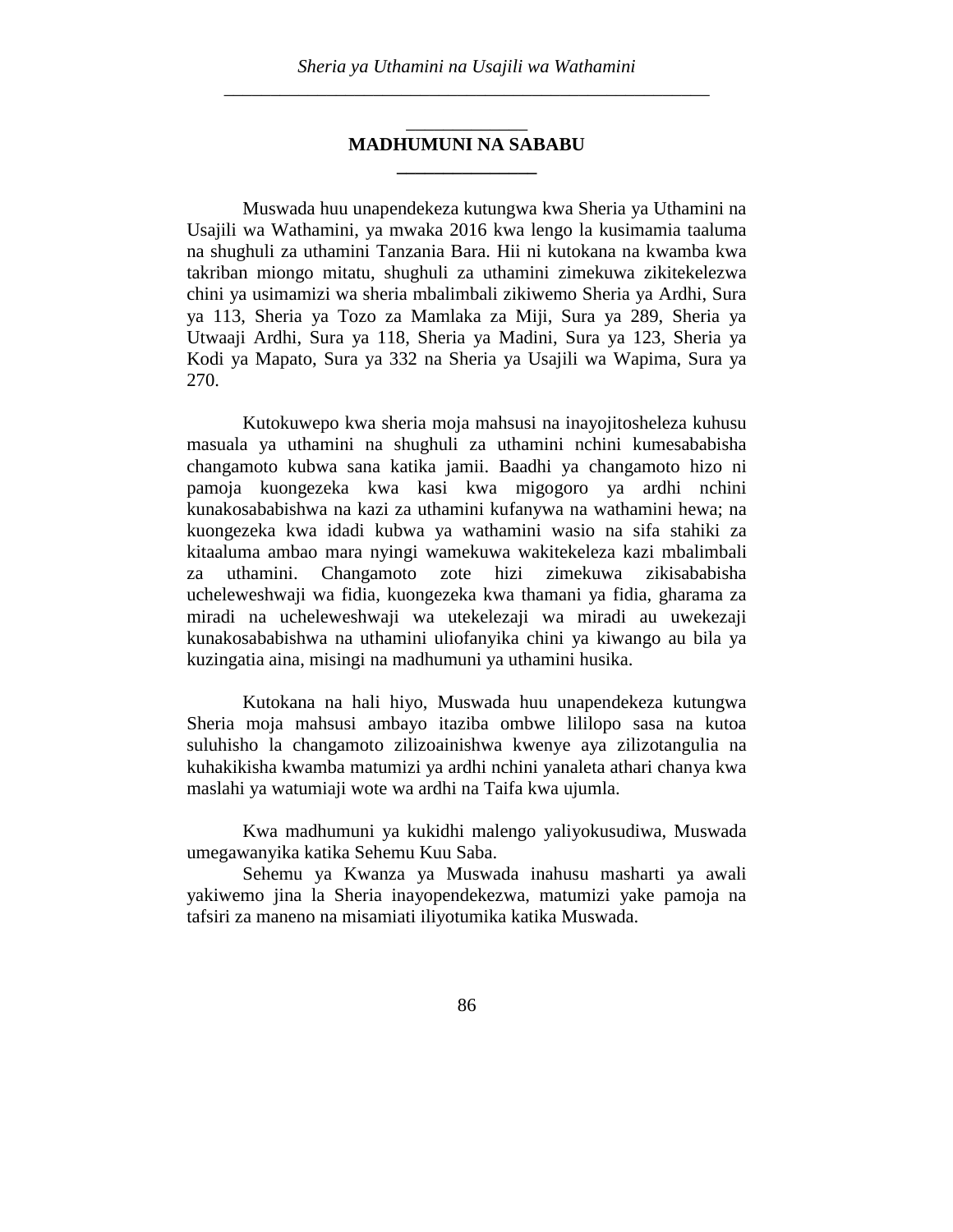## MADHUMUNI NA SABABU

Muswada huu unapendekeza kutungwa kwa Sheria ya Uthamini na Usajili wa Wathamini, ya mwaka 2016 kwa lengo la kusimamia taaluma na shughuli za uthamini Tanzania Bara. Hii ni kutokana na kwamba kwa takriban miongo mitatu, shughuli za uthamini zimekuwa zikitekelezwa chini ya usimamizi wa sheria mbalimbali zikiwemo Sheria ya Ardhi, Sura ya 113, Sheria ya Tozo za Mamlaka za Miji, Sura ya 289, Sheria ya Utwaaji Ardhi, Sura ya 118, Sheria ya Madini, Sura ya 123, Sheria ya Kodi ya Mapato, Sura ya 332 na Sheria ya Usajili wa Wapima, Sura ya 270.

Kutokuwepo kwa sheria moja mahsusi na inayojitosheleza kuhusu masuala ya uthamini na shughuli za uthamini nchini kumesababisha changamoto kubwa sana katika jamii. Baadhi ya changamoto hizo ni pamoja kuongezeka kwa kasi kwa migogoro ya ardhi nchini kunakosababishwa na kazi za uthamini kufanywa na wathamini hewa; na kuongezeka kwa idadi kubwa ya wathamini wasio na sifa stahiki za kitaaluma ambao mara nyingi wamekuwa wakitekeleza kazi mbalimbali za uthamini. Changamoto zote hizi zimekuwa zikisababisha ucheleweshwaji wa fidia, kuongezeka kwa thamani ya fidia, gharama za miradi na ucheleweshwaji wa utekelezaji wa miradi au uwekezaji kunakosababishwa na uthamini uliofanyika chini ya kiwango au bila ya kuzingatia aina, misingi na madhumuni ya uthamini husika.

Kutokana na hali hiyo, Muswada huu unapendekeza kutungwa Sheria moja mahsusi ambayo itaziba ombwe lililopo sasa na kutoa suluhisho la changamoto zilizoainishwa kwenye aya zilizotangulia na kuhakikisha kwamba matumizi ya ardhi nchini yanaleta athari chanya kwa maslahi ya watumiaji wote wa ardhi na Taifa kwa ujumla.

Kwa madhumuni ya kukidhi malengo yaliyokusudiwa, Muswada umegawanyika katika Sehemu Kuu Saba.

Sehemu ya Kwanza ya Muswada inahusu masharti ya awali yakiwemo jina la Sheria inayopendekezwa, matumizi yake pamoja na tafsiri za maneno na misamiati iliyotumika katika Muswada.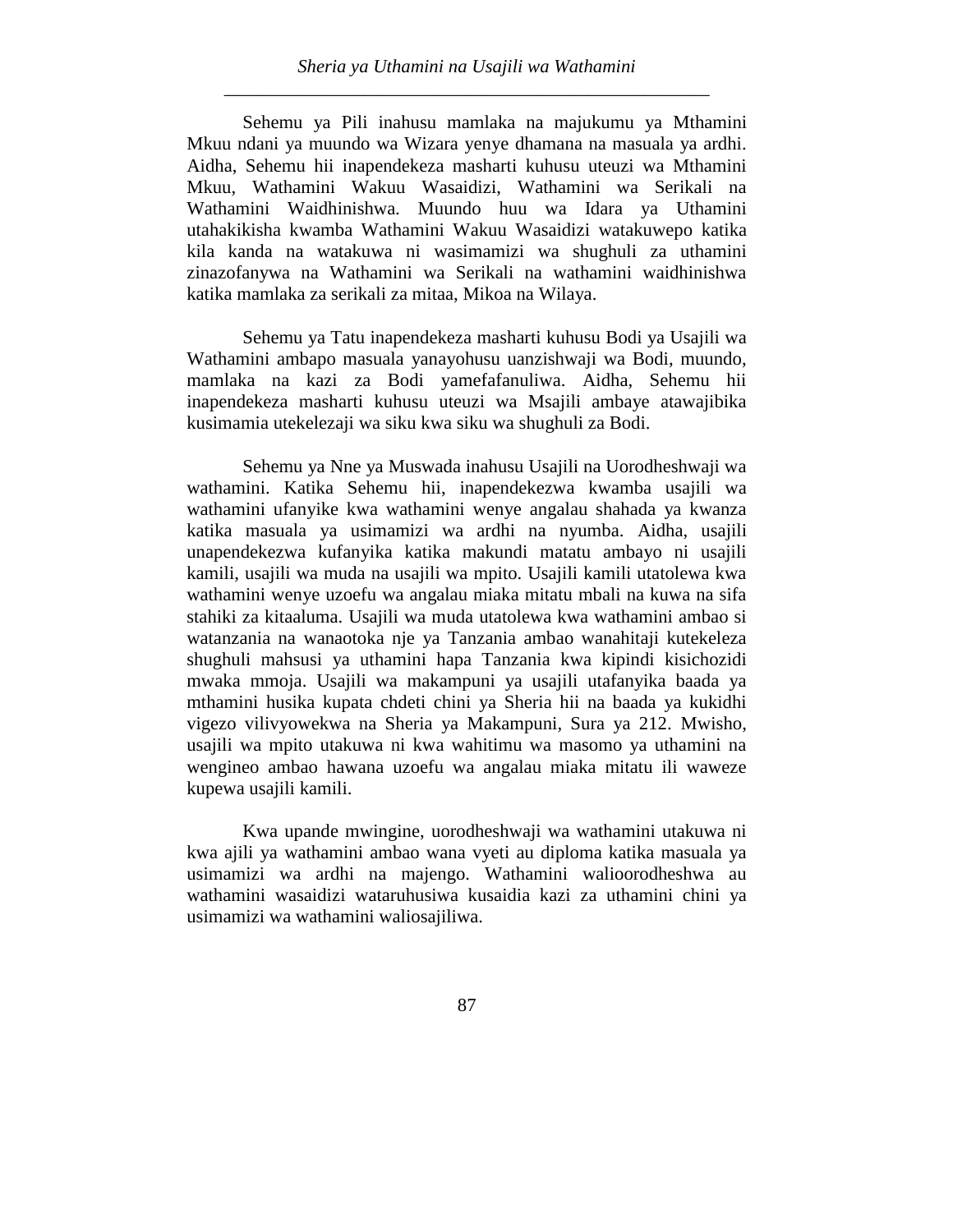Sehemu ya Pili inahusu mamlaka na majukumu ya Mthamini Mkuu ndani ya muundo wa Wizara yenye dhamana na masuala ya ardhi. Aidha, Sehemu hii inapendekeza masharti kuhusu uteuzi wa Mthamini Mkuu, Wathamini Wakuu Wasaidizi, Wathamini wa Serikali na Wathamini Waidhinishwa. Muundo huu wa Idara ya Uthamini utahakikisha kwamba Wathamini Wakuu Wasaidizi watakuwepo katika kila kanda na watakuwa ni wasimamizi wa shughuli za uthamini zinazofanywa na Wathamini wa Serikali na wathamini waidhinishwa katika mamlaka za serikali za mitaa, Mikoa na Wilaya.

Sehemu ya Tatu inapendekeza masharti kuhusu Bodi ya Usajili wa Wathamini ambapo masuala yanayohusu uanzishwaji wa Bodi, muundo, mamlaka na kazi za Bodi yamefafanuliwa. Aidha, Sehemu hii inapendekeza masharti kuhusu uteuzi wa Msajili ambaye atawajibika kusimamia utekelezaji wa siku kwa siku wa shughuli za Bodi.

Sehemu ya Nne ya Muswada inahusu Usajili na Uorodheshwaji wa wathamini. Katika Sehemu hii, inapendekezwa kwamba usajili wa wathamini ufanyike kwa wathamini wenye angalau shahada ya kwanza katika masuala ya usimamizi wa ardhi na nyumba. Aidha, usajili unapendekezwa kufanyika katika makundi matatu ambayo ni usajili kamili, usajili wa muda na usajili wa mpito. Usajili kamili utatolewa kwa wathamini wenye uzoefu wa angalau miaka mitatu mbali na kuwa na sifa stahiki za kitaaluma. Usajili wa muda utatolewa kwa wathamini ambao si watanzania na wanaotoka nje ya Tanzania ambao wanahitaji kutekeleza shughuli mahsusi ya uthamini hapa Tanzania kwa kipindi kisichozidi mwaka mmoja. Usajili wa makampuni ya usajili utafanyika baada ya mthamini husika kupata chdeti chini ya Sheria hii na baada ya kukidhi vigezo vilivyowekwa na Sheria ya Makampuni, Sura ya 212. Mwisho, usajili wa mpito utakuwa ni kwa wahitimu wa masomo ya uthamini na wengineo ambao hawana uzoefu wa angalau miaka mitatu ili waweze kupewa usajili kamili.

Kwa upande mwingine, uorodheshwaji wa wathamini utakuwa ni kwa ajili ya wathamini ambao wana vyeti au diploma katika masuala ya usimamizi wa ardhi na majengo. Wathamini walioorodheshwa au wathamini wasaidizi wataruhusiwa kusaidia kazi za uthamini chini ya usimamizi wa wathamini waliosajiliwa.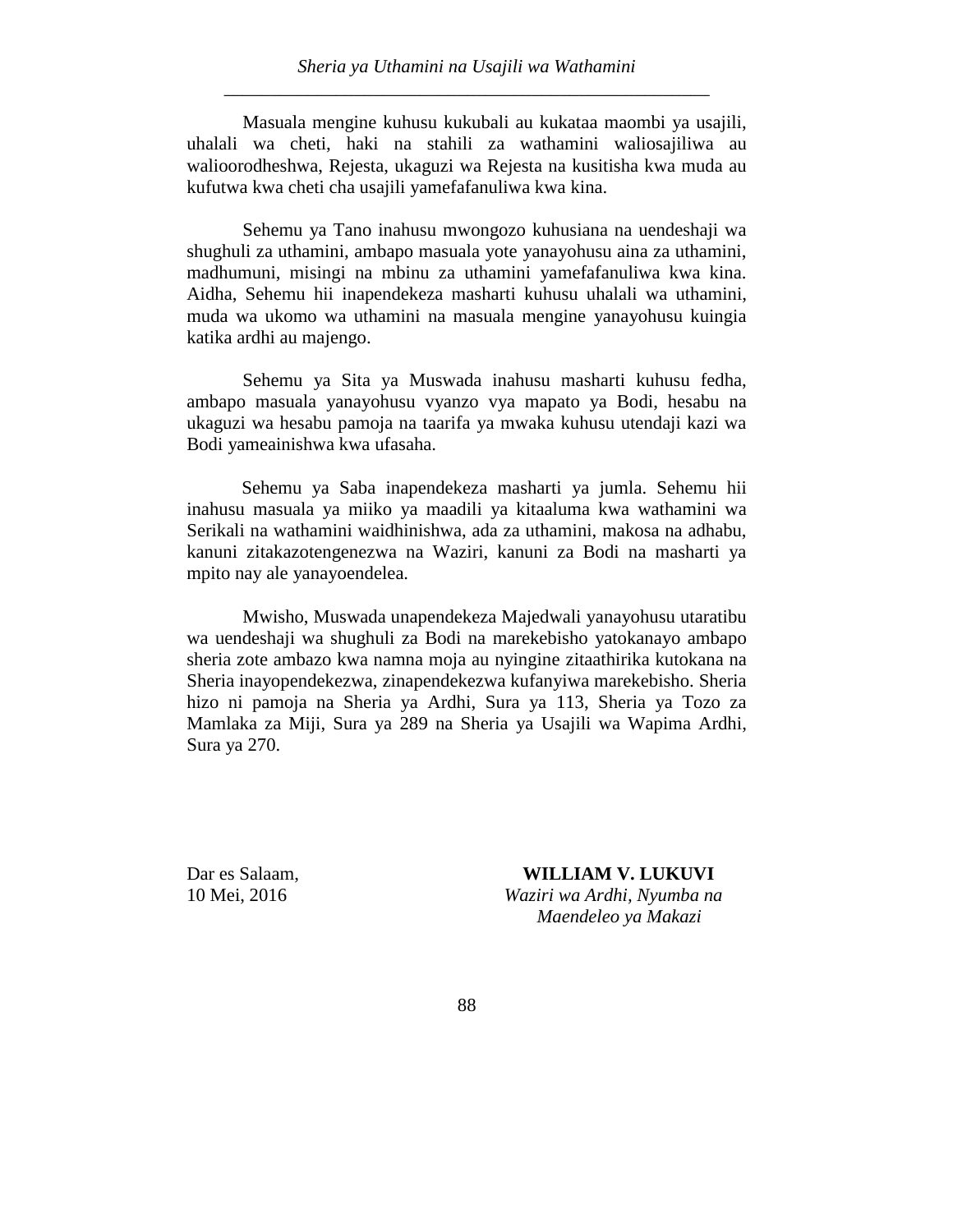Masuala mengine kuhusu kukubali au kukataa maombi ya usajili, uhalali wa cheti, haki na stahili za wathamini waliosajiliwa au walioorodheshwa, Rejesta, ukaguzi wa Rejesta na kusitisha kwa muda au kufutwa kwa cheti cha usajili yamefafanuliwa kwa kina.

Sehemu ya Tano inahusu mwongozo kuhusiana na uendeshaji wa shughuli za uthamini, ambapo masuala yote yanayohusu aina za uthamini, madhumuni, misingi na mbinu za uthamini yamefafanuliwa kwa kina. Aidha, Sehemu hii inapendekeza masharti kuhusu uhalali wa uthamini, muda wa ukomo wa uthamini na masuala mengine yanayohusu kuingia katika ardhi au majengo.

Sehemu ya Sita ya Muswada inahusu masharti kuhusu fedha, ambapo masuala yanayohusu vyanzo vya mapato ya Bodi, hesabu na ukaguzi wa hesabu pamoja na taarifa ya mwaka kuhusu utendaji kazi wa Bodi yameainishwa kwa ufasaha.

Sehemu ya Saba inapendekeza masharti ya jumla. Sehemu hii inahusu masuala ya miiko ya maadili ya kitaaluma kwa wathamini wa Serikali na wathamini waidhinishwa, ada za uthamini, makosa na adhabu, kanuni zitakazotengenezwa na Waziri, kanuni za Bodi na masharti ya mpito nay ale yanayoendelea.

Mwisho, Muswada unapendekeza Majedwali yanayohusu utaratibu wa uendeshaji wa shughuli za Bodi na marekebisho yatokanayo ambapo sheria zote ambazo kwa namna moja au nyingine zitaathirika kutokana na Sheria inayopendekezwa, zinapendekezwa kufanyiwa marekebisho. Sheria hizo ni pamoja na Sheria ya Ardhi, Sura ya 113, Sheria ya Tozo za Mamlaka za Miji, Sura ya 289 na Sheria ya Usajili wa Wapima Ardhi, Sura ya 270.

Dar es Salaam,
10 Mei, 2016

**WILLIAM V. LUKUVI**
*Waziri wa Ardhi, Nyumba na Maendeleo ya Makazi*